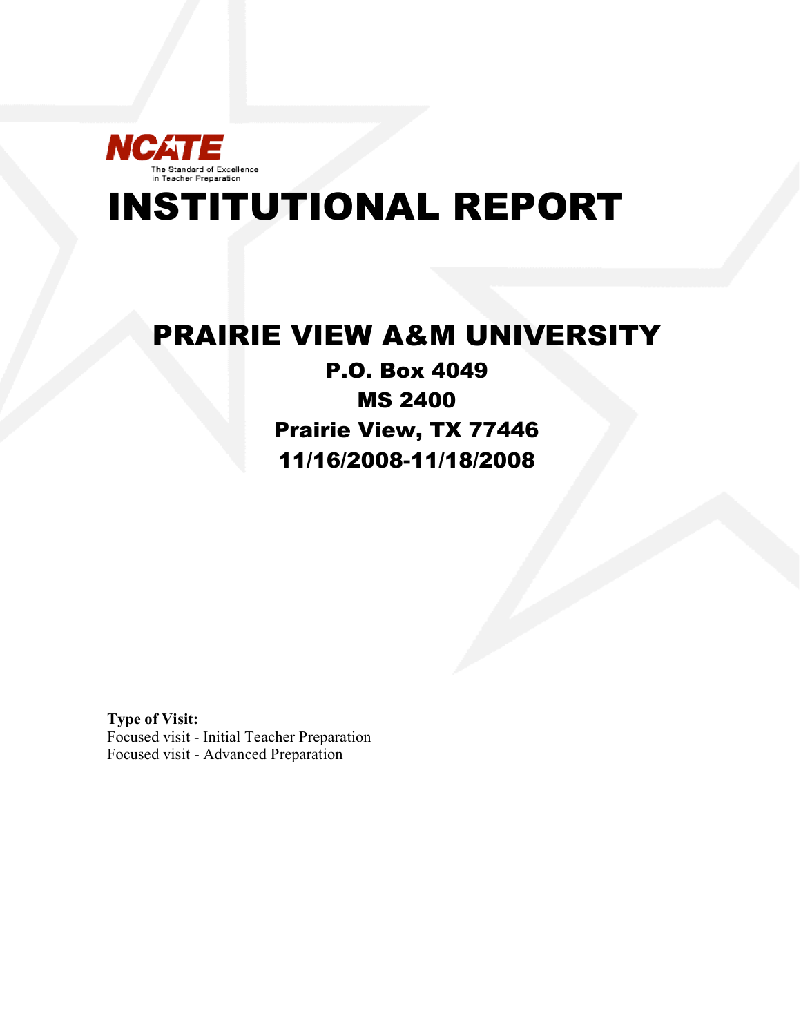NCATE

The Standard of Excellence in Teacher Preparation

# INSTITUTIONAL REPORT

## PRAIRIE VIEW A&M UNIVERSITY

**P.O. Box 4049**

**MS 2400**

**Prairie View, TX 77446**

**11/16/2008-11/18/2008**

**Type of Visit:**
Focused visit - Initial Teacher Preparation
Focused visit - Advanced Preparation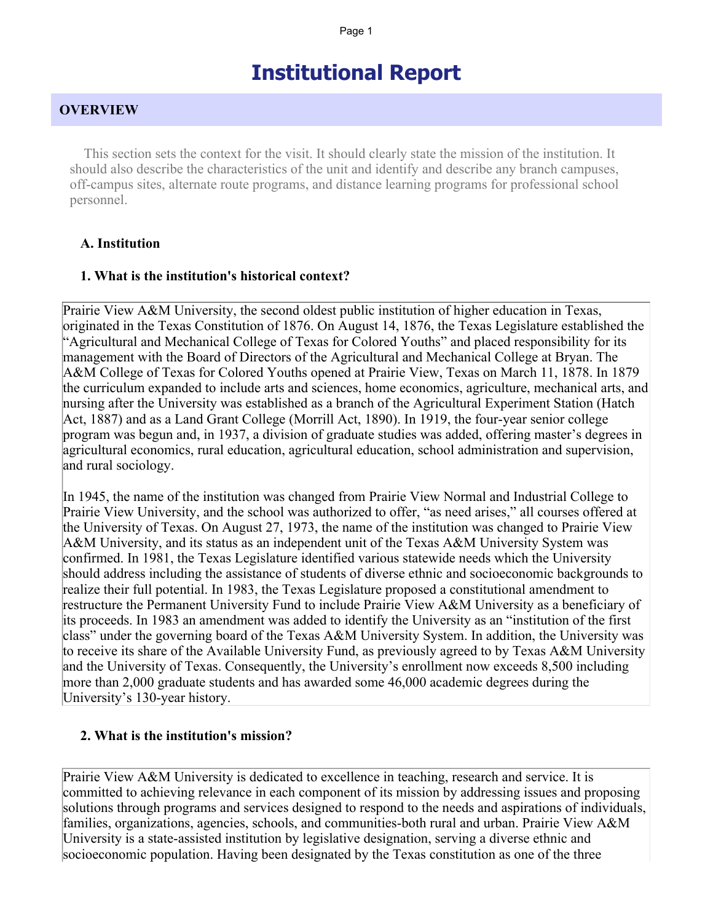# Institutional Report

## OVERVIEW

This section sets the context for the visit. It should clearly state the mission of the institution. It should also describe the characteristics of the unit and identify and describe any branch campuses, off-campus sites, alternate route programs, and distance learning programs for professional school personnel.

### A. Institution

#### 1. What is the institution's historical context?

Prairie View A&M University, the second oldest public institution of higher education in Texas, originated in the Texas Constitution of 1876. On August 14, 1876, the Texas Legislature established the "Agricultural and Mechanical College of Texas for Colored Youths" and placed responsibility for its management with the Board of Directors of the Agricultural and Mechanical College at Bryan. The A&M College of Texas for Colored Youths opened at Prairie View, Texas on March 11, 1878. In 1879 the curriculum expanded to include arts and sciences, home economics, agriculture, mechanical arts, and nursing after the University was established as a branch of the Agricultural Experiment Station (Hatch Act, 1887) and as a Land Grant College (Morrill Act, 1890). In 1919, the four-year senior college program was begun and, in 1937, a division of graduate studies was added, offering master's degrees in agricultural economics, rural education, agricultural education, school administration and supervision, and rural sociology.

In 1945, the name of the institution was changed from Prairie View Normal and Industrial College to Prairie View University, and the school was authorized to offer, "as need arises," all courses offered at the University of Texas. On August 27, 1973, the name of the institution was changed to Prairie View A&M University, and its status as an independent unit of the Texas A&M University System was confirmed. In 1981, the Texas Legislature identified various statewide needs which the University should address including the assistance of students of diverse ethnic and socioeconomic backgrounds to realize their full potential. In 1983, the Texas Legislature proposed a constitutional amendment to restructure the Permanent University Fund to include Prairie View A&M University as a beneficiary of its proceeds. In 1983 an amendment was added to identify the University as an "institution of the first class" under the governing board of the Texas A&M University System. In addition, the University was to receive its share of the Available University Fund, as previously agreed to by Texas A&M University and the University of Texas. Consequently, the University's enrollment now exceeds 8,500 including more than 2,000 graduate students and has awarded some 46,000 academic degrees during the University's 130-year history.

#### 2. What is the institution's mission?

Prairie View A&M University is dedicated to excellence in teaching, research and service. It is committed to achieving relevance in each component of its mission by addressing issues and proposing solutions through programs and services designed to respond to the needs and aspirations of individuals, families, organizations, agencies, schools, and communities-both rural and urban. Prairie View A&M University is a state-assisted institution by legislative designation, serving a diverse ethnic and socioeconomic population. Having been designated by the Texas constitution as one of the three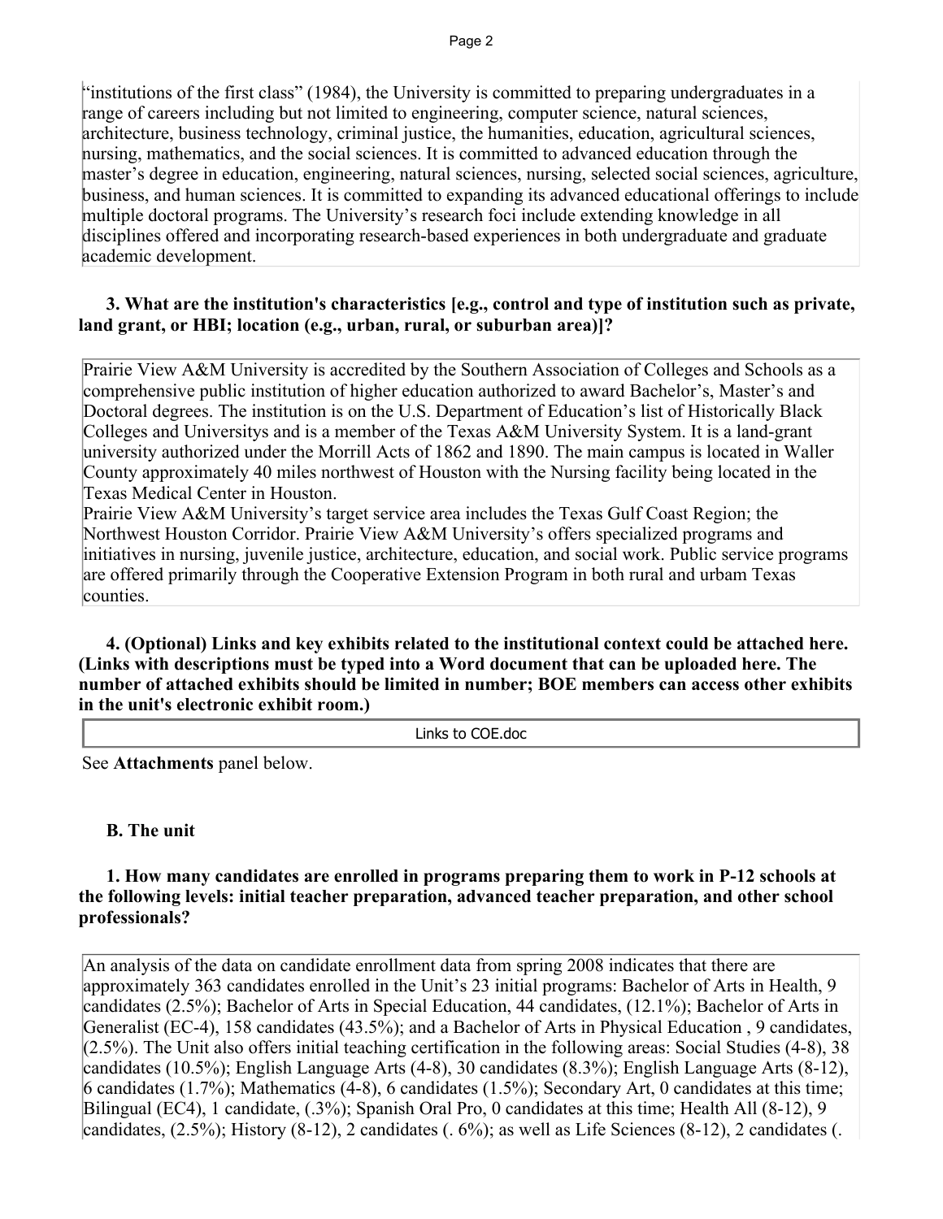"institutions of the first class" (1984), the University is committed to preparing undergraduates in a range of careers including but not limited to engineering, computer science, natural sciences, architecture, business technology, criminal justice, the humanities, education, agricultural sciences, nursing, mathematics, and the social sciences. It is committed to advanced education through the master's degree in education, engineering, natural sciences, nursing, selected social sciences, agriculture, business, and human sciences. It is committed to expanding its advanced educational offerings to include multiple doctoral programs. The University's research foci include extending knowledge in all disciplines offered and incorporating research-based experiences in both undergraduate and graduate academic development.

**3. What are the institution's characteristics [e.g., control and type of institution such as private, land grant, or HBI; location (e.g., urban, rural, or suburban area)]?**

Prairie View A&M University is accredited by the Southern Association of Colleges and Schools as a comprehensive public institution of higher education authorized to award Bachelor's, Master's and Doctoral degrees. The institution is on the U.S. Department of Education's list of Historically Black Colleges and Universitys and is a member of the Texas A&M University System. It is a land-grant university authorized under the Morrill Acts of 1862 and 1890. The main campus is located in Waller County approximately 40 miles northwest of Houston with the Nursing facility being located in the Texas Medical Center in Houston.
Prairie View A&M University's target service area includes the Texas Gulf Coast Region; the Northwest Houston Corridor. Prairie View A&M University's offers specialized programs and initiatives in nursing, juvenile justice, architecture, education, and social work. Public service programs are offered primarily through the Cooperative Extension Program in both rural and urbam Texas counties.

**4. (Optional) Links and key exhibits related to the institutional context could be attached here. (Links with descriptions must be typed into a Word document that can be uploaded here. The number of attached exhibits should be limited in number; BOE members can access other exhibits in the unit's electronic exhibit room.)**

Links to COE.doc

See **Attachments** panel below.

**B. The unit**

**1. How many candidates are enrolled in programs preparing them to work in P-12 schools at the following levels: initial teacher preparation, advanced teacher preparation, and other school professionals?**

An analysis of the data on candidate enrollment data from spring 2008 indicates that there are approximately 363 candidates enrolled in the Unit's 23 initial programs: Bachelor of Arts in Health, 9 candidates (2.5%); Bachelor of Arts in Special Education, 44 candidates, (12.1%); Bachelor of Arts in Generalist (EC-4), 158 candidates (43.5%); and a Bachelor of Arts in Physical Education , 9 candidates, (2.5%). The Unit also offers initial teaching certification in the following areas: Social Studies (4-8), 38 candidates (10.5%); English Language Arts (4-8), 30 candidates (8.3%); English Language Arts (8-12), 6 candidates (1.7%); Mathematics (4-8), 6 candidates (1.5%); Secondary Art, 0 candidates at this time; Bilingual (EC4), 1 candidate, (.3%); Spanish Oral Pro, 0 candidates at this time; Health All (8-12), 9 candidates, (2.5%); History (8-12), 2 candidates (. 6%); as well as Life Sciences (8-12), 2 candidates (.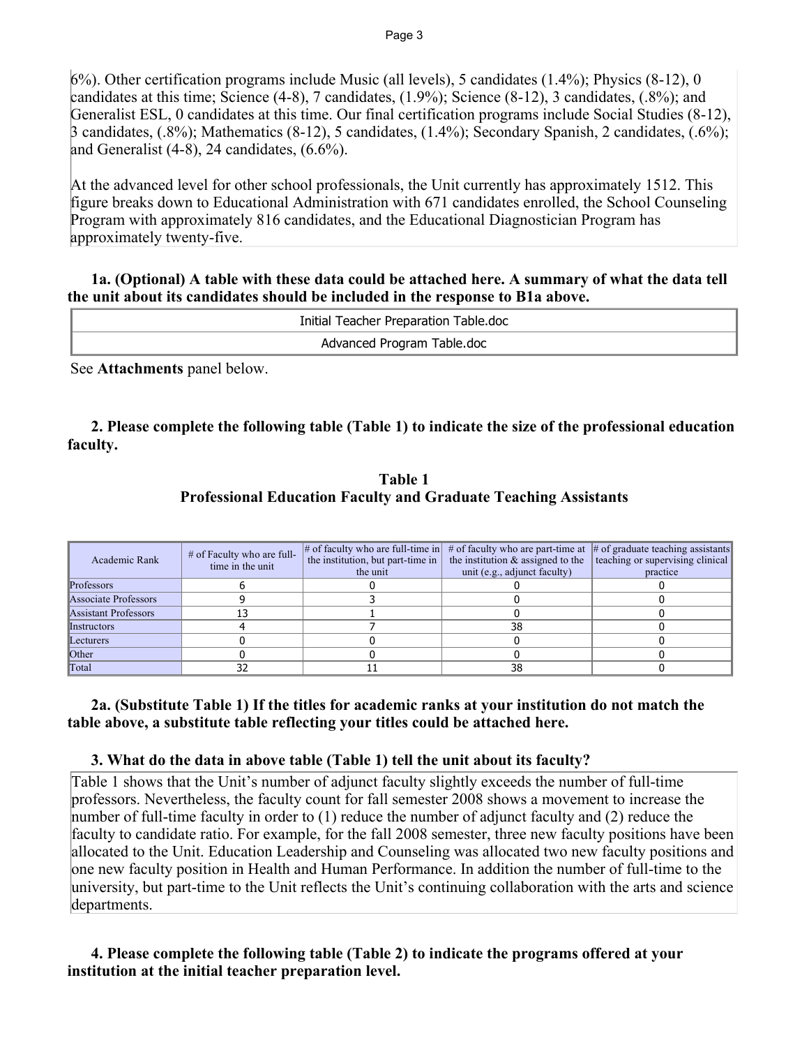6%). Other certification programs include Music (all levels), 5 candidates (1.4%); Physics (8-12), 0 candidates at this time; Science (4-8), 7 candidates, (1.9%); Science (8-12), 3 candidates, (.8%); and Generalist ESL, 0 candidates at this time. Our final certification programs include Social Studies (8-12), 3 candidates, (.8%); Mathematics (8-12), 5 candidates, (1.4%); Secondary Spanish, 2 candidates, (.6%); and Generalist (4-8), 24 candidates, (6.6%).

At the advanced level for other school professionals, the Unit currently has approximately 1512. This figure breaks down to Educational Administration with 671 candidates enrolled, the School Counseling Program with approximately 816 candidates, and the Educational Diagnostician Program has approximately twenty-five.

**1a. (Optional) A table with these data could be attached here. A summary of what the data tell the unit about its candidates should be included in the response to B1a above.**

| Initial Teacher Preparation Table.doc |
|---|
| Advanced Program Table.doc |

See **Attachments** panel below.

**2. Please complete the following table (Table 1) to indicate the size of the professional education faculty.**

**Table 1**
**Professional Education Faculty and Graduate Teaching Assistants**

| Academic Rank | # of Faculty who are full-time in the unit | # of faculty who are full-time in the institution, but part-time in the unit | # of faculty who are part-time at the institution & assigned to the unit (e.g., adjunct faculty) | # of graduate teaching assistants teaching or supervising clinical practice |
|---|---|---|---|---|
| Professors | 6 | 0 | 0 | 0 |
| Associate Professors | 9 | 3 | 0 | 0 |
| Assistant Professors | 13 | 1 | 0 | 0 |
| Instructors | 4 | 7 | 38 | 0 |
| Lecturers | 0 | 0 | 0 | 0 |
| Other | 0 | 0 | 0 | 0 |
| Total | 32 | 11 | 38 | 0 |

**2a. (Substitute Table 1) If the titles for academic ranks at your institution do not match the table above, a substitute table reflecting your titles could be attached here.**

**3. What do the data in above table (Table 1) tell the unit about its faculty?**

Table 1 shows that the Unit's number of adjunct faculty slightly exceeds the number of full-time professors. Nevertheless, the faculty count for fall semester 2008 shows a movement to increase the number of full-time faculty in order to (1) reduce the number of adjunct faculty and (2) reduce the faculty to candidate ratio. For example, for the fall 2008 semester, three new faculty positions have been allocated to the Unit. Education Leadership and Counseling was allocated two new faculty positions and one new faculty position in Health and Human Performance. In addition the number of full-time to the university, but part-time to the Unit reflects the Unit's continuing collaboration with the arts and science departments.

**4. Please complete the following table (Table 2) to indicate the programs offered at your institution at the initial teacher preparation level.**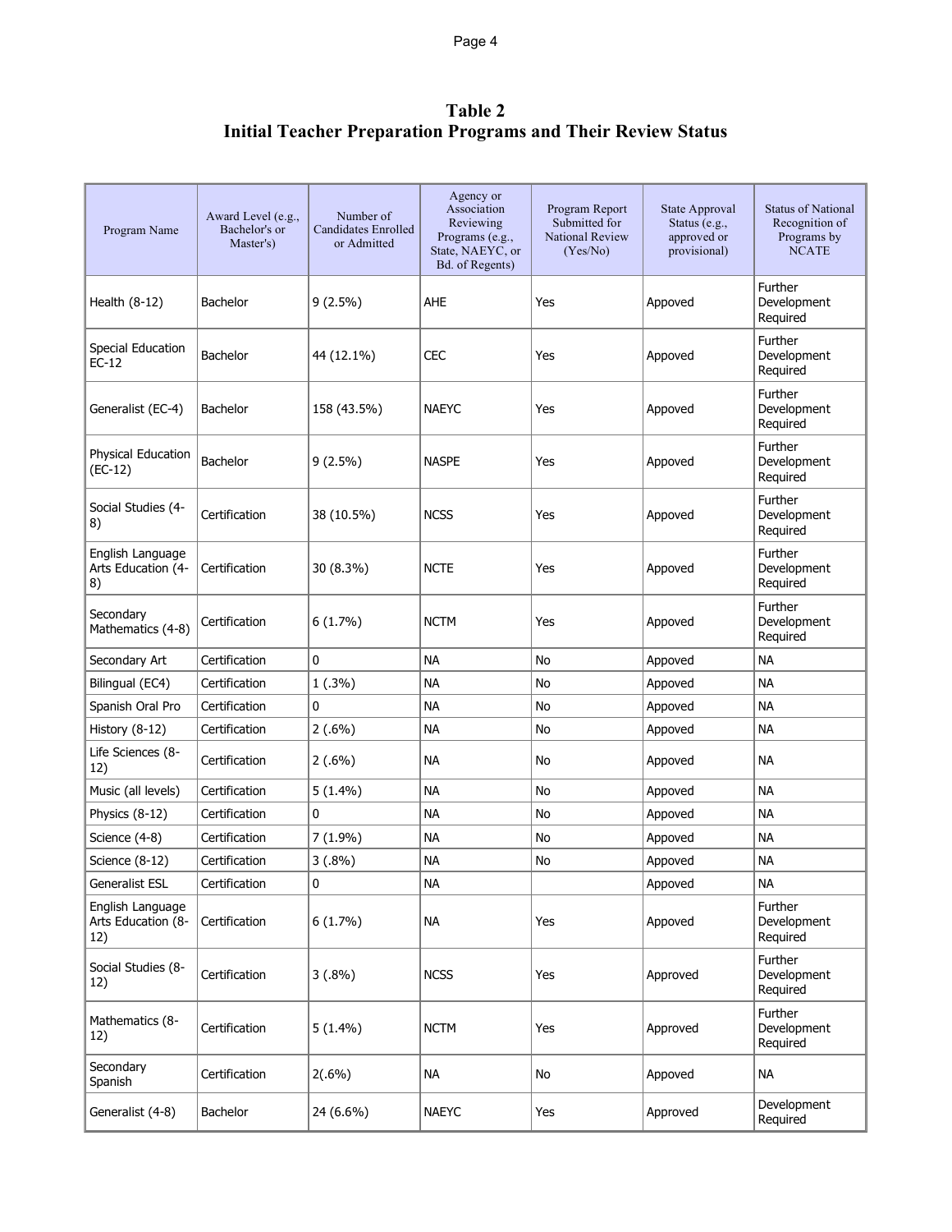# Table 2
# Initial Teacher Preparation Programs and Their Review Status

| Program Name | Award Level (e.g., Bachelor's or Master's) | Number of Candidates Enrolled or Admitted | Agency or Association Reviewing Programs (e.g., State, NAEYC, or Bd. of Regents) | Program Report Submitted for National Review (Yes/No) | State Approval Status (e.g., approved or provisional) | Status of National Recognition of Programs by NCATE |
|---|---|---|---|---|---|---|
| Health (8-12) | Bachelor | 9 (2.5%) | AHE | Yes | Appoved | Further Development Required |
| Special Education EC-12 | Bachelor | 44 (12.1%) | CEC | Yes | Appoved | Further Development Required |
| Generalist (EC-4) | Bachelor | 158 (43.5%) | NAEYC | Yes | Appoved | Further Development Required |
| Physical Education (EC-12) | Bachelor | 9 (2.5%) | NASPE | Yes | Appoved | Further Development Required |
| Social Studies (4-8) | Certification | 38 (10.5%) | NCSS | Yes | Appoved | Further Development Required |
| English Language Arts Education (4-8) | Certification | 30 (8.3%) | NCTE | Yes | Appoved | Further Development Required |
| Secondary Mathematics (4-8) | Certification | 6 (1.7%) | NCTM | Yes | Appoved | Further Development Required |
| Secondary Art | Certification | 0 | NA | No | Appoved | NA |
| Bilingual (EC4) | Certification | 1 (.3%) | NA | No | Appoved | NA |
| Spanish Oral Pro | Certification | 0 | NA | No | Appoved | NA |
| History (8-12) | Certification | 2 (.6%) | NA | No | Appoved | NA |
| Life Sciences (8-12) | Certification | 2 (.6%) | NA | No | Appoved | NA |
| Music (all levels) | Certification | 5 (1.4%) | NA | No | Appoved | NA |
| Physics (8-12) | Certification | 0 | NA | No | Appoved | NA |
| Science (4-8) | Certification | 7 (1.9%) | NA | No | Appoved | NA |
| Science (8-12) | Certification | 3 (.8%) | NA | No | Appoved | NA |
| Generalist ESL | Certification | 0 | NA | | Appoved | NA |
| English Language Arts Education (8-12) | Certification | 6 (1.7%) | NA | Yes | Appoved | Further Development Required |
| Social Studies (8-12) | Certification | 3 (.8%) | NCSS | Yes | Approved | Further Development Required |
| Mathematics (8-12) | Certification | 5 (1.4%) | NCTM | Yes | Approved | Further Development Required |
| Secondary Spanish | Certification | 2(.6%) | NA | No | Appoved | NA |
| Generalist (4-8) | Bachelor | 24 (6.6%) | NAEYC | Yes | Approved | Development Required |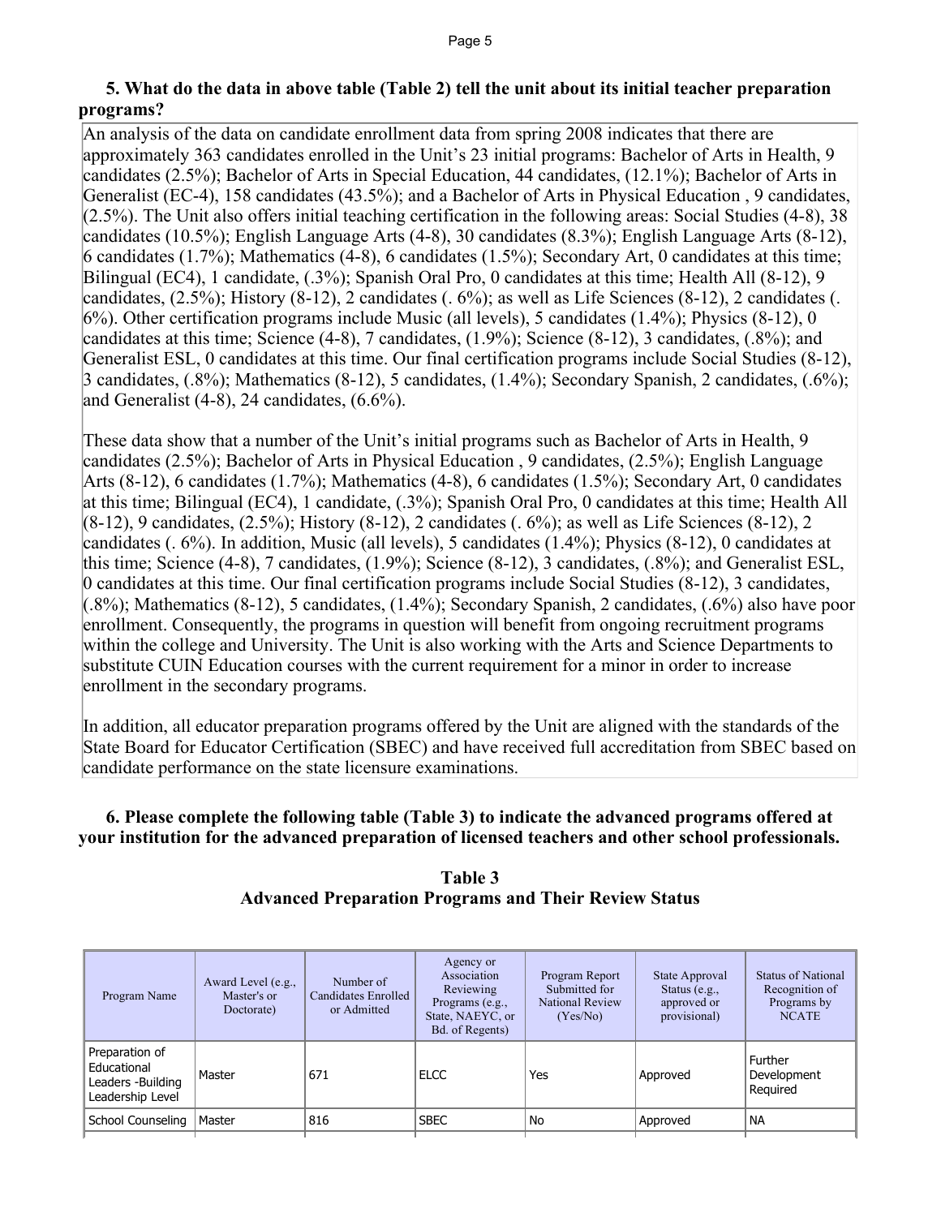**5. What do the data in above table (Table 2) tell the unit about its initial teacher preparation programs?**

An analysis of the data on candidate enrollment data from spring 2008 indicates that there are approximately 363 candidates enrolled in the Unit's 23 initial programs: Bachelor of Arts in Health, 9 candidates (2.5%); Bachelor of Arts in Special Education, 44 candidates, (12.1%); Bachelor of Arts in Generalist (EC-4), 158 candidates (43.5%); and a Bachelor of Arts in Physical Education , 9 candidates, (2.5%). The Unit also offers initial teaching certification in the following areas: Social Studies (4-8), 38 candidates (10.5%); English Language Arts (4-8), 30 candidates (8.3%); English Language Arts (8-12), 6 candidates (1.7%); Mathematics (4-8), 6 candidates (1.5%); Secondary Art, 0 candidates at this time; Bilingual (EC4), 1 candidate, (.3%); Spanish Oral Pro, 0 candidates at this time; Health All (8-12), 9 candidates, (2.5%); History (8-12), 2 candidates (. 6%); as well as Life Sciences (8-12), 2 candidates (. 6%). Other certification programs include Music (all levels), 5 candidates (1.4%); Physics (8-12), 0 candidates at this time; Science (4-8), 7 candidates, (1.9%); Science (8-12), 3 candidates, (.8%); and Generalist ESL, 0 candidates at this time. Our final certification programs include Social Studies (8-12), 3 candidates, (.8%); Mathematics (8-12), 5 candidates, (1.4%); Secondary Spanish, 2 candidates, (.6%); and Generalist (4-8), 24 candidates, (6.6%).

These data show that a number of the Unit's initial programs such as Bachelor of Arts in Health, 9 candidates (2.5%); Bachelor of Arts in Physical Education , 9 candidates, (2.5%); English Language Arts (8-12), 6 candidates (1.7%); Mathematics (4-8), 6 candidates (1.5%); Secondary Art, 0 candidates at this time; Bilingual (EC4), 1 candidate, (.3%); Spanish Oral Pro, 0 candidates at this time; Health All (8-12), 9 candidates, (2.5%); History (8-12), 2 candidates (. 6%); as well as Life Sciences (8-12), 2 candidates (. 6%). In addition, Music (all levels), 5 candidates (1.4%); Physics (8-12), 0 candidates at this time; Science (4-8), 7 candidates, (1.9%); Science (8-12), 3 candidates, (.8%); and Generalist ESL, 0 candidates at this time. Our final certification programs include Social Studies (8-12), 3 candidates, (.8%); Mathematics (8-12), 5 candidates, (1.4%); Secondary Spanish, 2 candidates, (.6%) also have poor enrollment. Consequently, the programs in question will benefit from ongoing recruitment programs within the college and University. The Unit is also working with the Arts and Science Departments to substitute CUIN Education courses with the current requirement for a minor in order to increase enrollment in the secondary programs.

In addition, all educator preparation programs offered by the Unit are aligned with the standards of the State Board for Educator Certification (SBEC) and have received full accreditation from SBEC based on candidate performance on the state licensure examinations.

**6. Please complete the following table (Table 3) to indicate the advanced programs offered at your institution for the advanced preparation of licensed teachers and other school professionals.**

**Table 3**
**Advanced Preparation Programs and Their Review Status**

| Program Name | Award Level (e.g., Master's or Doctorate) | Number of Candidates Enrolled or Admitted | Agency or Association Reviewing Programs (e.g., State, NAEYC, or Bd. of Regents) | Program Report Submitted for National Review (Yes/No) | State Approval Status (e.g., approved or provisional) | Status of National Recognition of Programs by NCATE |
|---|---|---|---|---|---|---|
| Preparation of Educational Leaders -Building Leadership Level | Master | 671 | ELCC | Yes | Approved | Further Development Required |
| School Counseling | Master | 816 | SBEC | No | Approved | NA |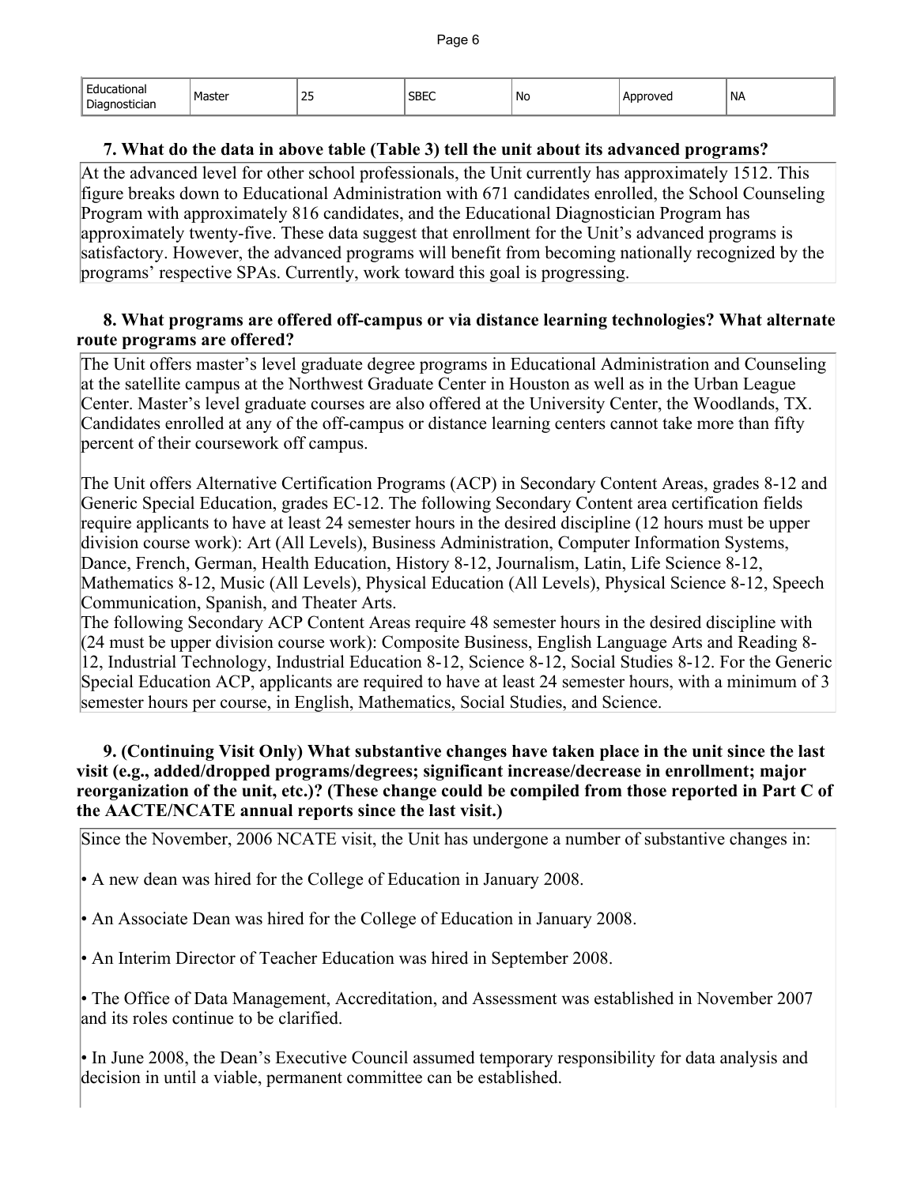| Educational Diagnostician | Master | 25 | SBEC | No | Approved | NA |
|---|---|---|---|---|---|---|

**7. What do the data in above table (Table 3) tell the unit about its advanced programs?**

At the advanced level for other school professionals, the Unit currently has approximately 1512. This figure breaks down to Educational Administration with 671 candidates enrolled, the School Counseling Program with approximately 816 candidates, and the Educational Diagnostician Program has approximately twenty-five. These data suggest that enrollment for the Unit's advanced programs is satisfactory. However, the advanced programs will benefit from becoming nationally recognized by the programs' respective SPAs. Currently, work toward this goal is progressing.

**8. What programs are offered off-campus or via distance learning technologies? What alternate route programs are offered?**

The Unit offers master's level graduate degree programs in Educational Administration and Counseling at the satellite campus at the Northwest Graduate Center in Houston as well as in the Urban League Center. Master's level graduate courses are also offered at the University Center, the Woodlands, TX. Candidates enrolled at any of the off-campus or distance learning centers cannot take more than fifty percent of their coursework off campus.

The Unit offers Alternative Certification Programs (ACP) in Secondary Content Areas, grades 8-12 and Generic Special Education, grades EC-12. The following Secondary Content area certification fields require applicants to have at least 24 semester hours in the desired discipline (12 hours must be upper division course work): Art (All Levels), Business Administration, Computer Information Systems, Dance, French, German, Health Education, History 8-12, Journalism, Latin, Life Science 8-12, Mathematics 8-12, Music (All Levels), Physical Education (All Levels), Physical Science 8-12, Speech Communication, Spanish, and Theater Arts.
The following Secondary ACP Content Areas require 48 semester hours in the desired discipline with (24 must be upper division course work): Composite Business, English Language Arts and Reading 8-12, Industrial Technology, Industrial Education 8-12, Science 8-12, Social Studies 8-12. For the Generic Special Education ACP, applicants are required to have at least 24 semester hours, with a minimum of 3 semester hours per course, in English, Mathematics, Social Studies, and Science.

**9. (Continuing Visit Only) What substantive changes have taken place in the unit since the last visit (e.g., added/dropped programs/degrees; significant increase/decrease in enrollment; major reorganization of the unit, etc.)? (These change could be compiled from those reported in Part C of the AACTE/NCATE annual reports since the last visit.)**

Since the November, 2006 NCATE visit, the Unit has undergone a number of substantive changes in:

• A new dean was hired for the College of Education in January 2008.

• An Associate Dean was hired for the College of Education in January 2008.

• An Interim Director of Teacher Education was hired in September 2008.

• The Office of Data Management, Accreditation, and Assessment was established in November 2007 and its roles continue to be clarified.

• In June 2008, the Dean's Executive Council assumed temporary responsibility for data analysis and decision in until a viable, permanent committee can be established.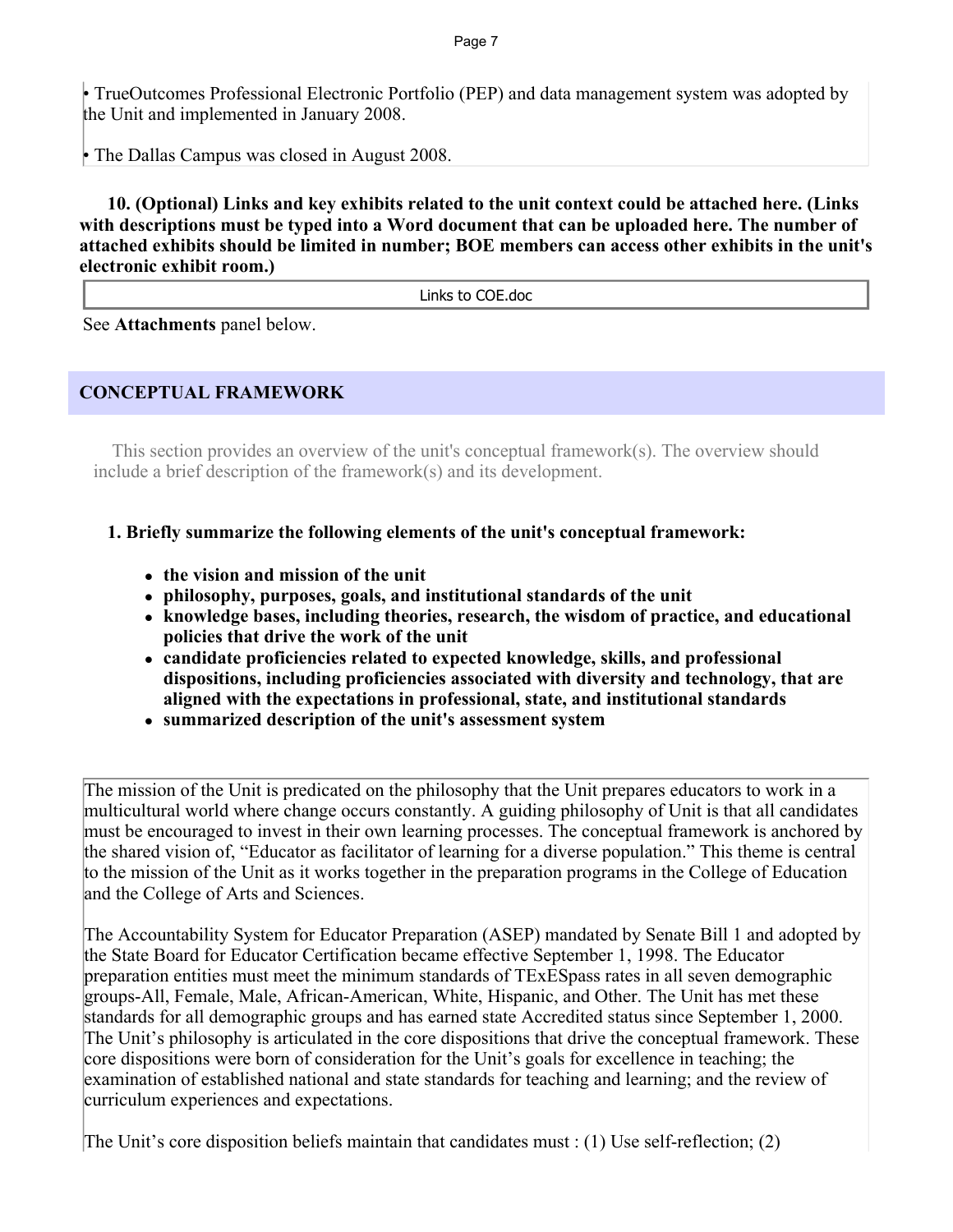• TrueOutcomes Professional Electronic Portfolio (PEP) and data management system was adopted by the Unit and implemented in January 2008.

• The Dallas Campus was closed in August 2008.

**10. (Optional) Links and key exhibits related to the unit context could be attached here. (Links with descriptions must be typed into a Word document that can be uploaded here. The number of attached exhibits should be limited in number; BOE members can access other exhibits in the unit's electronic exhibit room.)**

Links to COE.doc

See **Attachments** panel below.

## CONCEPTUAL FRAMEWORK

This section provides an overview of the unit's conceptual framework(s). The overview should include a brief description of the framework(s) and its development.

**1. Briefly summarize the following elements of the unit's conceptual framework:**

- **the vision and mission of the unit**
- **philosophy, purposes, goals, and institutional standards of the unit**
- **knowledge bases, including theories, research, the wisdom of practice, and educational policies that drive the work of the unit**
- **candidate proficiencies related to expected knowledge, skills, and professional dispositions, including proficiencies associated with diversity and technology, that are aligned with the expectations in professional, state, and institutional standards**
- **summarized description of the unit's assessment system**

The mission of the Unit is predicated on the philosophy that the Unit prepares educators to work in a multicultural world where change occurs constantly. A guiding philosophy of Unit is that all candidates must be encouraged to invest in their own learning processes. The conceptual framework is anchored by the shared vision of, "Educator as facilitator of learning for a diverse population." This theme is central to the mission of the Unit as it works together in the preparation programs in the College of Education and the College of Arts and Sciences.

The Accountability System for Educator Preparation (ASEP) mandated by Senate Bill 1 and adopted by the State Board for Educator Certification became effective September 1, 1998. The Educator preparation entities must meet the minimum standards of TExESpass rates in all seven demographic groups-All, Female, Male, African-American, White, Hispanic, and Other. The Unit has met these standards for all demographic groups and has earned state Accredited status since September 1, 2000. The Unit's philosophy is articulated in the core dispositions that drive the conceptual framework. These core dispositions were born of consideration for the Unit's goals for excellence in teaching; the examination of established national and state standards for teaching and learning; and the review of curriculum experiences and expectations.

The Unit's core disposition beliefs maintain that candidates must : (1) Use self-reflection; (2)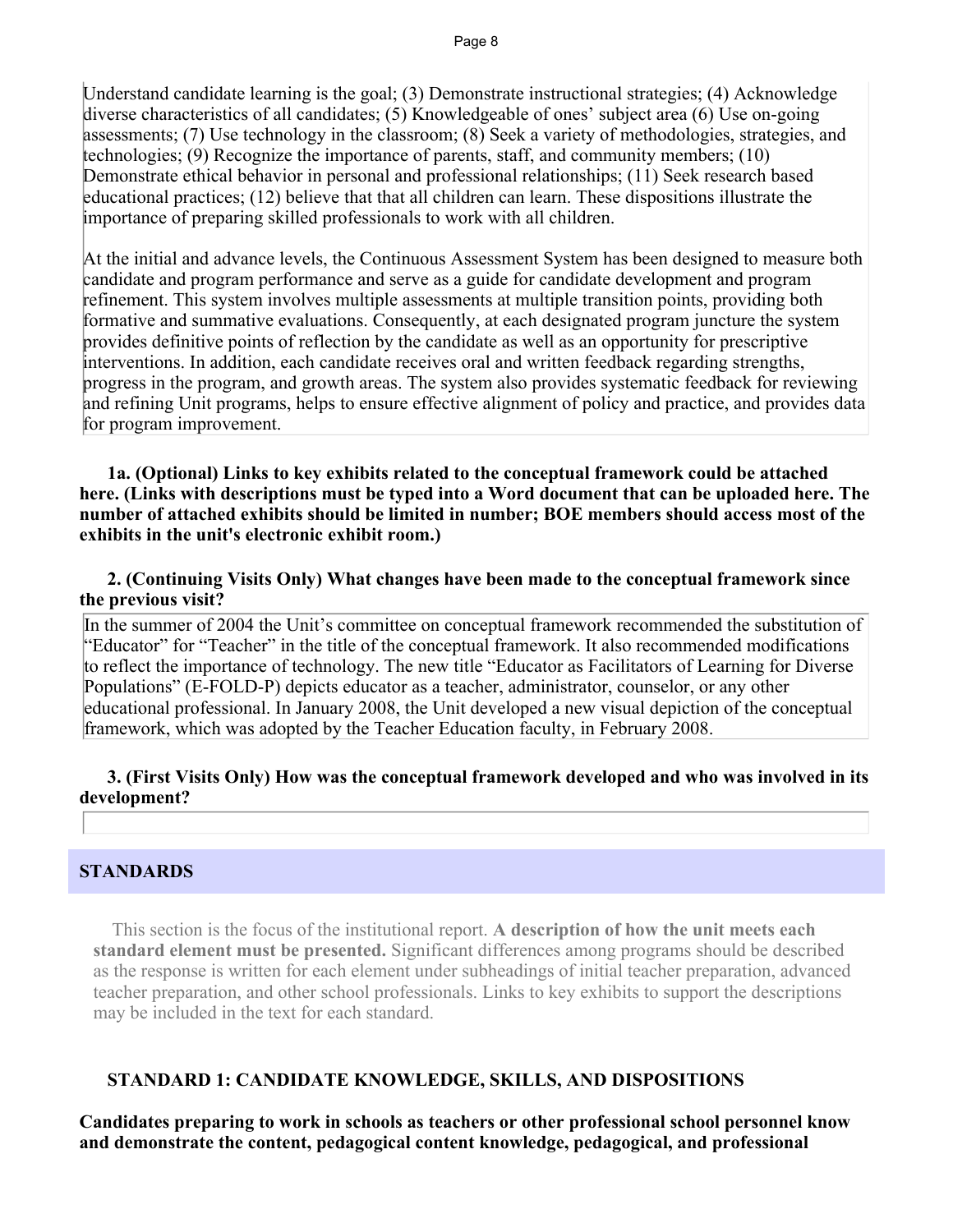Understand candidate learning is the goal; (3) Demonstrate instructional strategies; (4) Acknowledge diverse characteristics of all candidates; (5) Knowledgeable of ones' subject area (6) Use on-going assessments; (7) Use technology in the classroom; (8) Seek a variety of methodologies, strategies, and technologies; (9) Recognize the importance of parents, staff, and community members; (10) Demonstrate ethical behavior in personal and professional relationships; (11) Seek research based educational practices; (12) believe that that all children can learn. These dispositions illustrate the importance of preparing skilled professionals to work with all children.

At the initial and advance levels, the Continuous Assessment System has been designed to measure both candidate and program performance and serve as a guide for candidate development and program refinement. This system involves multiple assessments at multiple transition points, providing both formative and summative evaluations. Consequently, at each designated program juncture the system provides definitive points of reflection by the candidate as well as an opportunity for prescriptive interventions. In addition, each candidate receives oral and written feedback regarding strengths, progress in the program, and growth areas. The system also provides systematic feedback for reviewing and refining Unit programs, helps to ensure effective alignment of policy and practice, and provides data for program improvement.

**1a. (Optional) Links to key exhibits related to the conceptual framework could be attached here. (Links with descriptions must be typed into a Word document that can be uploaded here. The number of attached exhibits should be limited in number; BOE members should access most of the exhibits in the unit's electronic exhibit room.)**

**2. (Continuing Visits Only) What changes have been made to the conceptual framework since the previous visit?**

In the summer of 2004 the Unit's committee on conceptual framework recommended the substitution of "Educator" for "Teacher" in the title of the conceptual framework. It also recommended modifications to reflect the importance of technology. The new title "Educator as Facilitators of Learning for Diverse Populations" (E-FOLD-P) depicts educator as a teacher, administrator, counselor, or any other educational professional. In January 2008, the Unit developed a new visual depiction of the conceptual framework, which was adopted by the Teacher Education faculty, in February 2008.

**3. (First Visits Only) How was the conceptual framework developed and who was involved in its development?**

## STANDARDS

This section is the focus of the institutional report. **A description of how the unit meets each standard element must be presented.** Significant differences among programs should be described as the response is written for each element under subheadings of initial teacher preparation, advanced teacher preparation, and other school professionals. Links to key exhibits to support the descriptions may be included in the text for each standard.

### STANDARD 1: CANDIDATE KNOWLEDGE, SKILLS, AND DISPOSITIONS

**Candidates preparing to work in schools as teachers or other professional school personnel know and demonstrate the content, pedagogical content knowledge, pedagogical, and professional**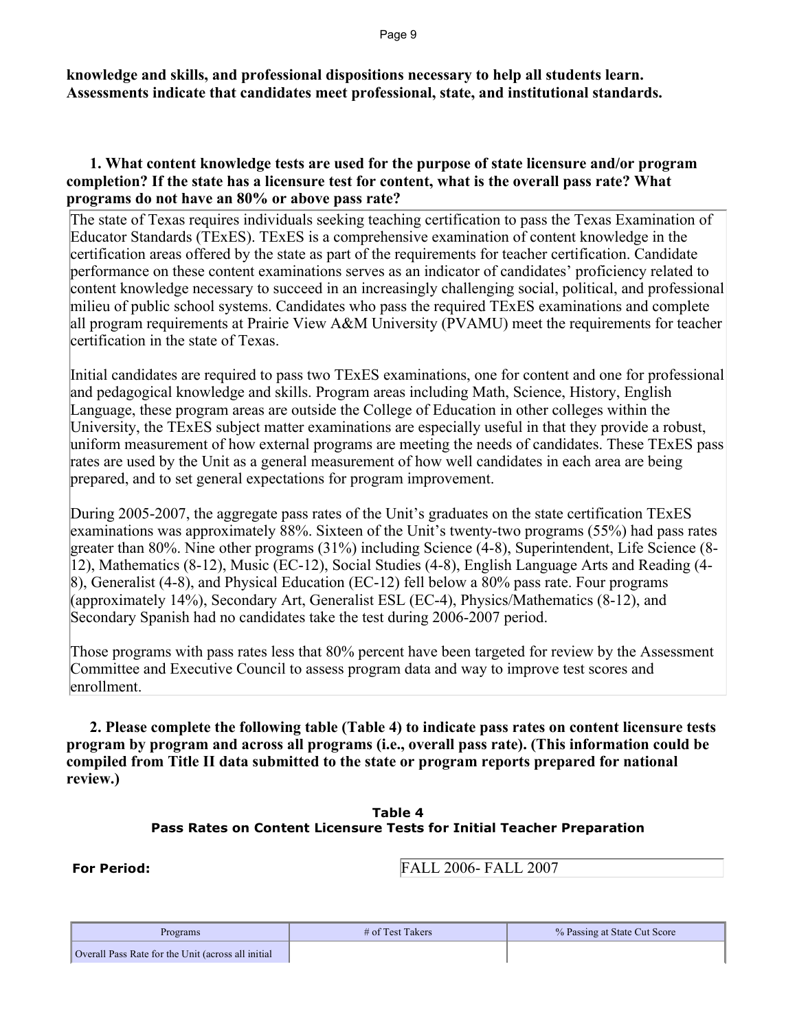**knowledge and skills, and professional dispositions necessary to help all students learn. Assessments indicate that candidates meet professional, state, and institutional standards.**

**1. What content knowledge tests are used for the purpose of state licensure and/or program completion? If the state has a licensure test for content, what is the overall pass rate? What programs do not have an 80% or above pass rate?**

The state of Texas requires individuals seeking teaching certification to pass the Texas Examination of Educator Standards (TExES). TExES is a comprehensive examination of content knowledge in the certification areas offered by the state as part of the requirements for teacher certification. Candidate performance on these content examinations serves as an indicator of candidates' proficiency related to content knowledge necessary to succeed in an increasingly challenging social, political, and professional milieu of public school systems. Candidates who pass the required TExES examinations and complete all program requirements at Prairie View A&M University (PVAMU) meet the requirements for teacher certification in the state of Texas.

Initial candidates are required to pass two TExES examinations, one for content and one for professional and pedagogical knowledge and skills. Program areas including Math, Science, History, English Language, these program areas are outside the College of Education in other colleges within the University, the TExES subject matter examinations are especially useful in that they provide a robust, uniform measurement of how external programs are meeting the needs of candidates. These TExES pass rates are used by the Unit as a general measurement of how well candidates in each area are being prepared, and to set general expectations for program improvement.

During 2005-2007, the aggregate pass rates of the Unit's graduates on the state certification TExES examinations was approximately 88%. Sixteen of the Unit's twenty-two programs (55%) had pass rates greater than 80%. Nine other programs (31%) including Science (4-8), Superintendent, Life Science (8-12), Mathematics (8-12), Music (EC-12), Social Studies (4-8), English Language Arts and Reading (4-8), Generalist (4-8), and Physical Education (EC-12) fell below a 80% pass rate. Four programs (approximately 14%), Secondary Art, Generalist ESL (EC-4), Physics/Mathematics (8-12), and Secondary Spanish had no candidates take the test during 2006-2007 period.

Those programs with pass rates less that 80% percent have been targeted for review by the Assessment Committee and Executive Council to assess program data and way to improve test scores and enrollment.

**2. Please complete the following table (Table 4) to indicate pass rates on content licensure tests program by program and across all programs (i.e., overall pass rate). (This information could be compiled from Title II data submitted to the state or program reports prepared for national review.)**

**Table 4**
**Pass Rates on Content Licensure Tests for Initial Teacher Preparation**

**For Period:** FALL 2006- FALL 2007

| Programs | # of Test Takers | % Passing at State Cut Score |
|---|---|---|
| Overall Pass Rate for the Unit (across all initial | | |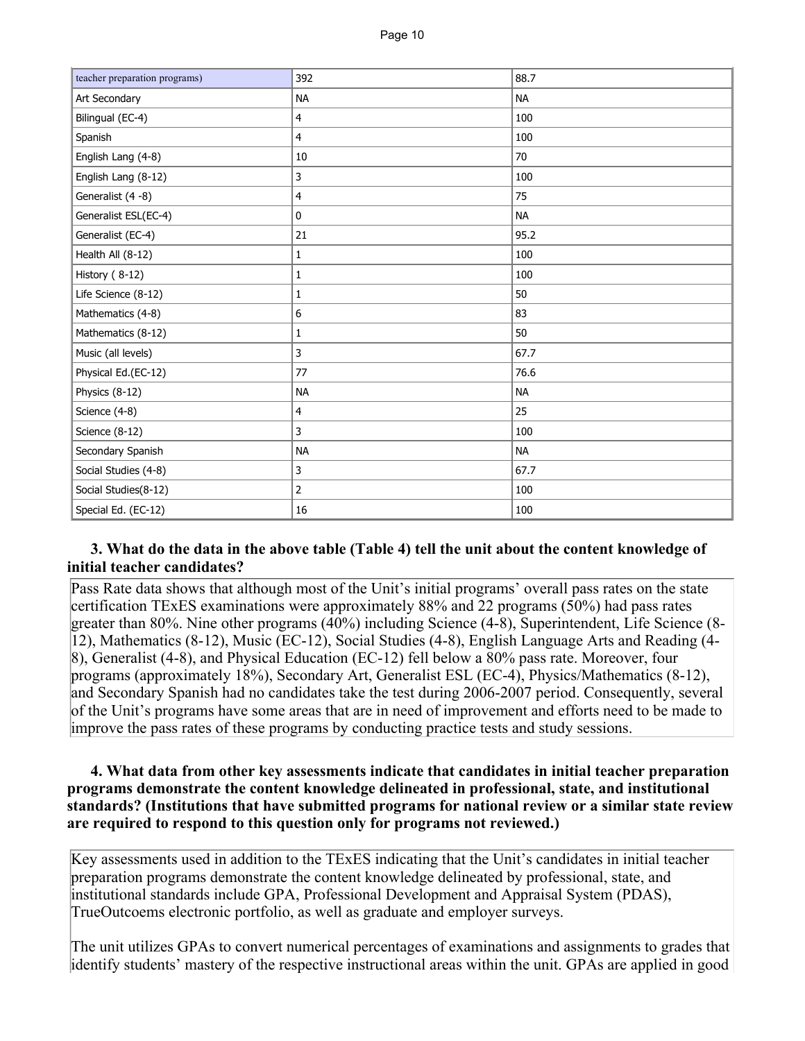| teacher preparation programs) | 392 | 88.7 |
|---|---|---|
| Art Secondary | NA | NA |
| Bilingual (EC-4) | 4 | 100 |
| Spanish | 4 | 100 |
| English Lang (4-8) | 10 | 70 |
| English Lang (8-12) | 3 | 100 |
| Generalist (4 -8) | 4 | 75 |
| Generalist ESL(EC-4) | 0 | NA |
| Generalist (EC-4) | 21 | 95.2 |
| Health All (8-12) | 1 | 100 |
| History ( 8-12) | 1 | 100 |
| Life Science (8-12) | 1 | 50 |
| Mathematics (4-8) | 6 | 83 |
| Mathematics (8-12) | 1 | 50 |
| Music (all levels) | 3 | 67.7 |
| Physical Ed.(EC-12) | 77 | 76.6 |
| Physics (8-12) | NA | NA |
| Science (4-8) | 4 | 25 |
| Science (8-12) | 3 | 100 |
| Secondary Spanish | NA | NA |
| Social Studies (4-8) | 3 | 67.7 |
| Social Studies(8-12) | 2 | 100 |
| Special Ed. (EC-12) | 16 | 100 |

**3. What do the data in the above table (Table 4) tell the unit about the content knowledge of initial teacher candidates?**

Pass Rate data shows that although most of the Unit's initial programs' overall pass rates on the state certification TExES examinations were approximately 88% and 22 programs (50%) had pass rates greater than 80%. Nine other programs (40%) including Science (4-8), Superintendent, Life Science (8-12), Mathematics (8-12), Music (EC-12), Social Studies (4-8), English Language Arts and Reading (4-8), Generalist (4-8), and Physical Education (EC-12) fell below a 80% pass rate. Moreover, four programs (approximately 18%), Secondary Art, Generalist ESL (EC-4), Physics/Mathematics (8-12), and Secondary Spanish had no candidates take the test during 2006-2007 period. Consequently, several of the Unit's programs have some areas that are in need of improvement and efforts need to be made to improve the pass rates of these programs by conducting practice tests and study sessions.

**4. What data from other key assessments indicate that candidates in initial teacher preparation programs demonstrate the content knowledge delineated in professional, state, and institutional standards? (Institutions that have submitted programs for national review or a similar state review are required to respond to this question only for programs not reviewed.)**

Key assessments used in addition to the TExES indicating that the Unit's candidates in initial teacher preparation programs demonstrate the content knowledge delineated by professional, state, and institutional standards include GPA, Professional Development and Appraisal System (PDAS), TrueOutcoems electronic portfolio, as well as graduate and employer surveys.

The unit utilizes GPAs to convert numerical percentages of examinations and assignments to grades that identify students' mastery of the respective instructional areas within the unit. GPAs are applied in good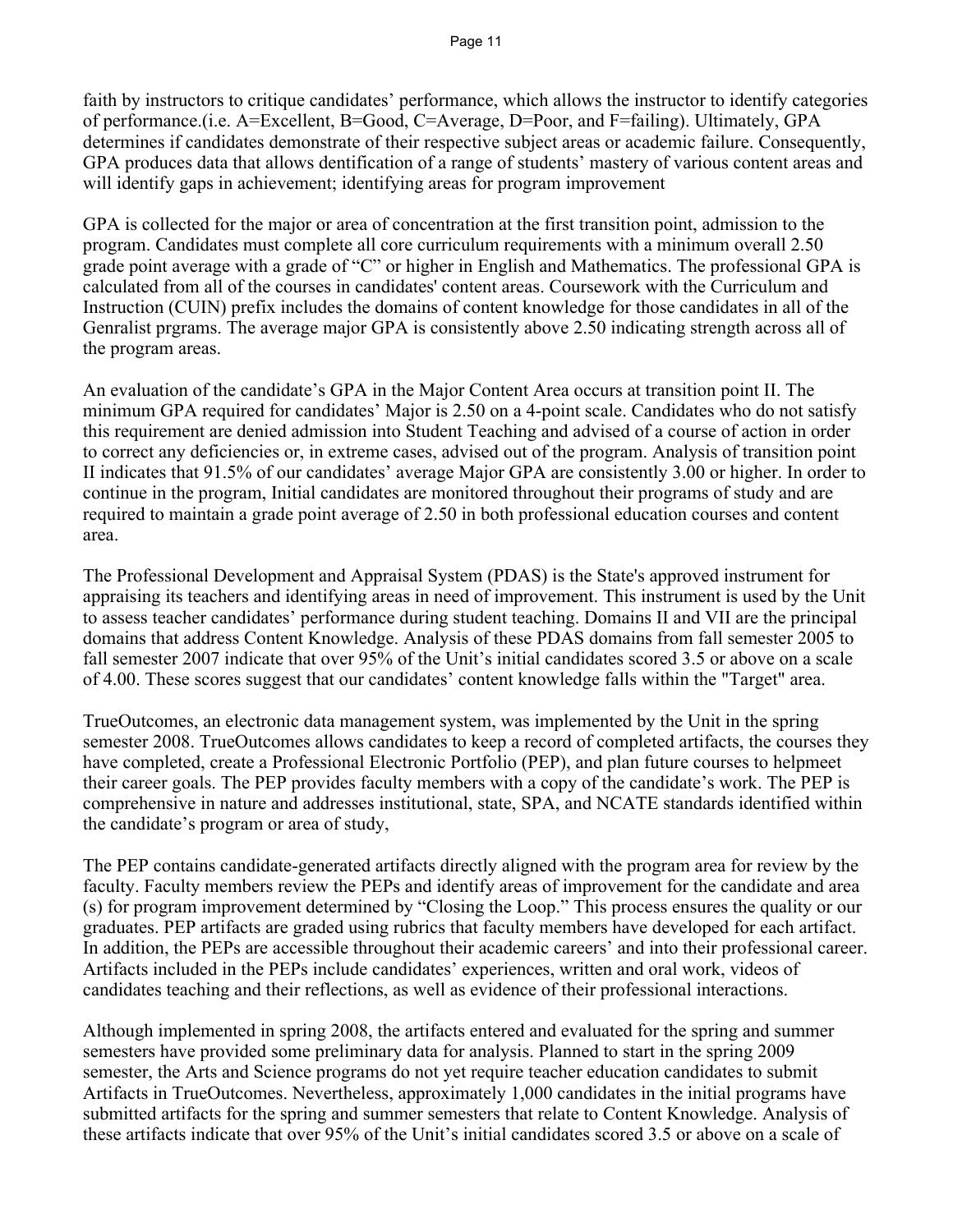faith by instructors to critique candidates' performance, which allows the instructor to identify categories of performance.(i.e. A=Excellent, B=Good, C=Average, D=Poor, and F=failing). Ultimately, GPA determines if candidates demonstrate of their respective subject areas or academic failure. Consequently, GPA produces data that allows dentification of a range of students' mastery of various content areas and will identify gaps in achievement; identifying areas for program improvement

GPA is collected for the major or area of concentration at the first transition point, admission to the program. Candidates must complete all core curriculum requirements with a minimum overall 2.50 grade point average with a grade of "C" or higher in English and Mathematics. The professional GPA is calculated from all of the courses in candidates' content areas. Coursework with the Curriculum and Instruction (CUIN) prefix includes the domains of content knowledge for those candidates in all of the Genralist prgrams. The average major GPA is consistently above 2.50 indicating strength across all of the program areas.

An evaluation of the candidate's GPA in the Major Content Area occurs at transition point II. The minimum GPA required for candidates' Major is 2.50 on a 4-point scale. Candidates who do not satisfy this requirement are denied admission into Student Teaching and advised of a course of action in order to correct any deficiencies or, in extreme cases, advised out of the program. Analysis of transition point II indicates that 91.5% of our candidates' average Major GPA are consistently 3.00 or higher. In order to continue in the program, Initial candidates are monitored throughout their programs of study and are required to maintain a grade point average of 2.50 in both professional education courses and content area.

The Professional Development and Appraisal System (PDAS) is the State's approved instrument for appraising its teachers and identifying areas in need of improvement. This instrument is used by the Unit to assess teacher candidates' performance during student teaching. Domains II and VII are the principal domains that address Content Knowledge. Analysis of these PDAS domains from fall semester 2005 to fall semester 2007 indicate that over 95% of the Unit's initial candidates scored 3.5 or above on a scale of 4.00. These scores suggest that our candidates' content knowledge falls within the "Target" area.

TrueOutcomes, an electronic data management system, was implemented by the Unit in the spring semester 2008. TrueOutcomes allows candidates to keep a record of completed artifacts, the courses they have completed, create a Professional Electronic Portfolio (PEP), and plan future courses to helpmeet their career goals. The PEP provides faculty members with a copy of the candidate's work. The PEP is comprehensive in nature and addresses institutional, state, SPA, and NCATE standards identified within the candidate's program or area of study,

The PEP contains candidate-generated artifacts directly aligned with the program area for review by the faculty. Faculty members review the PEPs and identify areas of improvement for the candidate and area (s) for program improvement determined by "Closing the Loop." This process ensures the quality or our graduates. PEP artifacts are graded using rubrics that faculty members have developed for each artifact. In addition, the PEPs are accessible throughout their academic careers' and into their professional career. Artifacts included in the PEPs include candidates' experiences, written and oral work, videos of candidates teaching and their reflections, as well as evidence of their professional interactions.

Although implemented in spring 2008, the artifacts entered and evaluated for the spring and summer semesters have provided some preliminary data for analysis. Planned to start in the spring 2009 semester, the Arts and Science programs do not yet require teacher education candidates to submit Artifacts in TrueOutcomes. Nevertheless, approximately 1,000 candidates in the initial programs have submitted artifacts for the spring and summer semesters that relate to Content Knowledge. Analysis of these artifacts indicate that over 95% of the Unit's initial candidates scored 3.5 or above on a scale of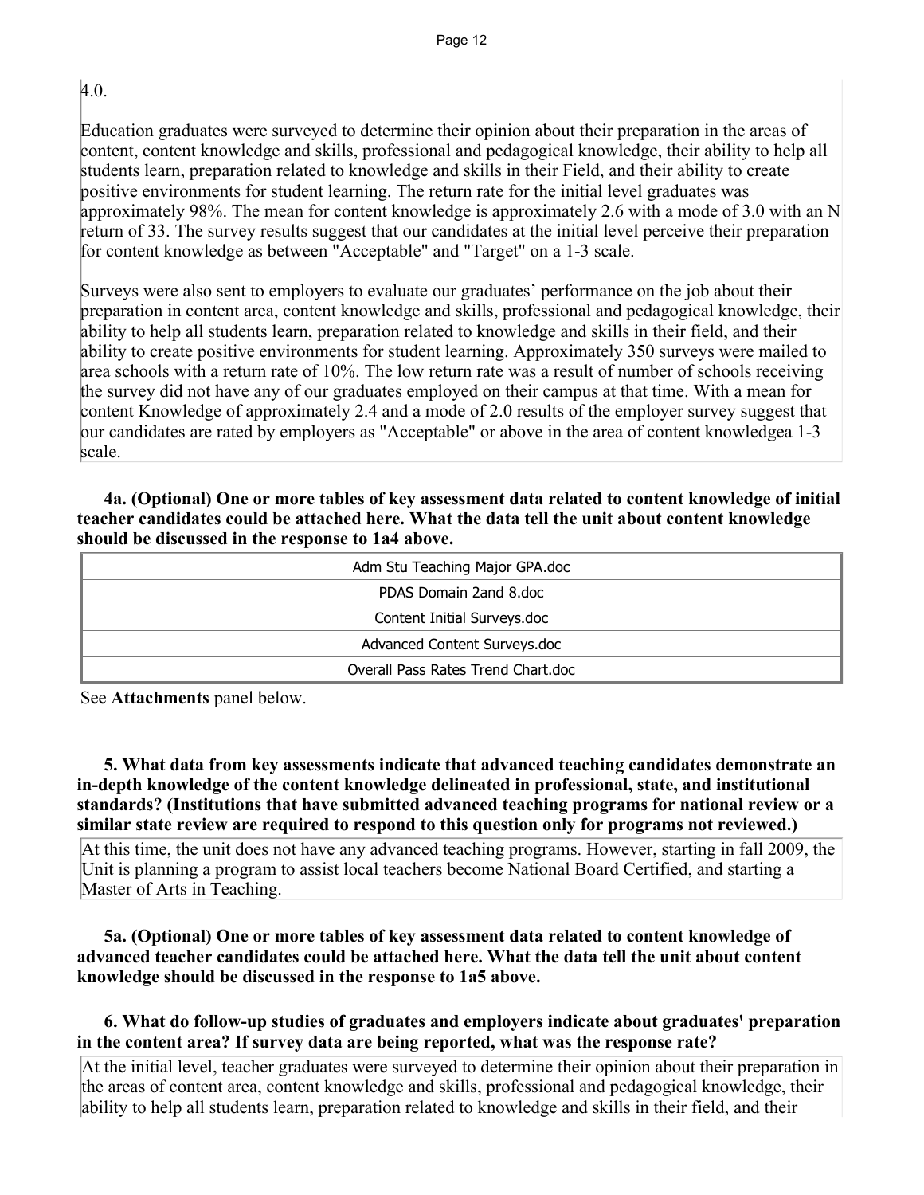4.0.

Education graduates were surveyed to determine their opinion about their preparation in the areas of content, content knowledge and skills, professional and pedagogical knowledge, their ability to help all students learn, preparation related to knowledge and skills in their Field, and their ability to create positive environments for student learning. The return rate for the initial level graduates was approximately 98%. The mean for content knowledge is approximately 2.6 with a mode of 3.0 with an N return of 33. The survey results suggest that our candidates at the initial level perceive their preparation for content knowledge as between "Acceptable" and "Target" on a 1-3 scale.

Surveys were also sent to employers to evaluate our graduates' performance on the job about their preparation in content area, content knowledge and skills, professional and pedagogical knowledge, their ability to help all students learn, preparation related to knowledge and skills in their field, and their ability to create positive environments for student learning. Approximately 350 surveys were mailed to area schools with a return rate of 10%. The low return rate was a result of number of schools receiving the survey did not have any of our graduates employed on their campus at that time. With a mean for content Knowledge of approximately 2.4 and a mode of 2.0 results of the employer survey suggest that our candidates are rated by employers as "Acceptable" or above in the area of content knowledgea 1-3 scale.

**4a. (Optional) One or more tables of key assessment data related to content knowledge of initial teacher candidates could be attached here. What the data tell the unit about content knowledge should be discussed in the response to 1a4 above.**

| Attachments |
| --- |
| Adm Stu Teaching Major GPA.doc |
| PDAS Domain 2and 8.doc |
| Content Initial Surveys.doc |
| Advanced Content Surveys.doc |
| Overall Pass Rates Trend Chart.doc |

See **Attachments** panel below.

**5. What data from key assessments indicate that advanced teaching candidates demonstrate an in-depth knowledge of the content knowledge delineated in professional, state, and institutional standards? (Institutions that have submitted advanced teaching programs for national review or a similar state review are required to respond to this question only for programs not reviewed.)**

At this time, the unit does not have any advanced teaching programs. However, starting in fall 2009, the Unit is planning a program to assist local teachers become National Board Certified, and starting a Master of Arts in Teaching.

**5a. (Optional) One or more tables of key assessment data related to content knowledge of advanced teacher candidates could be attached here. What the data tell the unit about content knowledge should be discussed in the response to 1a5 above.**

**6. What do follow-up studies of graduates and employers indicate about graduates' preparation in the content area? If survey data are being reported, what was the response rate?**

At the initial level, teacher graduates were surveyed to determine their opinion about their preparation in the areas of content area, content knowledge and skills, professional and pedagogical knowledge, their ability to help all students learn, preparation related to knowledge and skills in their field, and their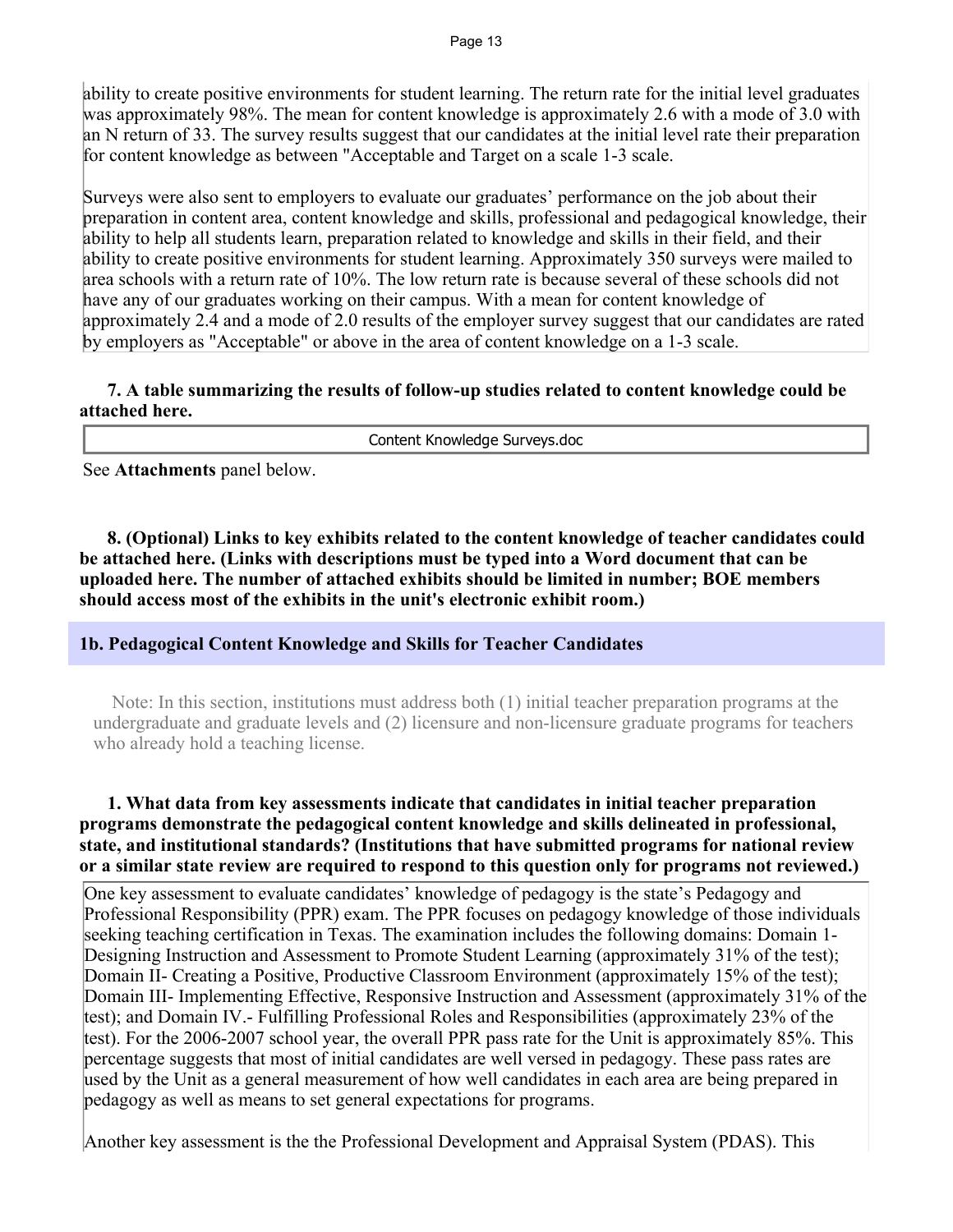ability to create positive environments for student learning. The return rate for the initial level graduates was approximately 98%. The mean for content knowledge is approximately 2.6 with a mode of 3.0 with an N return of 33. The survey results suggest that our candidates at the initial level rate their preparation for content knowledge as between "Acceptable and Target on a scale 1-3 scale.

Surveys were also sent to employers to evaluate our graduates' performance on the job about their preparation in content area, content knowledge and skills, professional and pedagogical knowledge, their ability to help all students learn, preparation related to knowledge and skills in their field, and their ability to create positive environments for student learning. Approximately 350 surveys were mailed to area schools with a return rate of 10%. The low return rate is because several of these schools did not have any of our graduates working on their campus. With a mean for content knowledge of approximately 2.4 and a mode of 2.0 results of the employer survey suggest that our candidates are rated by employers as "Acceptable" or above in the area of content knowledge on a 1-3 scale.

**7. A table summarizing the results of follow-up studies related to content knowledge could be attached here.**

Content Knowledge Surveys.doc

See **Attachments** panel below.

**8. (Optional) Links to key exhibits related to the content knowledge of teacher candidates could be attached here. (Links with descriptions must be typed into a Word document that can be uploaded here. The number of attached exhibits should be limited in number; BOE members should access most of the exhibits in the unit's electronic exhibit room.)**

### 1b. Pedagogical Content Knowledge and Skills for Teacher Candidates

Note: In this section, institutions must address both (1) initial teacher preparation programs at the undergraduate and graduate levels and (2) licensure and non-licensure graduate programs for teachers who already hold a teaching license.

**1. What data from key assessments indicate that candidates in initial teacher preparation programs demonstrate the pedagogical content knowledge and skills delineated in professional, state, and institutional standards? (Institutions that have submitted programs for national review or a similar state review are required to respond to this question only for programs not reviewed.)**

One key assessment to evaluate candidates' knowledge of pedagogy is the state's Pedagogy and Professional Responsibility (PPR) exam. The PPR focuses on pedagogy knowledge of those individuals seeking teaching certification in Texas. The examination includes the following domains: Domain 1- Designing Instruction and Assessment to Promote Student Learning (approximately 31% of the test); Domain II- Creating a Positive, Productive Classroom Environment (approximately 15% of the test); Domain III- Implementing Effective, Responsive Instruction and Assessment (approximately 31% of the test); and Domain IV.- Fulfilling Professional Roles and Responsibilities (approximately 23% of the test). For the 2006-2007 school year, the overall PPR pass rate for the Unit is approximately 85%. This percentage suggests that most of initial candidates are well versed in pedagogy. These pass rates are used by the Unit as a general measurement of how well candidates in each area are being prepared in pedagogy as well as means to set general expectations for programs.

Another key assessment is the the Professional Development and Appraisal System (PDAS). This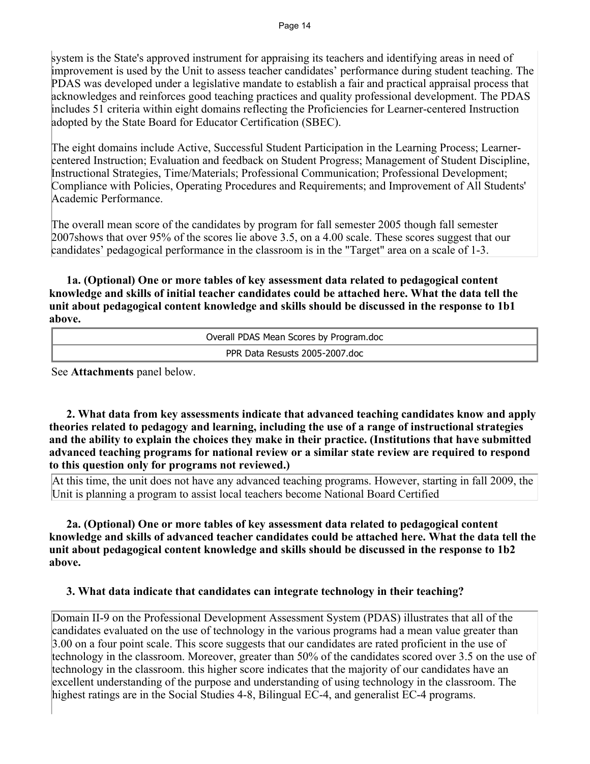system is the State's approved instrument for appraising its teachers and identifying areas in need of improvement is used by the Unit to assess teacher candidates' performance during student teaching. The PDAS was developed under a legislative mandate to establish a fair and practical appraisal process that acknowledges and reinforces good teaching practices and quality professional development. The PDAS includes 51 criteria within eight domains reflecting the Proficiencies for Learner-centered Instruction adopted by the State Board for Educator Certification (SBEC).

The eight domains include Active, Successful Student Participation in the Learning Process; Learner-centered Instruction; Evaluation and feedback on Student Progress; Management of Student Discipline, Instructional Strategies, Time/Materials; Professional Communication; Professional Development; Compliance with Policies, Operating Procedures and Requirements; and Improvement of All Students' Academic Performance.

The overall mean score of the candidates by program for fall semester 2005 though fall semester 2007shows that over 95% of the scores lie above 3.5, on a 4.00 scale. These scores suggest that our candidates' pedagogical performance in the classroom is in the "Target" area on a scale of 1-3.

**1a. (Optional) One or more tables of key assessment data related to pedagogical content knowledge and skills of initial teacher candidates could be attached here. What the data tell the unit about pedagogical content knowledge and skills should be discussed in the response to 1b1 above.**

| Overall PDAS Mean Scores by Program.doc |
|---|
| PPR Data Resusts 2005-2007.doc |

See **Attachments** panel below.

**2. What data from key assessments indicate that advanced teaching candidates know and apply theories related to pedagogy and learning, including the use of a range of instructional strategies and the ability to explain the choices they make in their practice. (Institutions that have submitted advanced teaching programs for national review or a similar state review are required to respond to this question only for programs not reviewed.)**

At this time, the unit does not have any advanced teaching programs. However, starting in fall 2009, the Unit is planning a program to assist local teachers become National Board Certified

**2a. (Optional) One or more tables of key assessment data related to pedagogical content knowledge and skills of advanced teacher candidates could be attached here. What the data tell the unit about pedagogical content knowledge and skills should be discussed in the response to 1b2 above.**

**3. What data indicate that candidates can integrate technology in their teaching?**

Domain II-9 on the Professional Development Assessment System (PDAS) illustrates that all of the candidates evaluated on the use of technology in the various programs had a mean value greater than 3.00 on a four point scale. This score suggests that our candidates are rated proficient in the use of technology in the classroom. Moreover, greater than 50% of the candidates scored over 3.5 on the use of technology in the classroom. this higher score indicates that the majority of our candidates have an excellent understanding of the purpose and understanding of using technology in the classroom. The highest ratings are in the Social Studies 4-8, Bilingual EC-4, and generalist EC-4 programs.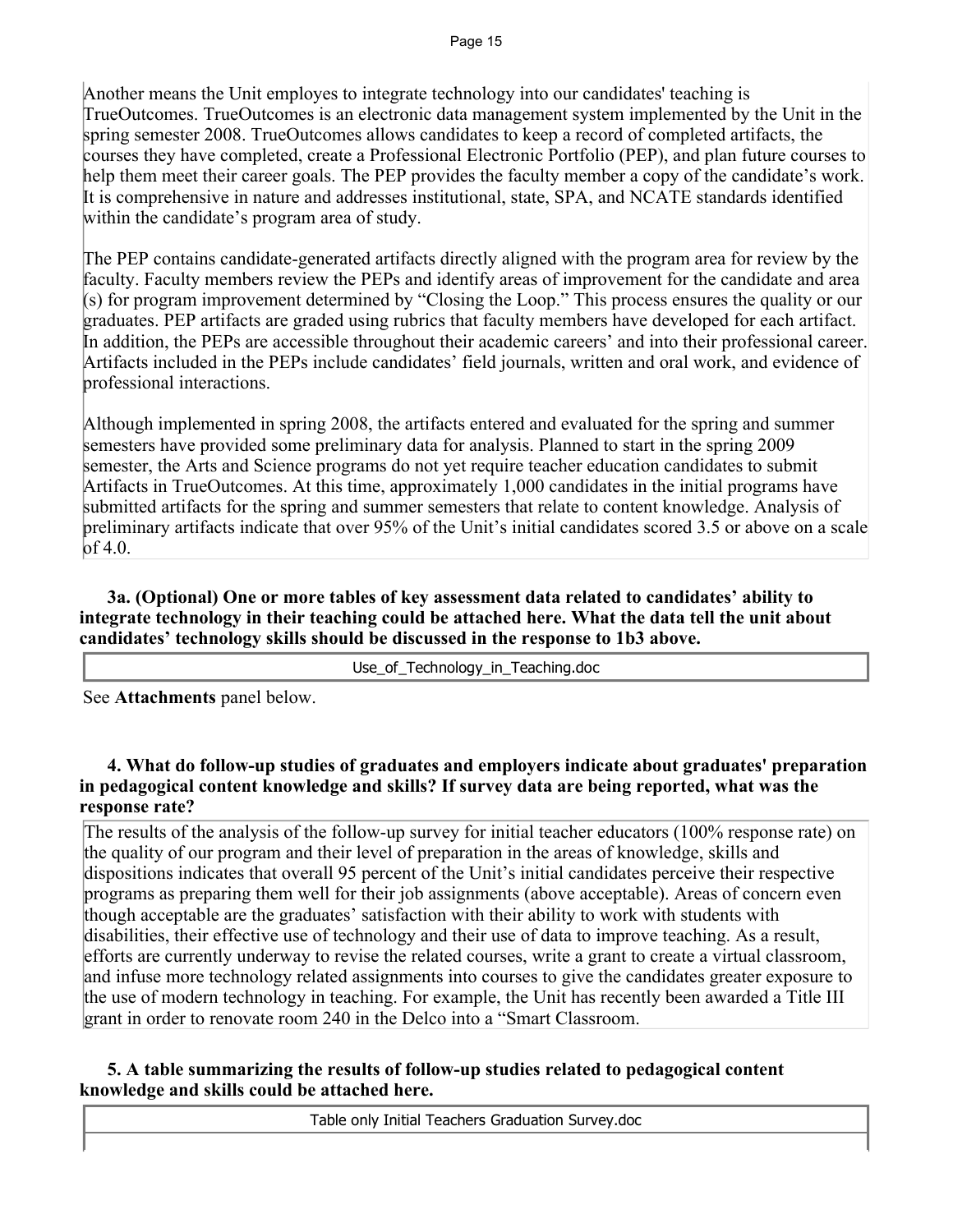Another means the Unit employes to integrate technology into our candidates' teaching is TrueOutcomes. TrueOutcomes is an electronic data management system implemented by the Unit in the spring semester 2008. TrueOutcomes allows candidates to keep a record of completed artifacts, the courses they have completed, create a Professional Electronic Portfolio (PEP), and plan future courses to help them meet their career goals. The PEP provides the faculty member a copy of the candidate's work. It is comprehensive in nature and addresses institutional, state, SPA, and NCATE standards identified within the candidate's program area of study.

The PEP contains candidate-generated artifacts directly aligned with the program area for review by the faculty. Faculty members review the PEPs and identify areas of improvement for the candidate and area (s) for program improvement determined by "Closing the Loop." This process ensures the quality or our graduates. PEP artifacts are graded using rubrics that faculty members have developed for each artifact. In addition, the PEPs are accessible throughout their academic careers' and into their professional career. Artifacts included in the PEPs include candidates' field journals, written and oral work, and evidence of professional interactions.

Although implemented in spring 2008, the artifacts entered and evaluated for the spring and summer semesters have provided some preliminary data for analysis. Planned to start in the spring 2009 semester, the Arts and Science programs do not yet require teacher education candidates to submit Artifacts in TrueOutcomes. At this time, approximately 1,000 candidates in the initial programs have submitted artifacts for the spring and summer semesters that relate to content knowledge. Analysis of preliminary artifacts indicate that over 95% of the Unit's initial candidates scored 3.5 or above on a scale of 4.0.

**3a. (Optional) One or more tables of key assessment data related to candidates' ability to integrate technology in their teaching could be attached here. What the data tell the unit about candidates' technology skills should be discussed in the response to 1b3 above.**

| Use_of_Technology_in_Teaching.doc |
|---|

See **Attachments** panel below.

**4. What do follow-up studies of graduates and employers indicate about graduates' preparation in pedagogical content knowledge and skills? If survey data are being reported, what was the response rate?**

The results of the analysis of the follow-up survey for initial teacher educators (100% response rate) on the quality of our program and their level of preparation in the areas of knowledge, skills and dispositions indicates that overall 95 percent of the Unit's initial candidates perceive their respective programs as preparing them well for their job assignments (above acceptable). Areas of concern even though acceptable are the graduates' satisfaction with their ability to work with students with disabilities, their effective use of technology and their use of data to improve teaching. As a result, efforts are currently underway to revise the related courses, write a grant to create a virtual classroom, and infuse more technology related assignments into courses to give the candidates greater exposure to the use of modern technology in teaching. For example, the Unit has recently been awarded a Title III grant in order to renovate room 240 in the Delco into a "Smart Classroom.

**5. A table summarizing the results of follow-up studies related to pedagogical content knowledge and skills could be attached here.**

| Table only Initial Teachers Graduation Survey.doc |
|---|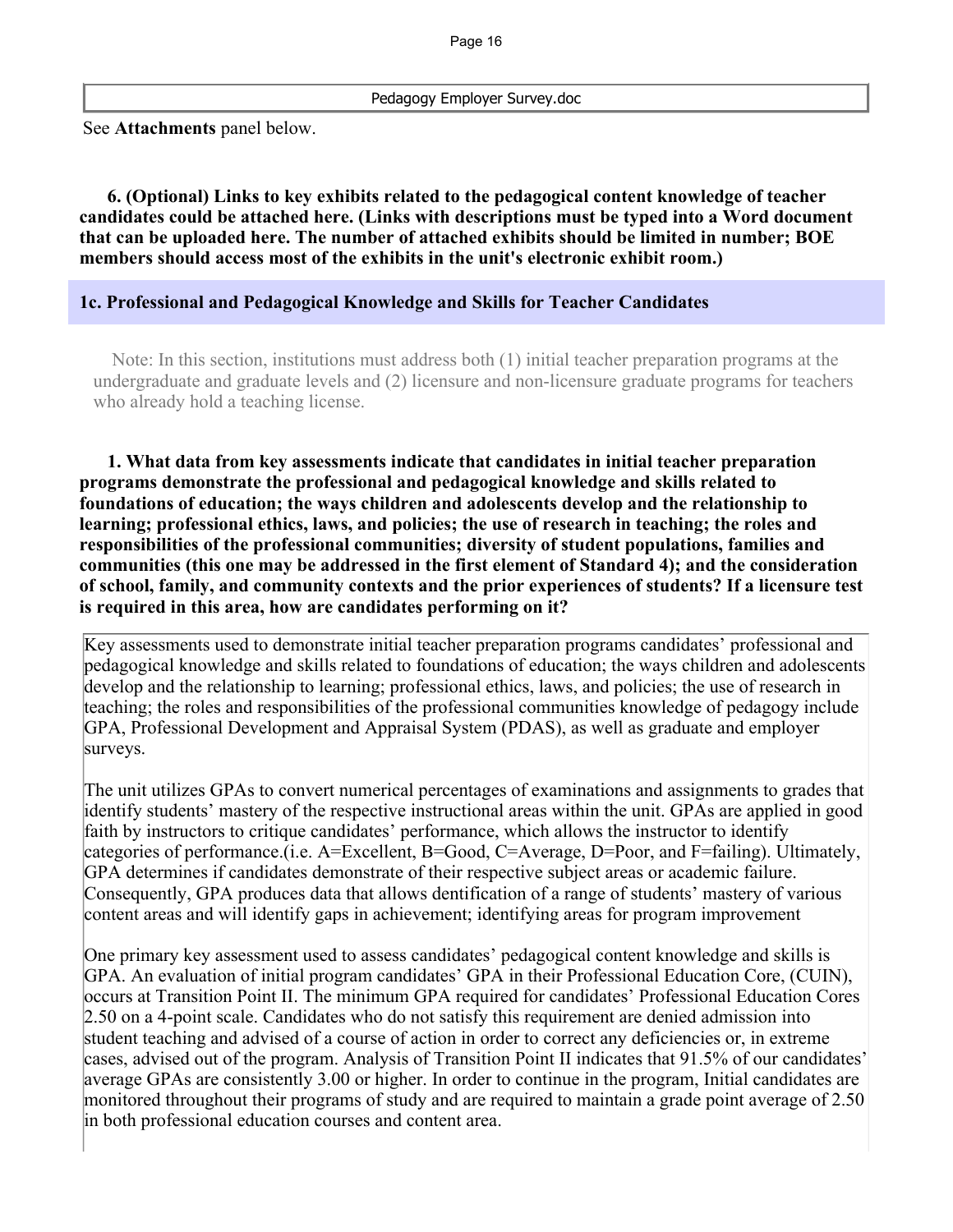Pedagogy Employer Survey.doc

See **Attachments** panel below.

**6. (Optional) Links to key exhibits related to the pedagogical content knowledge of teacher candidates could be attached here. (Links with descriptions must be typed into a Word document that can be uploaded here. The number of attached exhibits should be limited in number; BOE members should access most of the exhibits in the unit's electronic exhibit room.)**

## 1c. Professional and Pedagogical Knowledge and Skills for Teacher Candidates

Note: In this section, institutions must address both (1) initial teacher preparation programs at the undergraduate and graduate levels and (2) licensure and non-licensure graduate programs for teachers who already hold a teaching license.

**1. What data from key assessments indicate that candidates in initial teacher preparation programs demonstrate the professional and pedagogical knowledge and skills related to foundations of education; the ways children and adolescents develop and the relationship to learning; professional ethics, laws, and policies; the use of research in teaching; the roles and responsibilities of the professional communities; diversity of student populations, families and communities (this one may be addressed in the first element of Standard 4); and the consideration of school, family, and community contexts and the prior experiences of students? If a licensure test is required in this area, how are candidates performing on it?**

Key assessments used to demonstrate initial teacher preparation programs candidates' professional and pedagogical knowledge and skills related to foundations of education; the ways children and adolescents develop and the relationship to learning; professional ethics, laws, and policies; the use of research in teaching; the roles and responsibilities of the professional communities knowledge of pedagogy include GPA, Professional Development and Appraisal System (PDAS), as well as graduate and employer surveys.

The unit utilizes GPAs to convert numerical percentages of examinations and assignments to grades that identify students' mastery of the respective instructional areas within the unit. GPAs are applied in good faith by instructors to critique candidates' performance, which allows the instructor to identify categories of performance.(i.e. A=Excellent, B=Good, C=Average, D=Poor, and F=failing). Ultimately, GPA determines if candidates demonstrate of their respective subject areas or academic failure. Consequently, GPA produces data that allows dentification of a range of students' mastery of various content areas and will identify gaps in achievement; identifying areas for program improvement

One primary key assessment used to assess candidates' pedagogical content knowledge and skills is GPA. An evaluation of initial program candidates' GPA in their Professional Education Core, (CUIN), occurs at Transition Point II. The minimum GPA required for candidates' Professional Education Cores 2.50 on a 4-point scale. Candidates who do not satisfy this requirement are denied admission into student teaching and advised of a course of action in order to correct any deficiencies or, in extreme cases, advised out of the program. Analysis of Transition Point II indicates that 91.5% of our candidates' average GPAs are consistently 3.00 or higher. In order to continue in the program, Initial candidates are monitored throughout their programs of study and are required to maintain a grade point average of 2.50 in both professional education courses and content area.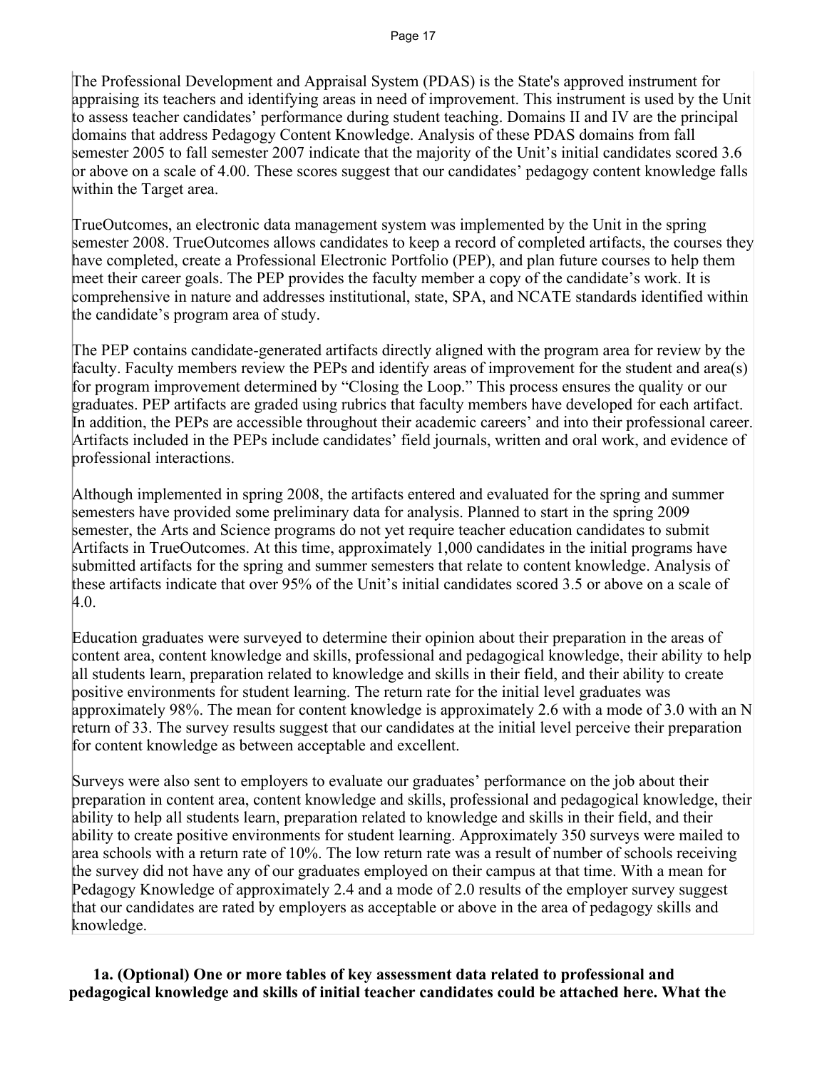The Professional Development and Appraisal System (PDAS) is the State's approved instrument for appraising its teachers and identifying areas in need of improvement. This instrument is used by the Unit to assess teacher candidates' performance during student teaching. Domains II and IV are the principal domains that address Pedagogy Content Knowledge. Analysis of these PDAS domains from fall semester 2005 to fall semester 2007 indicate that the majority of the Unit's initial candidates scored 3.6 or above on a scale of 4.00. These scores suggest that our candidates' pedagogy content knowledge falls within the Target area.

TrueOutcomes, an electronic data management system was implemented by the Unit in the spring semester 2008. TrueOutcomes allows candidates to keep a record of completed artifacts, the courses they have completed, create a Professional Electronic Portfolio (PEP), and plan future courses to help them meet their career goals. The PEP provides the faculty member a copy of the candidate's work. It is comprehensive in nature and addresses institutional, state, SPA, and NCATE standards identified within the candidate's program area of study.

The PEP contains candidate-generated artifacts directly aligned with the program area for review by the faculty. Faculty members review the PEPs and identify areas of improvement for the student and area(s) for program improvement determined by "Closing the Loop." This process ensures the quality or our graduates. PEP artifacts are graded using rubrics that faculty members have developed for each artifact. In addition, the PEPs are accessible throughout their academic careers' and into their professional career. Artifacts included in the PEPs include candidates' field journals, written and oral work, and evidence of professional interactions.

Although implemented in spring 2008, the artifacts entered and evaluated for the spring and summer semesters have provided some preliminary data for analysis. Planned to start in the spring 2009 semester, the Arts and Science programs do not yet require teacher education candidates to submit Artifacts in TrueOutcomes. At this time, approximately 1,000 candidates in the initial programs have submitted artifacts for the spring and summer semesters that relate to content knowledge. Analysis of these artifacts indicate that over 95% of the Unit's initial candidates scored 3.5 or above on a scale of 4.0.

Education graduates were surveyed to determine their opinion about their preparation in the areas of content area, content knowledge and skills, professional and pedagogical knowledge, their ability to help all students learn, preparation related to knowledge and skills in their field, and their ability to create positive environments for student learning. The return rate for the initial level graduates was approximately 98%. The mean for content knowledge is approximately 2.6 with a mode of 3.0 with an N return of 33. The survey results suggest that our candidates at the initial level perceive their preparation for content knowledge as between acceptable and excellent.

Surveys were also sent to employers to evaluate our graduates' performance on the job about their preparation in content area, content knowledge and skills, professional and pedagogical knowledge, their ability to help all students learn, preparation related to knowledge and skills in their field, and their ability to create positive environments for student learning. Approximately 350 surveys were mailed to area schools with a return rate of 10%. The low return rate was a result of number of schools receiving the survey did not have any of our graduates employed on their campus at that time. With a mean for Pedagogy Knowledge of approximately 2.4 and a mode of 2.0 results of the employer survey suggest that our candidates are rated by employers as acceptable or above in the area of pedagogy skills and knowledge.

**1a. (Optional) One or more tables of key assessment data related to professional and pedagogical knowledge and skills of initial teacher candidates could be attached here. What the**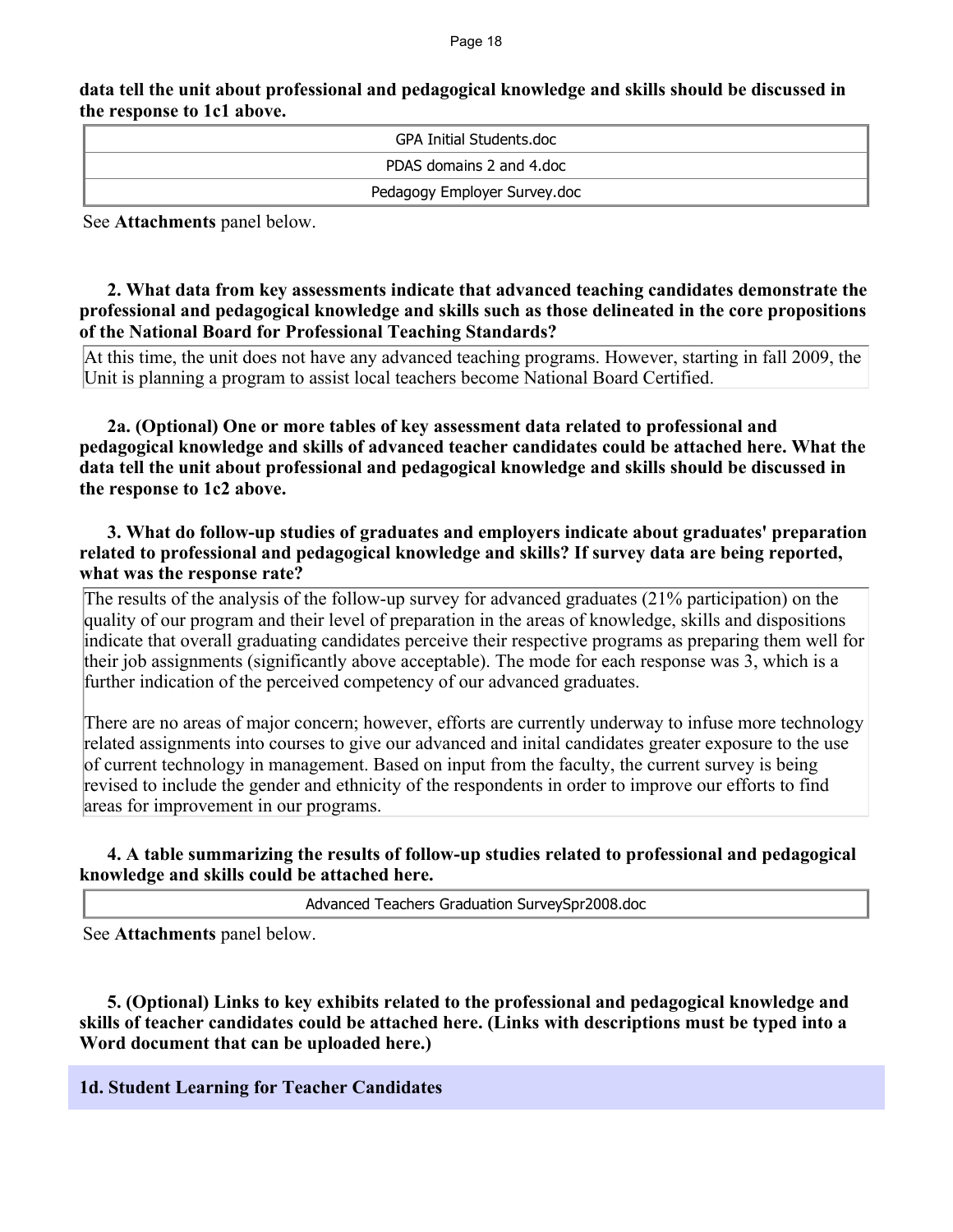**data tell the unit about professional and pedagogical knowledge and skills should be discussed in the response to 1c1 above.**

| GPA Initial Students.doc |
| --- |
| PDAS domains 2 and 4.doc |
| Pedagogy Employer Survey.doc |

See **Attachments** panel below.

**2. What data from key assessments indicate that advanced teaching candidates demonstrate the professional and pedagogical knowledge and skills such as those delineated in the core propositions of the National Board for Professional Teaching Standards?**

At this time, the unit does not have any advanced teaching programs. However, starting in fall 2009, the Unit is planning a program to assist local teachers become National Board Certified.

**2a. (Optional) One or more tables of key assessment data related to professional and pedagogical knowledge and skills of advanced teacher candidates could be attached here. What the data tell the unit about professional and pedagogical knowledge and skills should be discussed in the response to 1c2 above.**

**3. What do follow-up studies of graduates and employers indicate about graduates' preparation related to professional and pedagogical knowledge and skills? If survey data are being reported, what was the response rate?**

The results of the analysis of the follow-up survey for advanced graduates (21% participation) on the quality of our program and their level of preparation in the areas of knowledge, skills and dispositions indicate that overall graduating candidates perceive their respective programs as preparing them well for their job assignments (significantly above acceptable). The mode for each response was 3, which is a further indication of the perceived competency of our advanced graduates.

There are no areas of major concern; however, efforts are currently underway to infuse more technology related assignments into courses to give our advanced and inital candidates greater exposure to the use of current technology in management. Based on input from the faculty, the current survey is being revised to include the gender and ethnicity of the respondents in order to improve our efforts to find areas for improvement in our programs.

**4. A table summarizing the results of follow-up studies related to professional and pedagogical knowledge and skills could be attached here.**

| Advanced Teachers Graduation SurveySpr2008.doc |
| --- |

See **Attachments** panel below.

**5. (Optional) Links to key exhibits related to the professional and pedagogical knowledge and skills of teacher candidates could be attached here. (Links with descriptions must be typed into a Word document that can be uploaded here.)**

## 1d. Student Learning for Teacher Candidates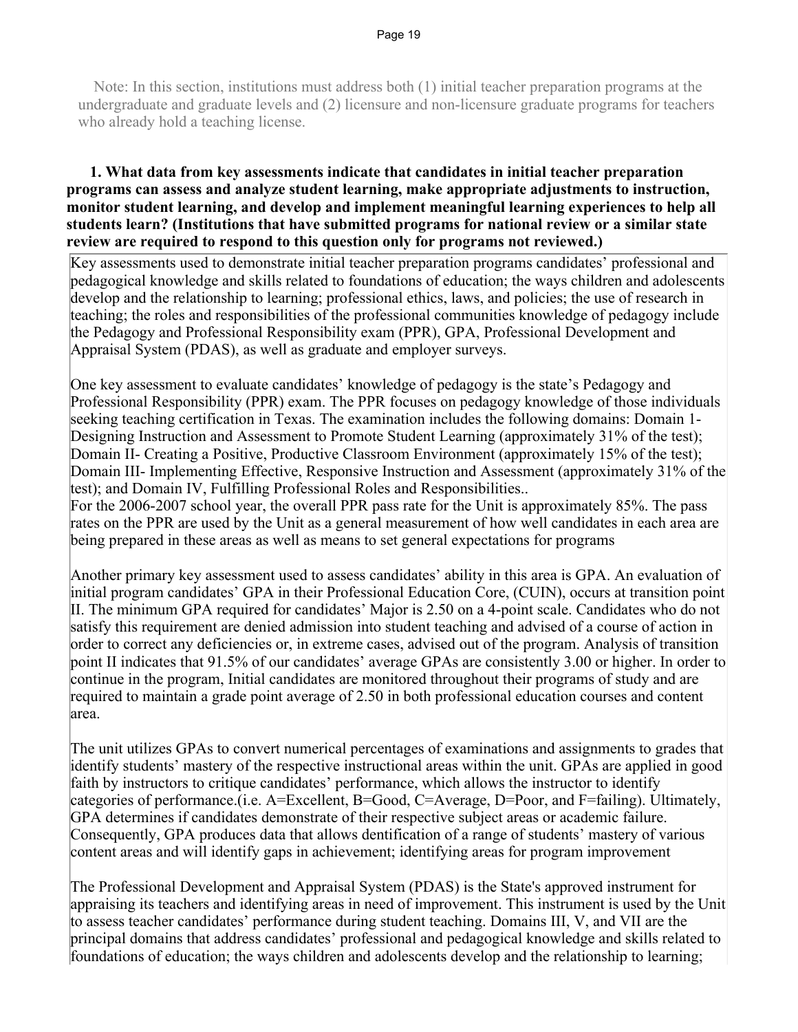Note: In this section, institutions must address both (1) initial teacher preparation programs at the undergraduate and graduate levels and (2) licensure and non-licensure graduate programs for teachers who already hold a teaching license.

**1. What data from key assessments indicate that candidates in initial teacher preparation programs can assess and analyze student learning, make appropriate adjustments to instruction, monitor student learning, and develop and implement meaningful learning experiences to help all students learn? (Institutions that have submitted programs for national review or a similar state review are required to respond to this question only for programs not reviewed.)**

Key assessments used to demonstrate initial teacher preparation programs candidates' professional and pedagogical knowledge and skills related to foundations of education; the ways children and adolescents develop and the relationship to learning; professional ethics, laws, and policies; the use of research in teaching; the roles and responsibilities of the professional communities knowledge of pedagogy include the Pedagogy and Professional Responsibility exam (PPR), GPA, Professional Development and Appraisal System (PDAS), as well as graduate and employer surveys.

One key assessment to evaluate candidates' knowledge of pedagogy is the state's Pedagogy and Professional Responsibility (PPR) exam. The PPR focuses on pedagogy knowledge of those individuals seeking teaching certification in Texas. The examination includes the following domains: Domain 1- Designing Instruction and Assessment to Promote Student Learning (approximately 31% of the test); Domain II- Creating a Positive, Productive Classroom Environment (approximately 15% of the test); Domain III- Implementing Effective, Responsive Instruction and Assessment (approximately 31% of the test); and Domain IV, Fulfilling Professional Roles and Responsibilities..
For the 2006-2007 school year, the overall PPR pass rate for the Unit is approximately 85%. The pass rates on the PPR are used by the Unit as a general measurement of how well candidates in each area are being prepared in these areas as well as means to set general expectations for programs

Another primary key assessment used to assess candidates' ability in this area is GPA. An evaluation of initial program candidates' GPA in their Professional Education Core, (CUIN), occurs at transition point II. The minimum GPA required for candidates' Major is 2.50 on a 4-point scale. Candidates who do not satisfy this requirement are denied admission into student teaching and advised of a course of action in order to correct any deficiencies or, in extreme cases, advised out of the program. Analysis of transition point II indicates that 91.5% of our candidates' average GPAs are consistently 3.00 or higher. In order to continue in the program, Initial candidates are monitored throughout their programs of study and are required to maintain a grade point average of 2.50 in both professional education courses and content area.

The unit utilizes GPAs to convert numerical percentages of examinations and assignments to grades that identify students' mastery of the respective instructional areas within the unit. GPAs are applied in good faith by instructors to critique candidates' performance, which allows the instructor to identify categories of performance.(i.e. A=Excellent, B=Good, C=Average, D=Poor, and F=failing). Ultimately, GPA determines if candidates demonstrate of their respective subject areas or academic failure. Consequently, GPA produces data that allows dentification of a range of students' mastery of various content areas and will identify gaps in achievement; identifying areas for program improvement

The Professional Development and Appraisal System (PDAS) is the State's approved instrument for appraising its teachers and identifying areas in need of improvement. This instrument is used by the Unit to assess teacher candidates' performance during student teaching. Domains III, V, and VII are the principal domains that address candidates' professional and pedagogical knowledge and skills related to foundations of education; the ways children and adolescents develop and the relationship to learning;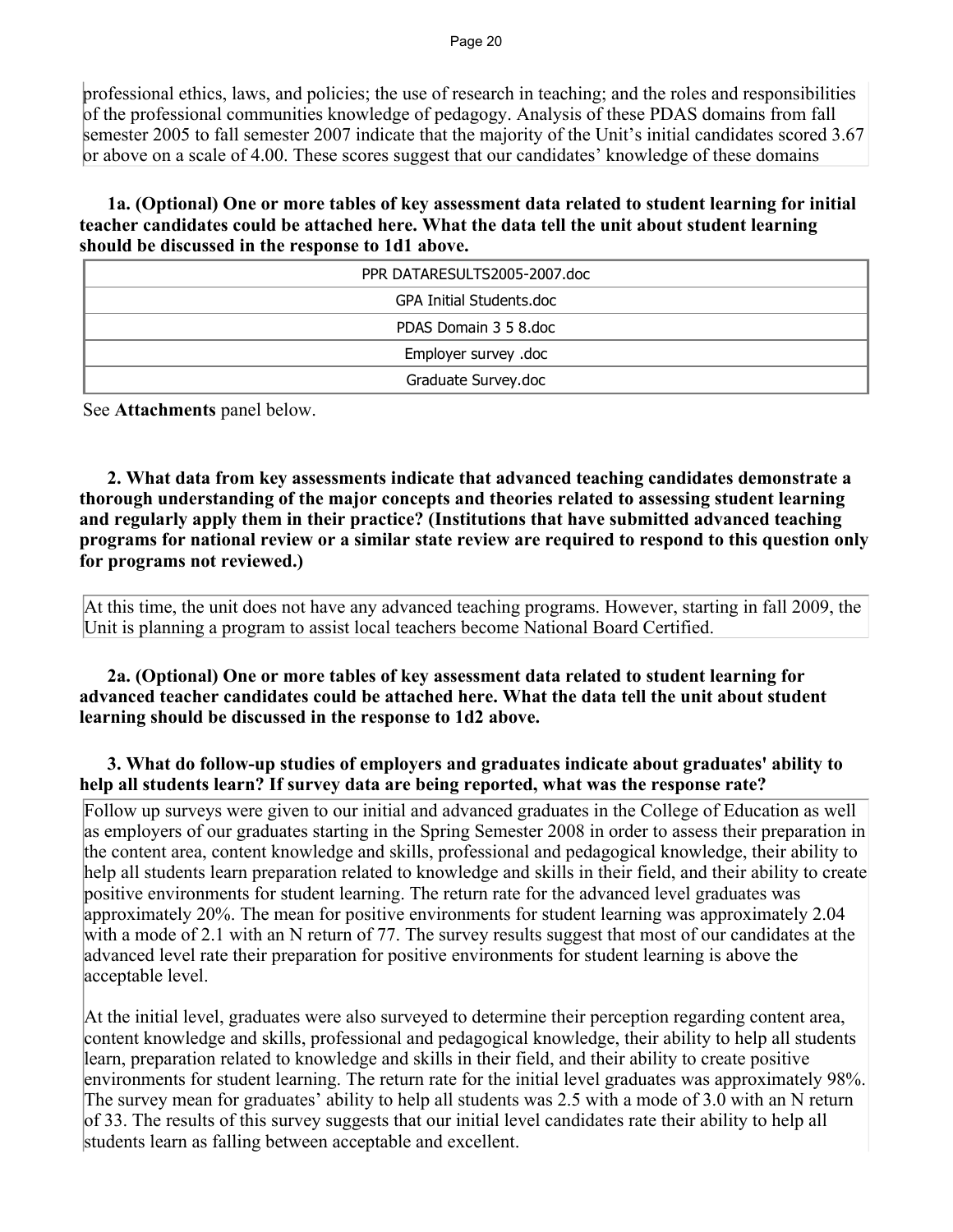professional ethics, laws, and policies; the use of research in teaching; and the roles and responsibilities of the professional communities knowledge of pedagogy. Analysis of these PDAS domains from fall semester 2005 to fall semester 2007 indicate that the majority of the Unit's initial candidates scored 3.67 or above on a scale of 4.00. These scores suggest that our candidates' knowledge of these domains

**1a. (Optional) One or more tables of key assessment data related to student learning for initial teacher candidates could be attached here. What the data tell the unit about student learning should be discussed in the response to 1d1 above.**

| PPR DATARESULTS2005-2007.doc |
|---|
| GPA Initial Students.doc |
| PDAS Domain 3 5 8.doc |
| Employer survey .doc |
| Graduate Survey.doc |

See **Attachments** panel below.

**2. What data from key assessments indicate that advanced teaching candidates demonstrate a thorough understanding of the major concepts and theories related to assessing student learning and regularly apply them in their practice? (Institutions that have submitted advanced teaching programs for national review or a similar state review are required to respond to this question only for programs not reviewed.)**

At this time, the unit does not have any advanced teaching programs. However, starting in fall 2009, the Unit is planning a program to assist local teachers become National Board Certified.

**2a. (Optional) One or more tables of key assessment data related to student learning for advanced teacher candidates could be attached here. What the data tell the unit about student learning should be discussed in the response to 1d2 above.**

**3. What do follow-up studies of employers and graduates indicate about graduates' ability to help all students learn? If survey data are being reported, what was the response rate?**

Follow up surveys were given to our initial and advanced graduates in the College of Education as well as employers of our graduates starting in the Spring Semester 2008 in order to assess their preparation in the content area, content knowledge and skills, professional and pedagogical knowledge, their ability to help all students learn preparation related to knowledge and skills in their field, and their ability to create positive environments for student learning. The return rate for the advanced level graduates was approximately 20%. The mean for positive environments for student learning was approximately 2.04 with a mode of 2.1 with an N return of 77. The survey results suggest that most of our candidates at the advanced level rate their preparation for positive environments for student learning is above the acceptable level.

At the initial level, graduates were also surveyed to determine their perception regarding content area, content knowledge and skills, professional and pedagogical knowledge, their ability to help all students learn, preparation related to knowledge and skills in their field, and their ability to create positive environments for student learning. The return rate for the initial level graduates was approximately 98%. The survey mean for graduates' ability to help all students was 2.5 with a mode of 3.0 with an N return of 33. The results of this survey suggests that our initial level candidates rate their ability to help all students learn as falling between acceptable and excellent.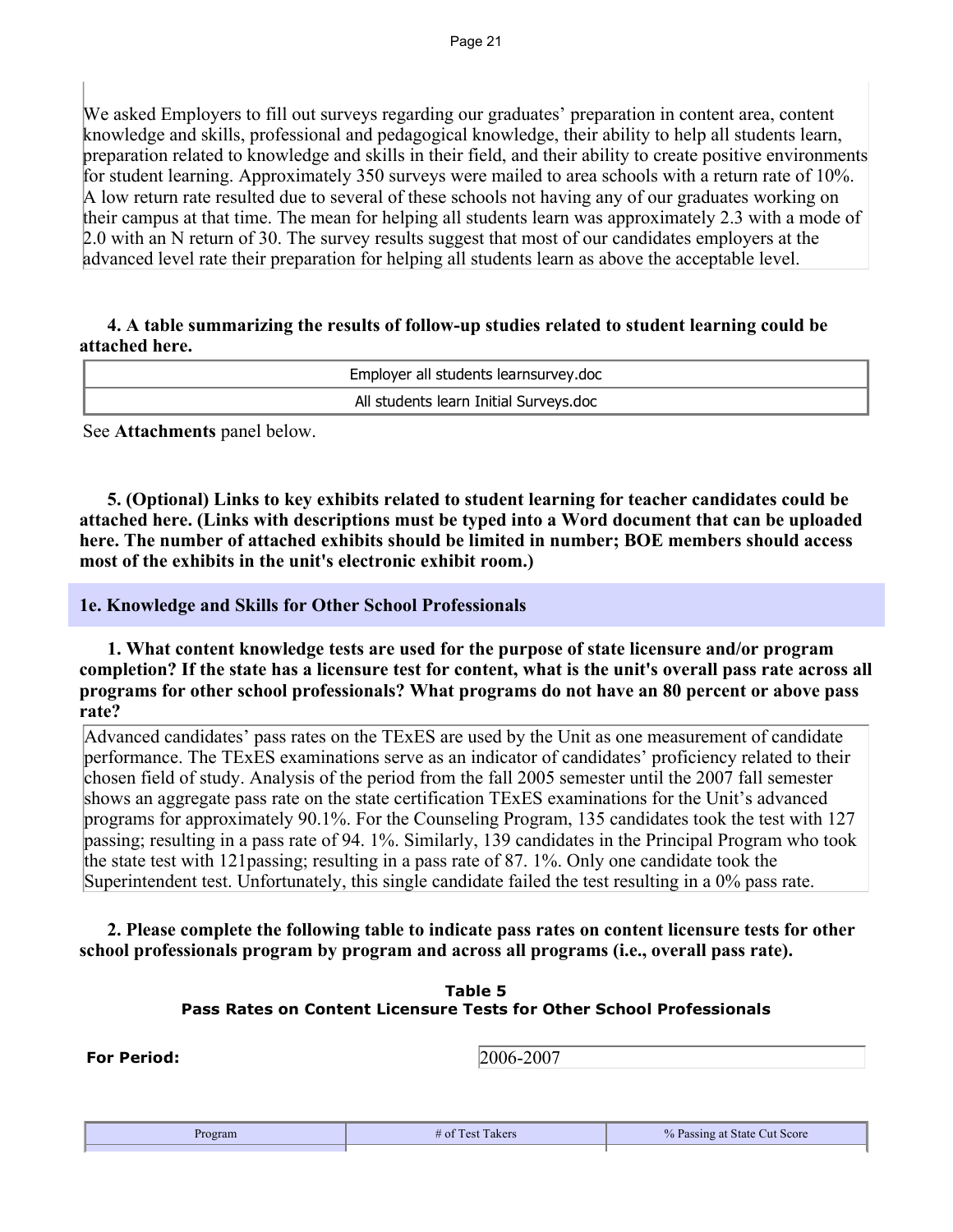We asked Employers to fill out surveys regarding our graduates' preparation in content area, content knowledge and skills, professional and pedagogical knowledge, their ability to help all students learn, preparation related to knowledge and skills in their field, and their ability to create positive environments for student learning. Approximately 350 surveys were mailed to area schools with a return rate of 10%. A low return rate resulted due to several of these schools not having any of our graduates working on their campus at that time. The mean for helping all students learn was approximately 2.3 with a mode of 2.0 with an N return of 30. The survey results suggest that most of our candidates employers at the advanced level rate their preparation for helping all students learn as above the acceptable level.

**4. A table summarizing the results of follow-up studies related to student learning could be attached here.**

| Employer all students learnsurvey.doc |
|---|
| All students learn Initial Surveys.doc |

See **Attachments** panel below.

**5. (Optional) Links to key exhibits related to student learning for teacher candidates could be attached here. (Links with descriptions must be typed into a Word document that can be uploaded here. The number of attached exhibits should be limited in number; BOE members should access most of the exhibits in the unit's electronic exhibit room.)**

## 1e. Knowledge and Skills for Other School Professionals

**1. What content knowledge tests are used for the purpose of state licensure and/or program completion? If the state has a licensure test for content, what is the unit's overall pass rate across all programs for other school professionals? What programs do not have an 80 percent or above pass rate?**

Advanced candidates' pass rates on the TExES are used by the Unit as one measurement of candidate performance. The TExES examinations serve as an indicator of candidates' proficiency related to their chosen field of study. Analysis of the period from the fall 2005 semester until the 2007 fall semester shows an aggregate pass rate on the state certification TExES examinations for the Unit's advanced programs for approximately 90.1%. For the Counseling Program, 135 candidates took the test with 127 passing; resulting in a pass rate of 94. 1%. Similarly, 139 candidates in the Principal Program who took the state test with 121passing; resulting in a pass rate of 87. 1%. Only one candidate took the Superintendent test. Unfortunately, this single candidate failed the test resulting in a 0% pass rate.

**2. Please complete the following table to indicate pass rates on content licensure tests for other school professionals program by program and across all programs (i.e., overall pass rate).**

**Table 5**
**Pass Rates on Content Licensure Tests for Other School Professionals**

**For Period:** 2006-2007

| Program | # of Test Takers | % Passing at State Cut Score |
|---|---|---|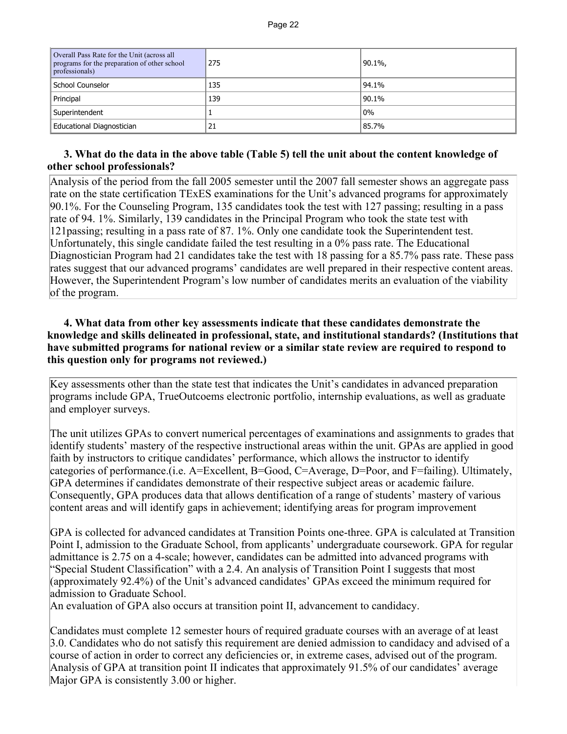| Overall Pass Rate for the Unit (across all programs for the preparation of other school professionals) | 275 | 90.1%, |
|---|---|---|
| School Counselor | 135 | 94.1% |
| Principal | 139 | 90.1% |
| Superintendent | 1 | 0% |
| Educational Diagnostician | 21 | 85.7% |

**3. What do the data in the above table (Table 5) tell the unit about the content knowledge of other school professionals?**

Analysis of the period from the fall 2005 semester until the 2007 fall semester shows an aggregate pass rate on the state certification TExES examinations for the Unit's advanced programs for approximately 90.1%. For the Counseling Program, 135 candidates took the test with 127 passing; resulting in a pass rate of 94. 1%. Similarly, 139 candidates in the Principal Program who took the state test with 121passing; resulting in a pass rate of 87. 1%. Only one candidate took the Superintendent test. Unfortunately, this single candidate failed the test resulting in a 0% pass rate. The Educational Diagnostician Program had 21 candidates take the test with 18 passing for a 85.7% pass rate. These pass rates suggest that our advanced programs' candidates are well prepared in their respective content areas. However, the Superintendent Program's low number of candidates merits an evaluation of the viability of the program.

**4. What data from other key assessments indicate that these candidates demonstrate the knowledge and skills delineated in professional, state, and institutional standards? (Institutions that have submitted programs for national review or a similar state review are required to respond to this question only for programs not reviewed.)**

Key assessments other than the state test that indicates the Unit's candidates in advanced preparation programs include GPA, TrueOutcoems electronic portfolio, internship evaluations, as well as graduate and employer surveys.

The unit utilizes GPAs to convert numerical percentages of examinations and assignments to grades that identify students' mastery of the respective instructional areas within the unit. GPAs are applied in good faith by instructors to critique candidates' performance, which allows the instructor to identify categories of performance.(i.e. A=Excellent, B=Good, C=Average, D=Poor, and F=failing). Ultimately, GPA determines if candidates demonstrate of their respective subject areas or academic failure. Consequently, GPA produces data that allows dentification of a range of students' mastery of various content areas and will identify gaps in achievement; identifying areas for program improvement

GPA is collected for advanced candidates at Transition Points one-three. GPA is calculated at Transition Point I, admission to the Graduate School, from applicants' undergraduate coursework. GPA for regular admittance is 2.75 on a 4-scale; however, candidates can be admitted into advanced programs with "Special Student Classification" with a 2.4. An analysis of Transition Point I suggests that most (approximately 92.4%) of the Unit's advanced candidates' GPAs exceed the minimum required for admission to Graduate School.
An evaluation of GPA also occurs at transition point II, advancement to candidacy.

Candidates must complete 12 semester hours of required graduate courses with an average of at least 3.0. Candidates who do not satisfy this requirement are denied admission to candidacy and advised of a course of action in order to correct any deficiencies or, in extreme cases, advised out of the program. Analysis of GPA at transition point II indicates that approximately 91.5% of our candidates' average Major GPA is consistently 3.00 or higher.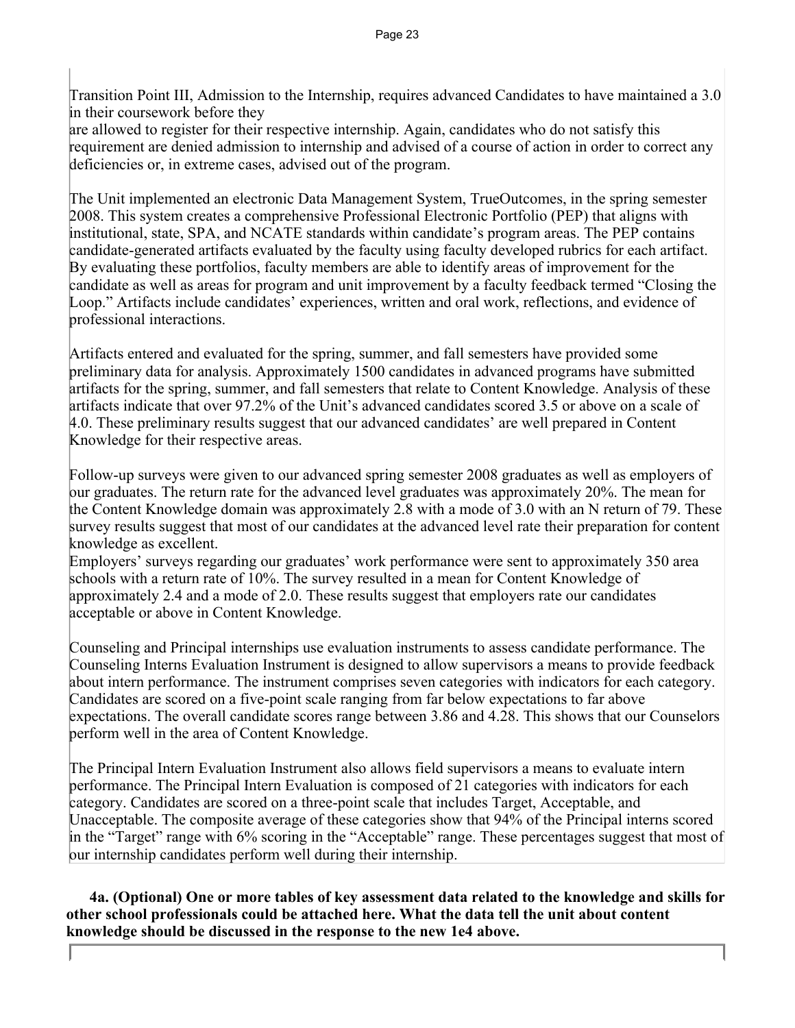Transition Point III, Admission to the Internship, requires advanced Candidates to have maintained a 3.0 in their coursework before they
are allowed to register for their respective internship. Again, candidates who do not satisfy this requirement are denied admission to internship and advised of a course of action in order to correct any deficiencies or, in extreme cases, advised out of the program.

The Unit implemented an electronic Data Management System, TrueOutcomes, in the spring semester 2008. This system creates a comprehensive Professional Electronic Portfolio (PEP) that aligns with institutional, state, SPA, and NCATE standards within candidate's program areas. The PEP contains candidate-generated artifacts evaluated by the faculty using faculty developed rubrics for each artifact. By evaluating these portfolios, faculty members are able to identify areas of improvement for the candidate as well as areas for program and unit improvement by a faculty feedback termed "Closing the Loop." Artifacts include candidates' experiences, written and oral work, reflections, and evidence of professional interactions.

Artifacts entered and evaluated for the spring, summer, and fall semesters have provided some preliminary data for analysis. Approximately 1500 candidates in advanced programs have submitted artifacts for the spring, summer, and fall semesters that relate to Content Knowledge. Analysis of these artifacts indicate that over 97.2% of the Unit's advanced candidates scored 3.5 or above on a scale of 4.0. These preliminary results suggest that our advanced candidates' are well prepared in Content Knowledge for their respective areas.

Follow-up surveys were given to our advanced spring semester 2008 graduates as well as employers of our graduates. The return rate for the advanced level graduates was approximately 20%. The mean for the Content Knowledge domain was approximately 2.8 with a mode of 3.0 with an N return of 79. These survey results suggest that most of our candidates at the advanced level rate their preparation for content knowledge as excellent.
Employers' surveys regarding our graduates' work performance were sent to approximately 350 area schools with a return rate of 10%. The survey resulted in a mean for Content Knowledge of approximately 2.4 and a mode of 2.0. These results suggest that employers rate our candidates acceptable or above in Content Knowledge.

Counseling and Principal internships use evaluation instruments to assess candidate performance. The Counseling Interns Evaluation Instrument is designed to allow supervisors a means to provide feedback about intern performance. The instrument comprises seven categories with indicators for each category. Candidates are scored on a five-point scale ranging from far below expectations to far above expectations. The overall candidate scores range between 3.86 and 4.28. This shows that our Counselors perform well in the area of Content Knowledge.

The Principal Intern Evaluation Instrument also allows field supervisors a means to evaluate intern performance. The Principal Intern Evaluation is composed of 21 categories with indicators for each category. Candidates are scored on a three-point scale that includes Target, Acceptable, and Unacceptable. The composite average of these categories show that 94% of the Principal interns scored in the "Target" range with 6% scoring in the "Acceptable" range. These percentages suggest that most of our internship candidates perform well during their internship.

**4a. (Optional) One or more tables of key assessment data related to the knowledge and skills for other school professionals could be attached here. What the data tell the unit about content knowledge should be discussed in the response to the new 1e4 above.**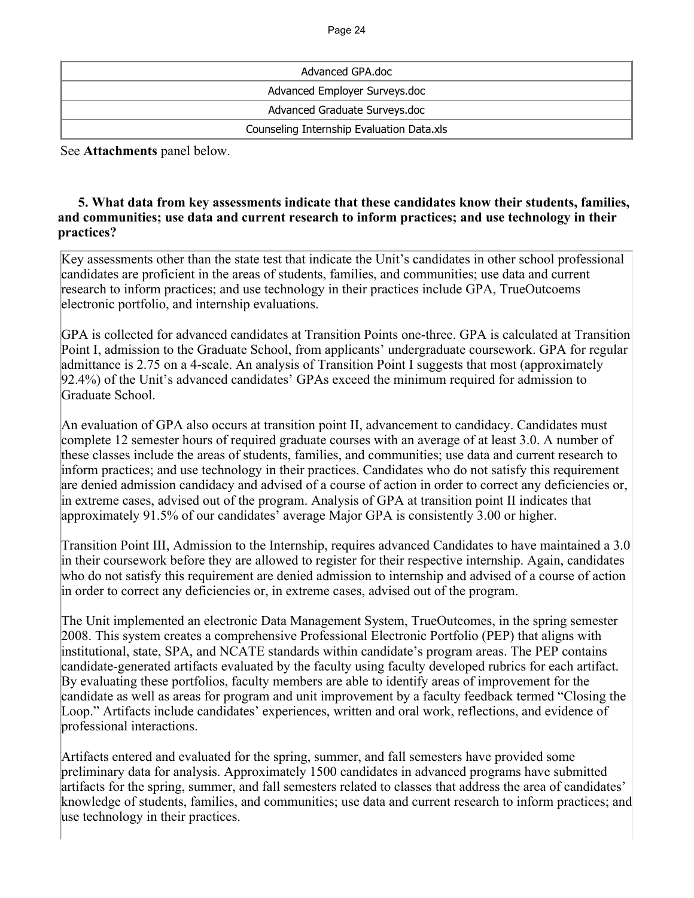| Advanced GPA.doc |
|---|
| Advanced Employer Surveys.doc |
| Advanced Graduate Surveys.doc |
| Counseling Internship Evaluation Data.xls |

See **Attachments** panel below.

**5. What data from key assessments indicate that these candidates know their students, families, and communities; use data and current research to inform practices; and use technology in their practices?**

Key assessments other than the state test that indicate the Unit's candidates in other school professional candidates are proficient in the areas of students, families, and communities; use data and current research to inform practices; and use technology in their practices include GPA, TrueOutcoems electronic portfolio, and internship evaluations.

GPA is collected for advanced candidates at Transition Points one-three. GPA is calculated at Transition Point I, admission to the Graduate School, from applicants' undergraduate coursework. GPA for regular admittance is 2.75 on a 4-scale. An analysis of Transition Point I suggests that most (approximately 92.4%) of the Unit's advanced candidates' GPAs exceed the minimum required for admission to Graduate School.

An evaluation of GPA also occurs at transition point II, advancement to candidacy. Candidates must complete 12 semester hours of required graduate courses with an average of at least 3.0. A number of these classes include the areas of students, families, and communities; use data and current research to inform practices; and use technology in their practices. Candidates who do not satisfy this requirement are denied admission candidacy and advised of a course of action in order to correct any deficiencies or, in extreme cases, advised out of the program. Analysis of GPA at transition point II indicates that approximately 91.5% of our candidates' average Major GPA is consistently 3.00 or higher.

Transition Point III, Admission to the Internship, requires advanced Candidates to have maintained a 3.0 in their coursework before they are allowed to register for their respective internship. Again, candidates who do not satisfy this requirement are denied admission to internship and advised of a course of action in order to correct any deficiencies or, in extreme cases, advised out of the program.

The Unit implemented an electronic Data Management System, TrueOutcomes, in the spring semester 2008. This system creates a comprehensive Professional Electronic Portfolio (PEP) that aligns with institutional, state, SPA, and NCATE standards within candidate's program areas. The PEP contains candidate-generated artifacts evaluated by the faculty using faculty developed rubrics for each artifact. By evaluating these portfolios, faculty members are able to identify areas of improvement for the candidate as well as areas for program and unit improvement by a faculty feedback termed "Closing the Loop." Artifacts include candidates' experiences, written and oral work, reflections, and evidence of professional interactions.

Artifacts entered and evaluated for the spring, summer, and fall semesters have provided some preliminary data for analysis. Approximately 1500 candidates in advanced programs have submitted artifacts for the spring, summer, and fall semesters related to classes that address the area of candidates' knowledge of students, families, and communities; use data and current research to inform practices; and use technology in their practices.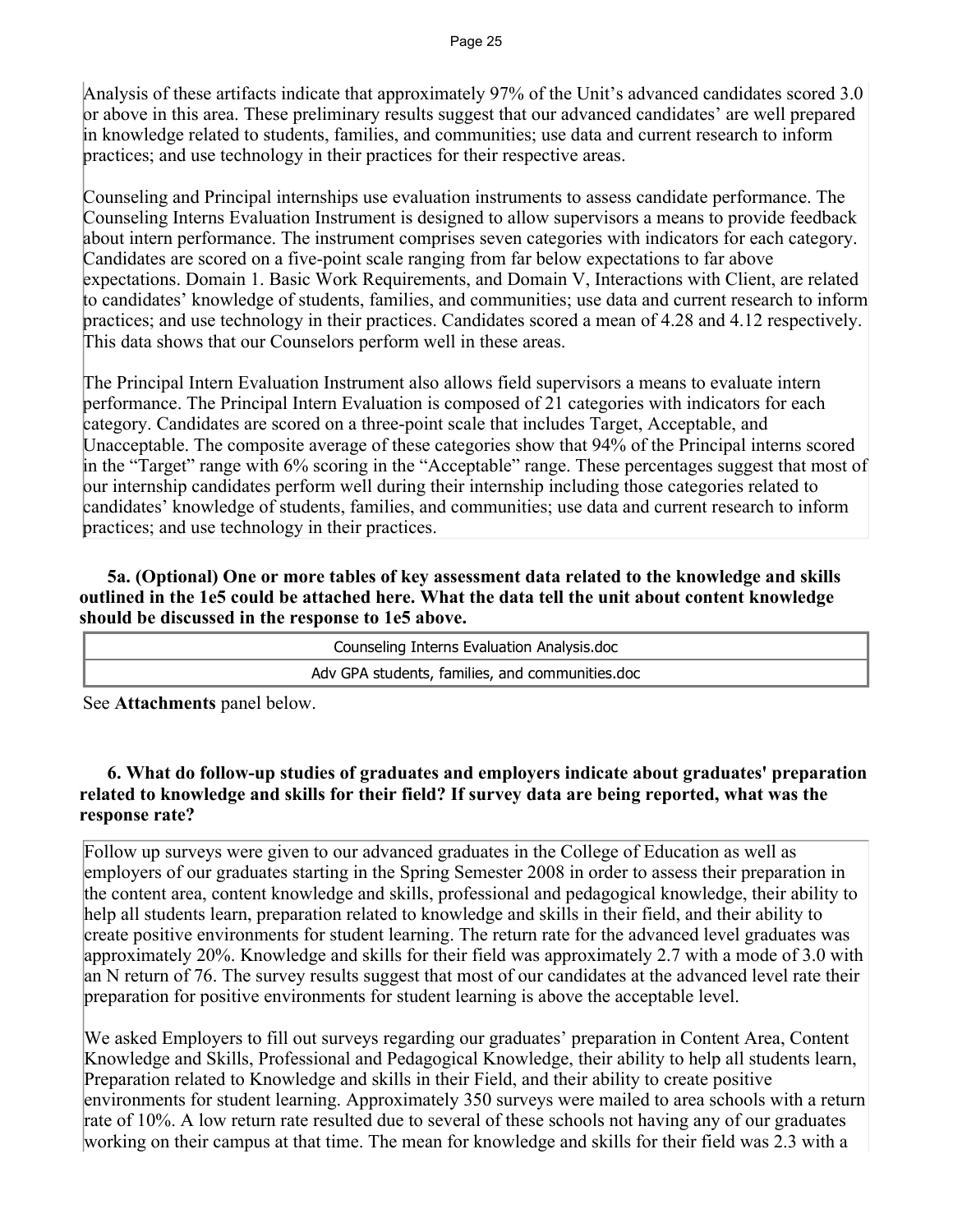Analysis of these artifacts indicate that approximately 97% of the Unit's advanced candidates scored 3.0 or above in this area. These preliminary results suggest that our advanced candidates' are well prepared in knowledge related to students, families, and communities; use data and current research to inform practices; and use technology in their practices for their respective areas.

Counseling and Principal internships use evaluation instruments to assess candidate performance. The Counseling Interns Evaluation Instrument is designed to allow supervisors a means to provide feedback about intern performance. The instrument comprises seven categories with indicators for each category. Candidates are scored on a five-point scale ranging from far below expectations to far above expectations. Domain 1. Basic Work Requirements, and Domain V, Interactions with Client, are related to candidates' knowledge of students, families, and communities; use data and current research to inform practices; and use technology in their practices. Candidates scored a mean of 4.28 and 4.12 respectively. This data shows that our Counselors perform well in these areas.

The Principal Intern Evaluation Instrument also allows field supervisors a means to evaluate intern performance. The Principal Intern Evaluation is composed of 21 categories with indicators for each category. Candidates are scored on a three-point scale that includes Target, Acceptable, and Unacceptable. The composite average of these categories show that 94% of the Principal interns scored in the "Target" range with 6% scoring in the "Acceptable" range. These percentages suggest that most of our internship candidates perform well during their internship including those categories related to candidates' knowledge of students, families, and communities; use data and current research to inform practices; and use technology in their practices.

**5a. (Optional) One or more tables of key assessment data related to the knowledge and skills outlined in the 1e5 could be attached here. What the data tell the unit about content knowledge should be discussed in the response to 1e5 above.**

| Counseling Interns Evaluation Analysis.doc |
|---|
| Adv GPA students, families, and communities.doc |

See **Attachments** panel below.

**6. What do follow-up studies of graduates and employers indicate about graduates' preparation related to knowledge and skills for their field? If survey data are being reported, what was the response rate?**

Follow up surveys were given to our advanced graduates in the College of Education as well as employers of our graduates starting in the Spring Semester 2008 in order to assess their preparation in the content area, content knowledge and skills, professional and pedagogical knowledge, their ability to help all students learn, preparation related to knowledge and skills in their field, and their ability to create positive environments for student learning. The return rate for the advanced level graduates was approximately 20%. Knowledge and skills for their field was approximately 2.7 with a mode of 3.0 with an N return of 76. The survey results suggest that most of our candidates at the advanced level rate their preparation for positive environments for student learning is above the acceptable level.

We asked Employers to fill out surveys regarding our graduates' preparation in Content Area, Content Knowledge and Skills, Professional and Pedagogical Knowledge, their ability to help all students learn, Preparation related to Knowledge and skills in their Field, and their ability to create positive environments for student learning. Approximately 350 surveys were mailed to area schools with a return rate of 10%. A low return rate resulted due to several of these schools not having any of our graduates working on their campus at that time. The mean for knowledge and skills for their field was 2.3 with a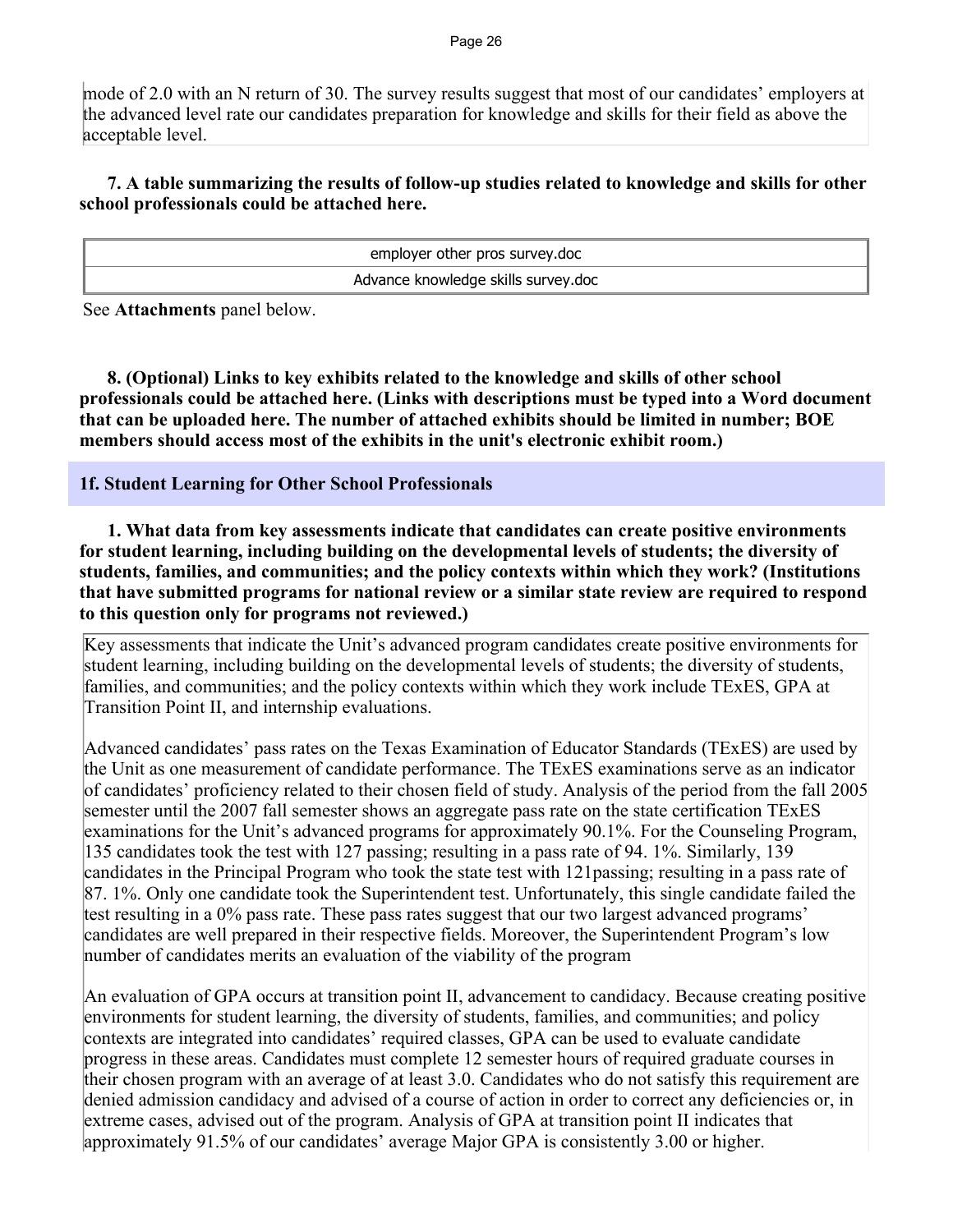mode of 2.0 with an N return of 30. The survey results suggest that most of our candidates' employers at the advanced level rate our candidates preparation for knowledge and skills for their field as above the acceptable level.

**7. A table summarizing the results of follow-up studies related to knowledge and skills for other school professionals could be attached here.**

| employer other pros survey.doc |
|---|
| Advance knowledge skills survey.doc |

See **Attachments** panel below.

**8. (Optional) Links to key exhibits related to the knowledge and skills of other school professionals could be attached here. (Links with descriptions must be typed into a Word document that can be uploaded here. The number of attached exhibits should be limited in number; BOE members should access most of the exhibits in the unit's electronic exhibit room.)**

## 1f. Student Learning for Other School Professionals

**1. What data from key assessments indicate that candidates can create positive environments for student learning, including building on the developmental levels of students; the diversity of students, families, and communities; and the policy contexts within which they work? (Institutions that have submitted programs for national review or a similar state review are required to respond to this question only for programs not reviewed.)**

Key assessments that indicate the Unit's advanced program candidates create positive environments for student learning, including building on the developmental levels of students; the diversity of students, families, and communities; and the policy contexts within which they work include TExES, GPA at Transition Point II, and internship evaluations.

Advanced candidates' pass rates on the Texas Examination of Educator Standards (TExES) are used by the Unit as one measurement of candidate performance. The TExES examinations serve as an indicator of candidates' proficiency related to their chosen field of study. Analysis of the period from the fall 2005 semester until the 2007 fall semester shows an aggregate pass rate on the state certification TExES examinations for the Unit's advanced programs for approximately 90.1%. For the Counseling Program, 135 candidates took the test with 127 passing; resulting in a pass rate of 94. 1%. Similarly, 139 candidates in the Principal Program who took the state test with 121passing; resulting in a pass rate of 87. 1%. Only one candidate took the Superintendent test. Unfortunately, this single candidate failed the test resulting in a 0% pass rate. These pass rates suggest that our two largest advanced programs' candidates are well prepared in their respective fields. Moreover, the Superintendent Program's low number of candidates merits an evaluation of the viability of the program

An evaluation of GPA occurs at transition point II, advancement to candidacy. Because creating positive environments for student learning, the diversity of students, families, and communities; and policy contexts are integrated into candidates' required classes, GPA can be used to evaluate candidate progress in these areas. Candidates must complete 12 semester hours of required graduate courses in their chosen program with an average of at least 3.0. Candidates who do not satisfy this requirement are denied admission candidacy and advised of a course of action in order to correct any deficiencies or, in extreme cases, advised out of the program. Analysis of GPA at transition point II indicates that approximately 91.5% of our candidates' average Major GPA is consistently 3.00 or higher.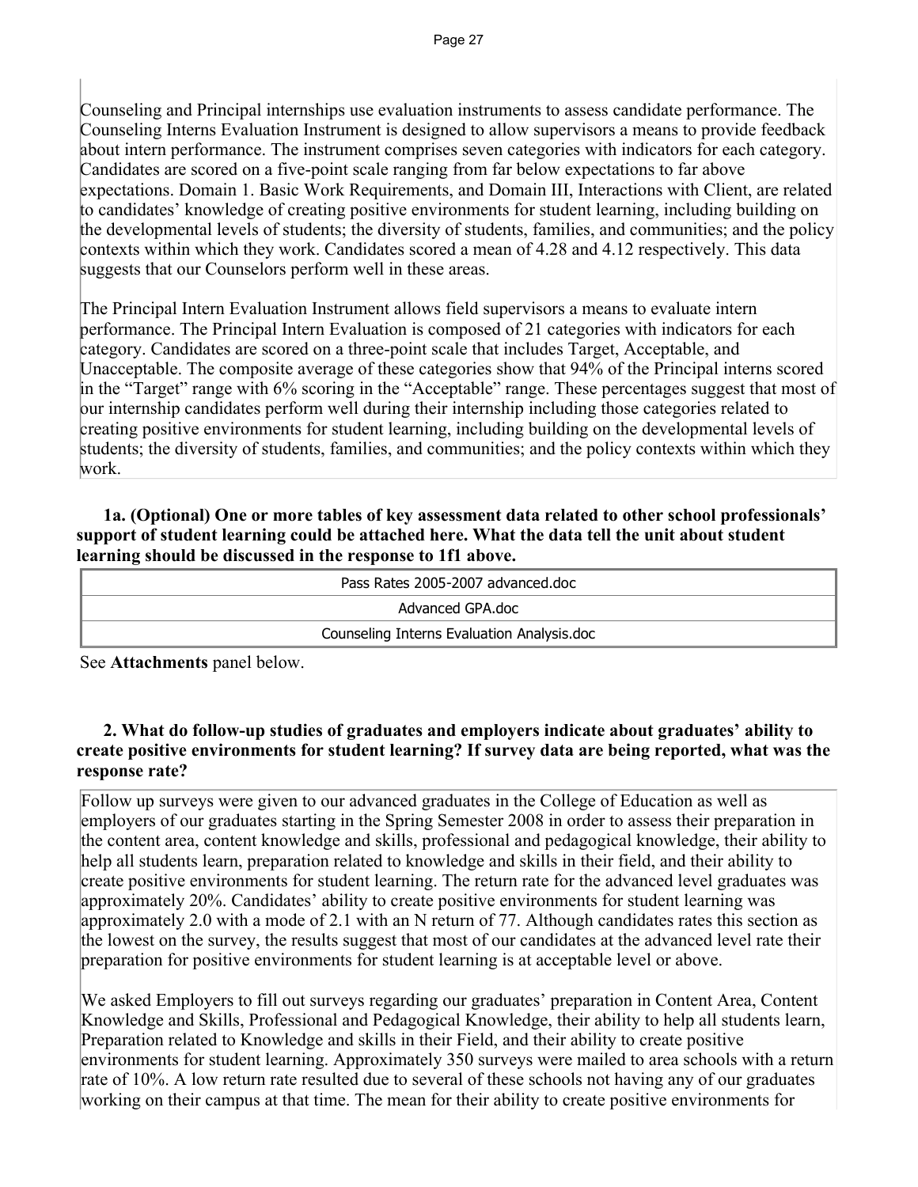Counseling and Principal internships use evaluation instruments to assess candidate performance. The Counseling Interns Evaluation Instrument is designed to allow supervisors a means to provide feedback about intern performance. The instrument comprises seven categories with indicators for each category. Candidates are scored on a five-point scale ranging from far below expectations to far above expectations. Domain 1. Basic Work Requirements, and Domain III, Interactions with Client, are related to candidates' knowledge of creating positive environments for student learning, including building on the developmental levels of students; the diversity of students, families, and communities; and the policy contexts within which they work. Candidates scored a mean of 4.28 and 4.12 respectively. This data suggests that our Counselors perform well in these areas.

The Principal Intern Evaluation Instrument allows field supervisors a means to evaluate intern performance. The Principal Intern Evaluation is composed of 21 categories with indicators for each category. Candidates are scored on a three-point scale that includes Target, Acceptable, and Unacceptable. The composite average of these categories show that 94% of the Principal interns scored in the "Target" range with 6% scoring in the "Acceptable" range. These percentages suggest that most of our internship candidates perform well during their internship including those categories related to creating positive environments for student learning, including building on the developmental levels of students; the diversity of students, families, and communities; and the policy contexts within which they work.

**1a. (Optional) One or more tables of key assessment data related to other school professionals' support of student learning could be attached here. What the data tell the unit about student learning should be discussed in the response to 1f1 above.**

| Pass Rates 2005-2007 advanced.doc |
|---|
| Advanced GPA.doc |
| Counseling Interns Evaluation Analysis.doc |

See **Attachments** panel below.

**2. What do follow-up studies of graduates and employers indicate about graduates' ability to create positive environments for student learning? If survey data are being reported, what was the response rate?**

Follow up surveys were given to our advanced graduates in the College of Education as well as employers of our graduates starting in the Spring Semester 2008 in order to assess their preparation in the content area, content knowledge and skills, professional and pedagogical knowledge, their ability to help all students learn, preparation related to knowledge and skills in their field, and their ability to create positive environments for student learning. The return rate for the advanced level graduates was approximately 20%. Candidates' ability to create positive environments for student learning was approximately 2.0 with a mode of 2.1 with an N return of 77. Although candidates rates this section as the lowest on the survey, the results suggest that most of our candidates at the advanced level rate their preparation for positive environments for student learning is at acceptable level or above.

We asked Employers to fill out surveys regarding our graduates' preparation in Content Area, Content Knowledge and Skills, Professional and Pedagogical Knowledge, their ability to help all students learn, Preparation related to Knowledge and skills in their Field, and their ability to create positive environments for student learning. Approximately 350 surveys were mailed to area schools with a return rate of 10%. A low return rate resulted due to several of these schools not having any of our graduates working on their campus at that time. The mean for their ability to create positive environments for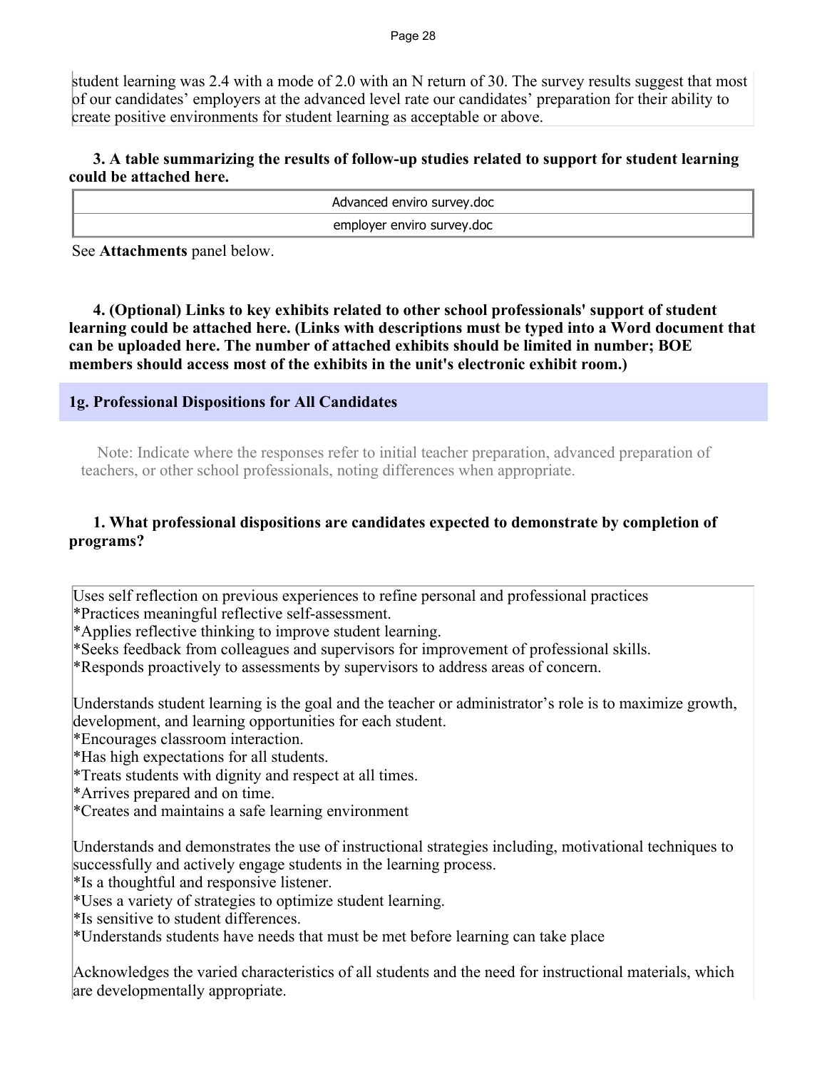student learning was 2.4 with a mode of 2.0 with an N return of 30. The survey results suggest that most of our candidates' employers at the advanced level rate our candidates' preparation for their ability to create positive environments for student learning as acceptable or above.

**3. A table summarizing the results of follow-up studies related to support for student learning could be attached here.**

| Advanced enviro survey.doc |
|---|
| employer enviro survey.doc |

See **Attachments** panel below.

**4. (Optional) Links to key exhibits related to other school professionals' support of student learning could be attached here. (Links with descriptions must be typed into a Word document that can be uploaded here. The number of attached exhibits should be limited in number; BOE members should access most of the exhibits in the unit's electronic exhibit room.)**

## 1g. Professional Dispositions for All Candidates

Note: Indicate where the responses refer to initial teacher preparation, advanced preparation of teachers, or other school professionals, noting differences when appropriate.

**1. What professional dispositions are candidates expected to demonstrate by completion of programs?**

Uses self reflection on previous experiences to refine personal and professional practices
*Practices meaningful reflective self-assessment.
*Applies reflective thinking to improve student learning.
*Seeks feedback from colleagues and supervisors for improvement of professional skills.
*Responds proactively to assessments by supervisors to address areas of concern.

Understands student learning is the goal and the teacher or administrator's role is to maximize growth, development, and learning opportunities for each student.
*Encourages classroom interaction.
*Has high expectations for all students.
*Treats students with dignity and respect at all times.
*Arrives prepared and on time.
*Creates and maintains a safe learning environment

Understands and demonstrates the use of instructional strategies including, motivational techniques to successfully and actively engage students in the learning process.
*Is a thoughtful and responsive listener.
*Uses a variety of strategies to optimize student learning.
*Is sensitive to student differences.
*Understands students have needs that must be met before learning can take place

Acknowledges the varied characteristics of all students and the need for instructional materials, which are developmentally appropriate.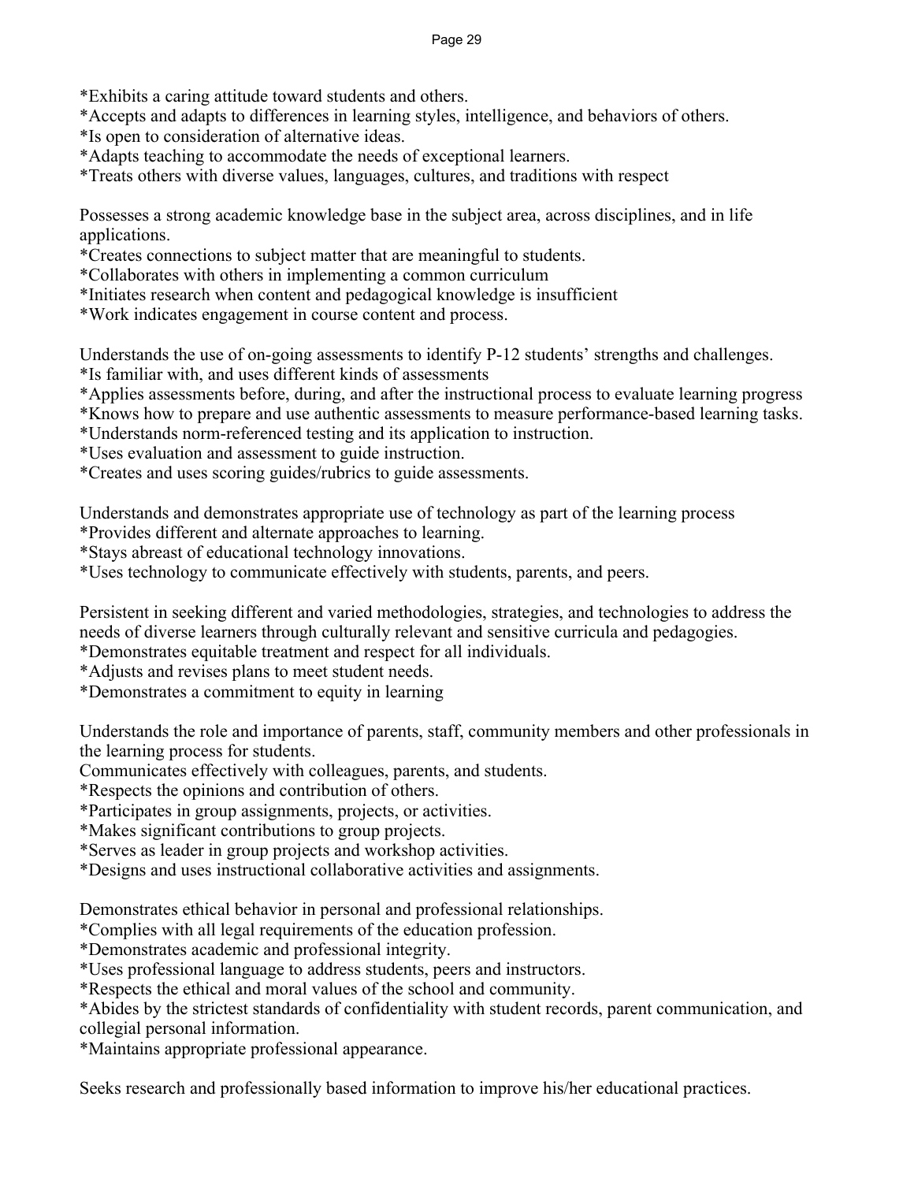*Exhibits a caring attitude toward students and others.
*Accepts and adapts to differences in learning styles, intelligence, and behaviors of others.
*Is open to consideration of alternative ideas.
*Adapts teaching to accommodate the needs of exceptional learners.
*Treats others with diverse values, languages, cultures, and traditions with respect

Possesses a strong academic knowledge base in the subject area, across disciplines, and in life applications.
*Creates connections to subject matter that are meaningful to students.
*Collaborates with others in implementing a common curriculum
*Initiates research when content and pedagogical knowledge is insufficient
*Work indicates engagement in course content and process.

Understands the use of on-going assessments to identify P-12 students' strengths and challenges.
*Is familiar with, and uses different kinds of assessments
*Applies assessments before, during, and after the instructional process to evaluate learning progress
*Knows how to prepare and use authentic assessments to measure performance-based learning tasks.
*Understands norm-referenced testing and its application to instruction.
*Uses evaluation and assessment to guide instruction.
*Creates and uses scoring guides/rubrics to guide assessments.

Understands and demonstrates appropriate use of technology as part of the learning process
*Provides different and alternate approaches to learning.
*Stays abreast of educational technology innovations.
*Uses technology to communicate effectively with students, parents, and peers.

Persistent in seeking different and varied methodologies, strategies, and technologies to address the needs of diverse learners through culturally relevant and sensitive curricula and pedagogies.
*Demonstrates equitable treatment and respect for all individuals.
*Adjusts and revises plans to meet student needs.
*Demonstrates a commitment to equity in learning

Understands the role and importance of parents, staff, community members and other professionals in the learning process for students.
Communicates effectively with colleagues, parents, and students.
*Respects the opinions and contribution of others.
*Participates in group assignments, projects, or activities.
*Makes significant contributions to group projects.
*Serves as leader in group projects and workshop activities.
*Designs and uses instructional collaborative activities and assignments.

Demonstrates ethical behavior in personal and professional relationships.
*Complies with all legal requirements of the education profession.
*Demonstrates academic and professional integrity.
*Uses professional language to address students, peers and instructors.
*Respects the ethical and moral values of the school and community.
*Abides by the strictest standards of confidentiality with student records, parent communication, and collegial personal information.
*Maintains appropriate professional appearance.

Seeks research and professionally based information to improve his/her educational practices.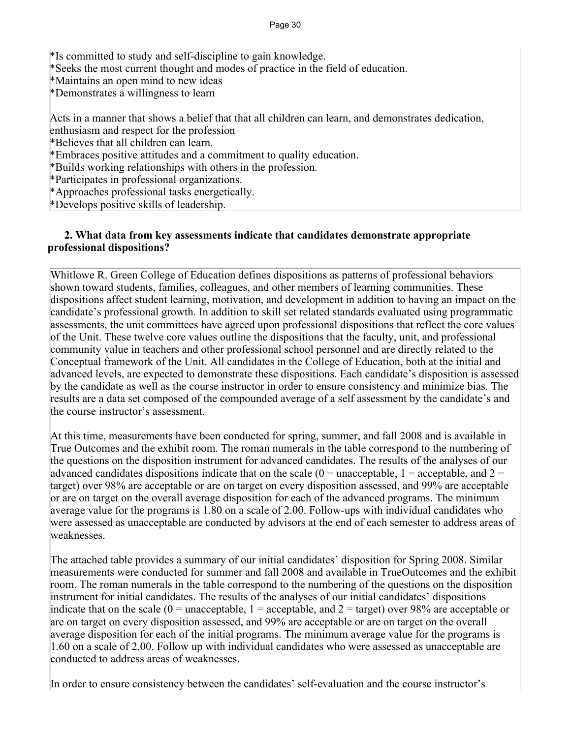*Is committed to study and self-discipline to gain knowledge.
*Seeks the most current thought and modes of practice in the field of education.
*Maintains an open mind to new ideas
*Demonstrates a willingness to learn

Acts in a manner that shows a belief that that all children can learn, and demonstrates dedication, enthusiasm and respect for the profession
*Believes that all children can learn.
*Embraces positive attitudes and a commitment to quality education.
*Builds working relationships with others in the profession.
*Participates in professional organizations.
*Approaches professional tasks energetically.
*Develops positive skills of leadership.

**2. What data from key assessments indicate that candidates demonstrate appropriate professional dispositions?**

Whitlowe R. Green College of Education defines dispositions as patterns of professional behaviors shown toward students, families, colleagues, and other members of learning communities. These dispositions affect student learning, motivation, and development in addition to having an impact on the candidate's professional growth. In addition to skill set related standards evaluated using programmatic assessments, the unit committees have agreed upon professional dispositions that reflect the core values of the Unit. These twelve core values outline the dispositions that the faculty, unit, and professional community value in teachers and other professional school personnel and are directly related to the Conceptual framework of the Unit. All candidates in the College of Education, both at the initial and advanced levels, are expected to demonstrate these dispositions. Each candidate's disposition is assessed by the candidate as well as the course instructor in order to ensure consistency and minimize bias. The results are a data set composed of the compounded average of a self assessment by the candidate's and the course instructor's assessment.

At this time, measurements have been conducted for spring, summer, and fall 2008 and is available in True Outcomes and the exhibit room. The roman numerals in the table correspond to the numbering of the questions on the disposition instrument for advanced candidates. The results of the analyses of our advanced candidates dispositions indicate that on the scale (0 = unacceptable, 1 = acceptable, and 2 = target) over 98% are acceptable or are on target on every disposition assessed, and 99% are acceptable or are on target on the overall average disposition for each of the advanced programs. The minimum average value for the programs is 1.80 on a scale of 2.00. Follow-ups with individual candidates who were assessed as unacceptable are conducted by advisors at the end of each semester to address areas of weaknesses.

The attached table provides a summary of our initial candidates' disposition for Spring 2008. Similar measurements were conducted for summer and fall 2008 and available in TrueOutcomes and the exhibit room. The roman numerals in the table correspond to the numbering of the questions on the disposition instrument for initial candidates. The results of the analyses of our initial candidates' dispositions indicate that on the scale (0 = unacceptable, 1 = acceptable, and 2 = target) over 98% are acceptable or are on target on every disposition assessed, and 99% are acceptable or are on target on the overall average disposition for each of the initial programs. The minimum average value for the programs is 1.60 on a scale of 2.00. Follow up with individual candidates who were assessed as unacceptable are conducted to address areas of weaknesses.

In order to ensure consistency between the candidates' self-evaluation and the course instructor's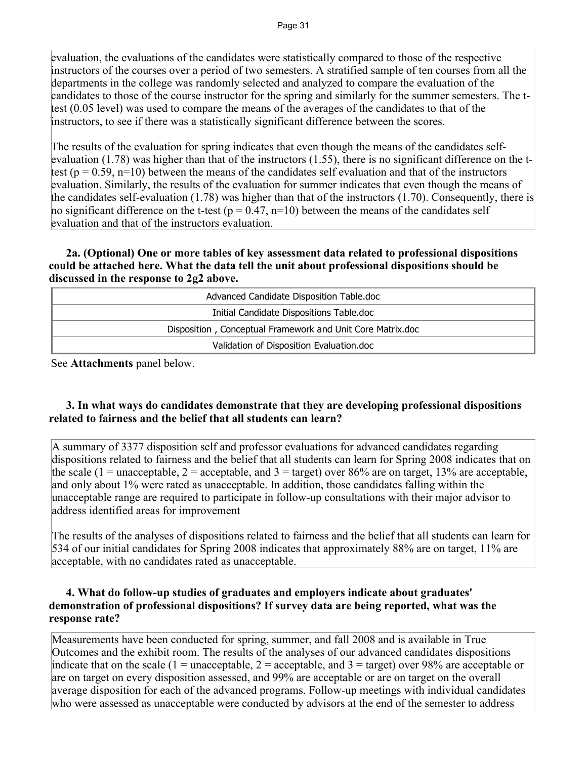evaluation, the evaluations of the candidates were statistically compared to those of the respective instructors of the courses over a period of two semesters. A stratified sample of ten courses from all the departments in the college was randomly selected and analyzed to compare the evaluation of the candidates to those of the course instructor for the spring and similarly for the summer semesters. The t-test (0.05 level) was used to compare the means of the averages of the candidates to that of the instructors, to see if there was a statistically significant difference between the scores.

The results of the evaluation for spring indicates that even though the means of the candidates self-evaluation (1.78) was higher than that of the instructors (1.55), there is no significant difference on the t-test ($p = 0.59$, $n=10$) between the means of the candidates self evaluation and that of the instructors evaluation. Similarly, the results of the evaluation for summer indicates that even though the means of the candidates self-evaluation (1.78) was higher than that of the instructors (1.70). Consequently, there is no significant difference on the t-test ($p = 0.47$, $n=10$) between the means of the candidates self evaluation and that of the instructors evaluation.

**2a. (Optional) One or more tables of key assessment data related to professional dispositions could be attached here. What the data tell the unit about professional dispositions should be discussed in the response to 2g2 above.**

| Advanced Candidate Disposition Table.doc |
|---|
| Initial Candidate Dispositions Table.doc |
| Disposition , Conceptual Framework and Unit Core Matrix.doc |
| Validation of Disposition Evaluation.doc |

See **Attachments** panel below.

**3. In what ways do candidates demonstrate that they are developing professional dispositions related to fairness and the belief that all students can learn?**

A summary of 3377 disposition self and professor evaluations for advanced candidates regarding dispositions related to fairness and the belief that all students can learn for Spring 2008 indicates that on the scale (1 = unacceptable, 2 = acceptable, and 3 = target) over 86% are on target, 13% are acceptable, and only about 1% were rated as unacceptable. In addition, those candidates falling within the unacceptable range are required to participate in follow-up consultations with their major advisor to address identified areas for improvement

The results of the analyses of dispositions related to fairness and the belief that all students can learn for 534 of our initial candidates for Spring 2008 indicates that approximately 88% are on target, 11% are acceptable, with no candidates rated as unacceptable.

**4. What do follow-up studies of graduates and employers indicate about graduates' demonstration of professional dispositions? If survey data are being reported, what was the response rate?**

Measurements have been conducted for spring, summer, and fall 2008 and is available in True Outcomes and the exhibit room. The results of the analyses of our advanced candidates dispositions indicate that on the scale (1 = unacceptable, 2 = acceptable, and 3 = target) over 98% are acceptable or are on target on every disposition assessed, and 99% are acceptable or are on target on the overall average disposition for each of the advanced programs. Follow-up meetings with individual candidates who were assessed as unacceptable were conducted by advisors at the end of the semester to address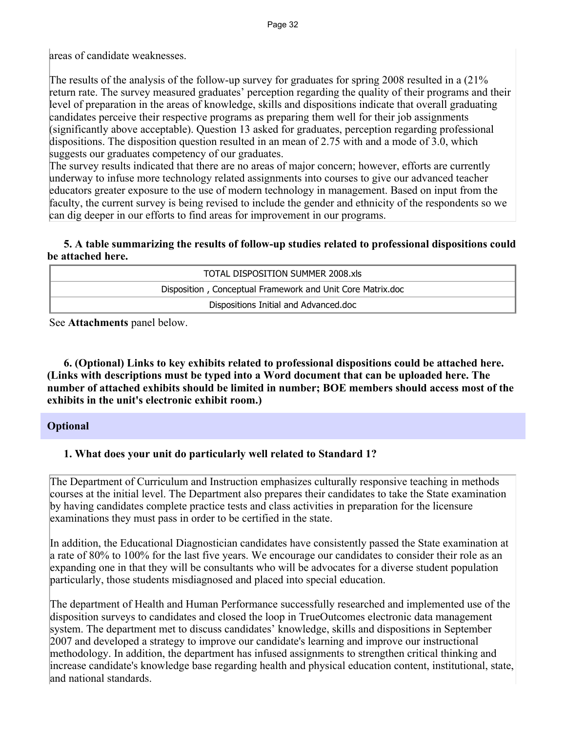areas of candidate weaknesses.

The results of the analysis of the follow-up survey for graduates for spring 2008 resulted in a (21% return rate. The survey measured graduates' perception regarding the quality of their programs and their level of preparation in the areas of knowledge, skills and dispositions indicate that overall graduating candidates perceive their respective programs as preparing them well for their job assignments (significantly above acceptable). Question 13 asked for graduates, perception regarding professional dispositions. The disposition question resulted in an mean of 2.75 with and a mode of 3.0, which suggests our graduates competency of our graduates.
The survey results indicated that there are no areas of major concern; however, efforts are currently underway to infuse more technology related assignments into courses to give our advanced teacher educators greater exposure to the use of modern technology in management. Based on input from the faculty, the current survey is being revised to include the gender and ethnicity of the respondents so we can dig deeper in our efforts to find areas for improvement in our programs.

**5. A table summarizing the results of follow-up studies related to professional dispositions could be attached here.**

| TOTAL DISPOSITION SUMMER 2008.xls |
|---|
| Disposition , Conceptual Framework and Unit Core Matrix.doc |
| Dispositions Initial and Advanced.doc |

See **Attachments** panel below.

**6. (Optional) Links to key exhibits related to professional dispositions could be attached here. (Links with descriptions must be typed into a Word document that can be uploaded here. The number of attached exhibits should be limited in number; BOE members should access most of the exhibits in the unit's electronic exhibit room.)**

## Optional

**1. What does your unit do particularly well related to Standard 1?**

The Department of Curriculum and Instruction emphasizes culturally responsive teaching in methods courses at the initial level. The Department also prepares their candidates to take the State examination by having candidates complete practice tests and class activities in preparation for the licensure examinations they must pass in order to be certified in the state.

In addition, the Educational Diagnostician candidates have consistently passed the State examination at a rate of 80% to 100% for the last five years. We encourage our candidates to consider their role as an expanding one in that they will be consultants who will be advocates for a diverse student population particularly, those students misdiagnosed and placed into special education.

The department of Health and Human Performance successfully researched and implemented use of the disposition surveys to candidates and closed the loop in TrueOutcomes electronic data management system. The department met to discuss candidates' knowledge, skills and dispositions in September 2007 and developed a strategy to improve our candidate's learning and improve our instructional methodology. In addition, the department has infused assignments to strengthen critical thinking and increase candidate's knowledge base regarding health and physical education content, institutional, state, and national standards.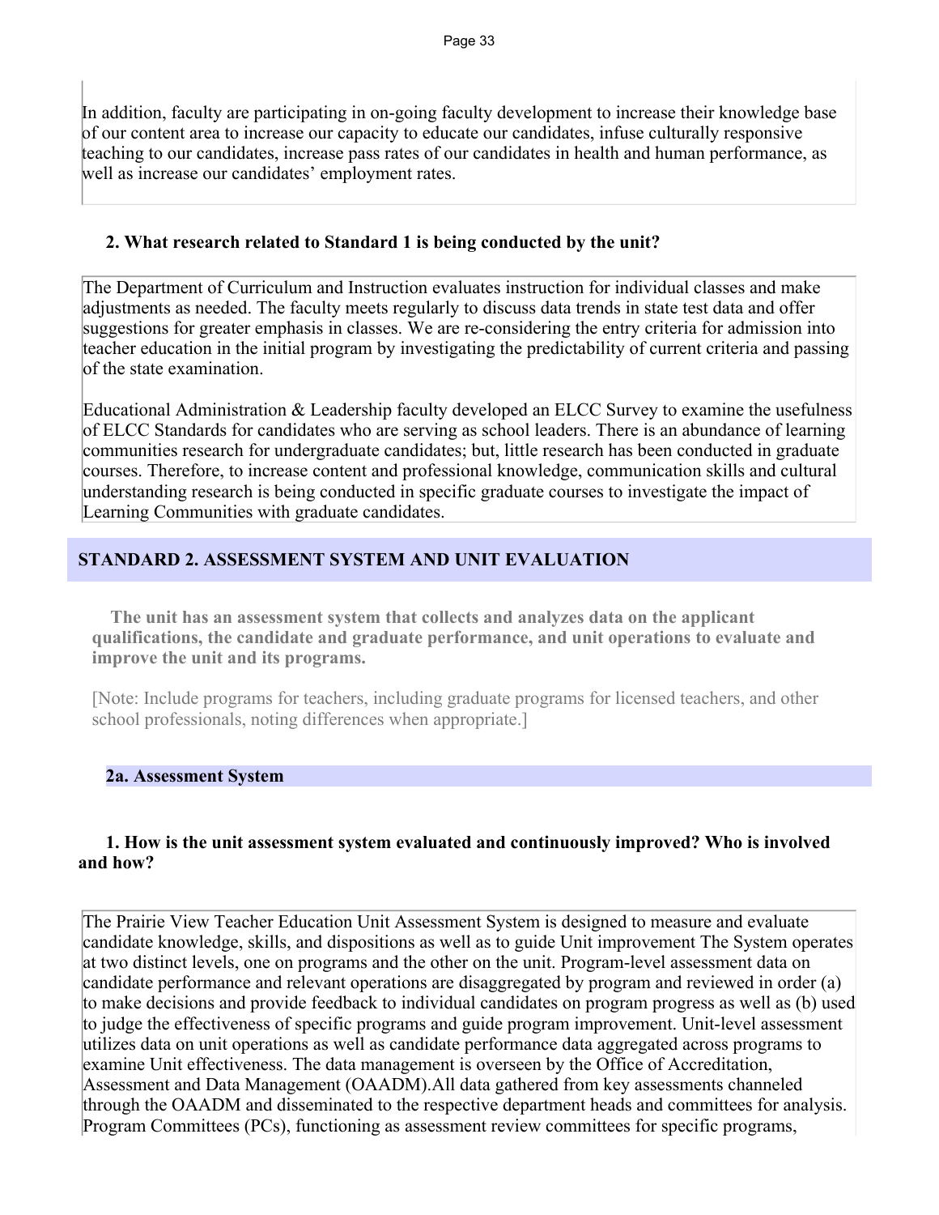In addition, faculty are participating in on-going faculty development to increase their knowledge base of our content area to increase our capacity to educate our candidates, infuse culturally responsive teaching to our candidates, increase pass rates of our candidates in health and human performance, as well as increase our candidates' employment rates.

**2. What research related to Standard 1 is being conducted by the unit?**

The Department of Curriculum and Instruction evaluates instruction for individual classes and make adjustments as needed. The faculty meets regularly to discuss data trends in state test data and offer suggestions for greater emphasis in classes. We are re-considering the entry criteria for admission into teacher education in the initial program by investigating the predictability of current criteria and passing of the state examination.

Educational Administration & Leadership faculty developed an ELCC Survey to examine the usefulness of ELCC Standards for candidates who are serving as school leaders. There is an abundance of learning communities research for undergraduate candidates; but, little research has been conducted in graduate courses. Therefore, to increase content and professional knowledge, communication skills and cultural understanding research is being conducted in specific graduate courses to investigate the impact of Learning Communities with graduate candidates.

## STANDARD 2. ASSESSMENT SYSTEM AND UNIT EVALUATION

**The unit has an assessment system that collects and analyzes data on the applicant qualifications, the candidate and graduate performance, and unit operations to evaluate and improve the unit and its programs.**

[Note: Include programs for teachers, including graduate programs for licensed teachers, and other school professionals, noting differences when appropriate.]

### 2a. Assessment System

**1. How is the unit assessment system evaluated and continuously improved? Who is involved and how?**

The Prairie View Teacher Education Unit Assessment System is designed to measure and evaluate candidate knowledge, skills, and dispositions as well as to guide Unit improvement The System operates at two distinct levels, one on programs and the other on the unit. Program-level assessment data on candidate performance and relevant operations are disaggregated by program and reviewed in order (a) to make decisions and provide feedback to individual candidates on program progress as well as (b) used to judge the effectiveness of specific programs and guide program improvement. Unit-level assessment utilizes data on unit operations as well as candidate performance data aggregated across programs to examine Unit effectiveness. The data management is overseen by the Office of Accreditation, Assessment and Data Management (OAADM).All data gathered from key assessments channeled through the OAADM and disseminated to the respective department heads and committees for analysis. Program Committees (PCs), functioning as assessment review committees for specific programs,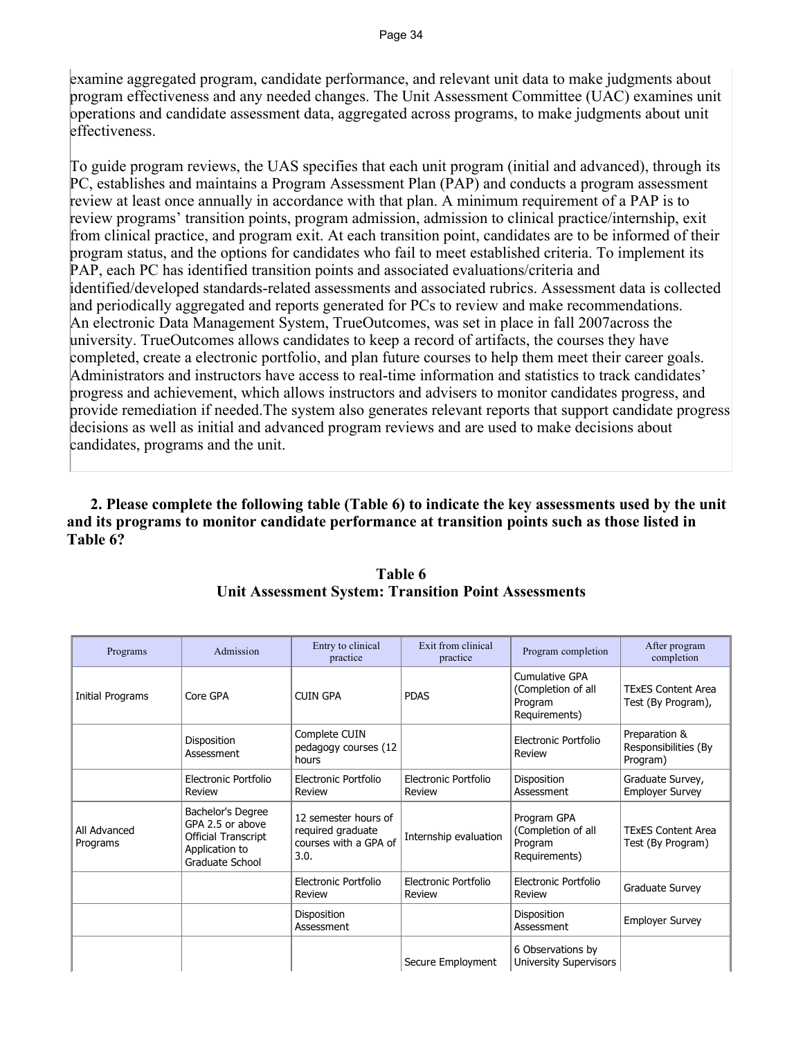examine aggregated program, candidate performance, and relevant unit data to make judgments about program effectiveness and any needed changes. The Unit Assessment Committee (UAC) examines unit operations and candidate assessment data, aggregated across programs, to make judgments about unit effectiveness.

To guide program reviews, the UAS specifies that each unit program (initial and advanced), through its PC, establishes and maintains a Program Assessment Plan (PAP) and conducts a program assessment review at least once annually in accordance with that plan. A minimum requirement of a PAP is to review programs' transition points, program admission, admission to clinical practice/internship, exit from clinical practice, and program exit. At each transition point, candidates are to be informed of their program status, and the options for candidates who fail to meet established criteria. To implement its PAP, each PC has identified transition points and associated evaluations/criteria and identified/developed standards-related assessments and associated rubrics. Assessment data is collected and periodically aggregated and reports generated for PCs to review and make recommendations. An electronic Data Management System, TrueOutcomes, was set in place in fall 2007across the university. TrueOutcomes allows candidates to keep a record of artifacts, the courses they have completed, create a electronic portfolio, and plan future courses to help them meet their career goals. Administrators and instructors have access to real-time information and statistics to track candidates' progress and achievement, which allows instructors and advisers to monitor candidates progress, and provide remediation if needed.The system also generates relevant reports that support candidate progress decisions as well as initial and advanced program reviews and are used to make decisions about candidates, programs and the unit.

**2. Please complete the following table (Table 6) to indicate the key assessments used by the unit and its programs to monitor candidate performance at transition points such as those listed in Table 6?**

**Table 6**
**Unit Assessment System: Transition Point Assessments**

| Programs | Admission | Entry to clinical practice | Exit from clinical practice | Program completion | After program completion |
|---|---|---|---|---|---|
| Initial Programs | Core GPA | CUIN GPA | PDAS | Cumulative GPA (Completion of all Program Requirements) | TExES Content Area Test (By Program), |
| | Disposition Assessment | Complete CUIN pedagogy courses (12 hours | | Electronic Portfolio Review | Preparation & Responsibilities (By Program) |
| | Electronic Portfolio Review | Electronic Portfolio Review | Electronic Portfolio Review | Disposition Assessment | Graduate Survey, Employer Survey |
| All Advanced Programs | Bachelor's Degree GPA 2.5 or above Official Transcript Application to Graduate School | 12 semester hours of required graduate courses with a GPA of 3.0. | Internship evaluation | Program GPA (Completion of all Program Requirements) | TExES Content Area Test (By Program) |
| | | Electronic Portfolio Review | Electronic Portfolio Review | Electronic Portfolio Review | Graduate Survey |
| | | Disposition Assessment | | Disposition Assessment | Employer Survey |
| | | | Secure Employment | 6 Observations by University Supervisors | |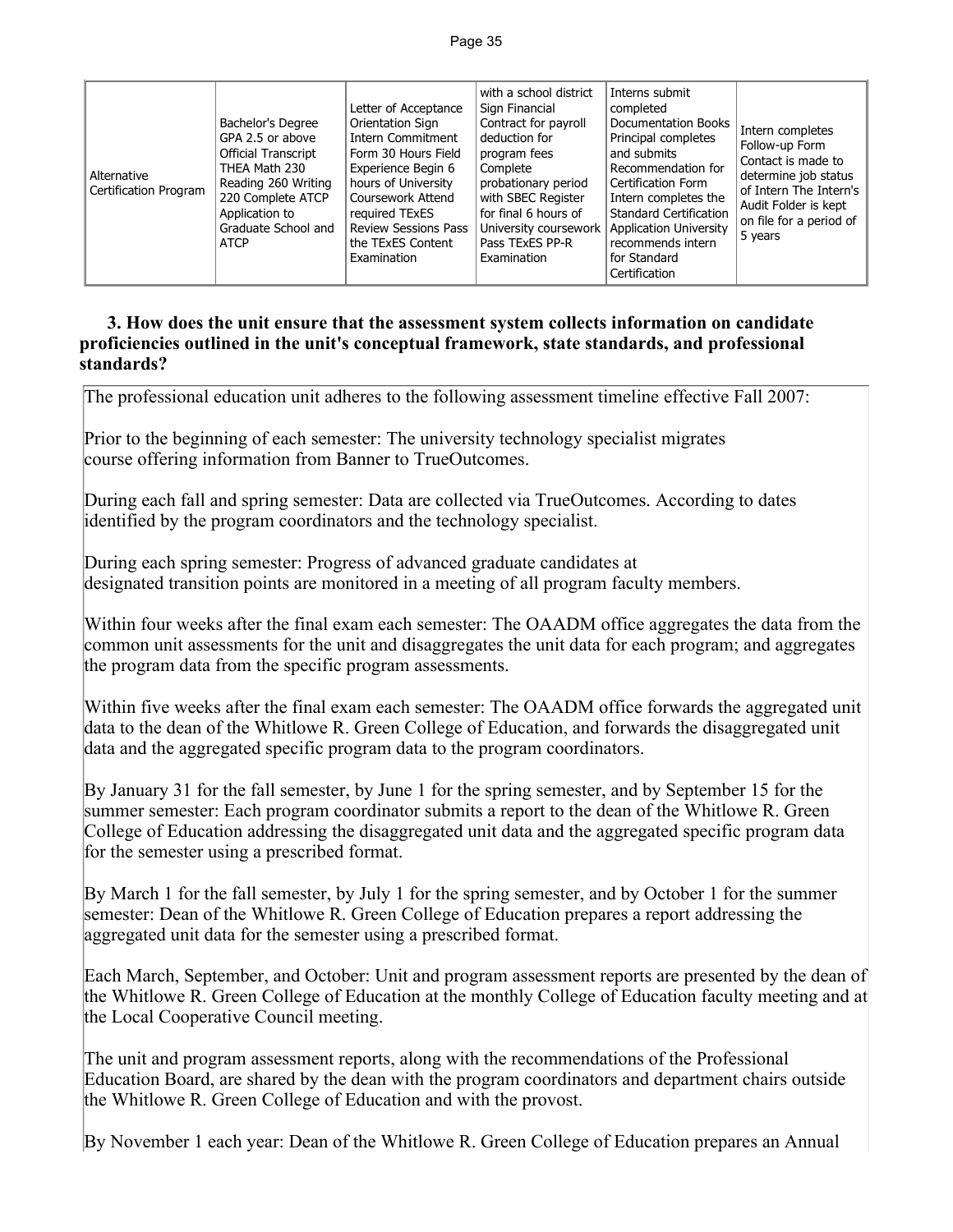| Alternative Certification Program | Bachelor's Degree GPA 2.5 or above Official Transcript THEA Math 230 Reading 260 Writing 220 Complete ATCP Application to Graduate School and ATCP | Letter of Acceptance Orientation Sign Intern Commitment Form 30 Hours Field Experience Begin 6 hours of University Coursework Attend required TExES Review Sessions Pass the TExES Content Examination | with a school district Sign Financial Contract for payroll deduction for program fees Complete probationary period with SBEC Register for final 6 hours of University coursework Pass TExES PP-R Examination | Interns submit completed Documentation Books Principal completes and submits Recommendation for Certification Form Intern completes the Standard Certification Application University recommends intern for Standard Certification | Intern completes Follow-up Form Contact is made to determine job status of Intern The Intern's Audit Folder is kept on file for a period of 5 years |
|---|---|---|---|---|---|

**3. How does the unit ensure that the assessment system collects information on candidate proficiencies outlined in the unit's conceptual framework, state standards, and professional standards?**

The professional education unit adheres to the following assessment timeline effective Fall 2007:

Prior to the beginning of each semester: The university technology specialist migrates course offering information from Banner to TrueOutcomes.

During each fall and spring semester: Data are collected via TrueOutcomes. According to dates identified by the program coordinators and the technology specialist.

During each spring semester: Progress of advanced graduate candidates at designated transition points are monitored in a meeting of all program faculty members.

Within four weeks after the final exam each semester: The OAADM office aggregates the data from the common unit assessments for the unit and disaggregates the unit data for each program; and aggregates the program data from the specific program assessments.

Within five weeks after the final exam each semester: The OAADM office forwards the aggregated unit data to the dean of the Whitlowe R. Green College of Education, and forwards the disaggregated unit data and the aggregated specific program data to the program coordinators.

By January 31 for the fall semester, by June 1 for the spring semester, and by September 15 for the summer semester: Each program coordinator submits a report to the dean of the Whitlowe R. Green College of Education addressing the disaggregated unit data and the aggregated specific program data for the semester using a prescribed format.

By March 1 for the fall semester, by July 1 for the spring semester, and by October 1 for the summer semester: Dean of the Whitlowe R. Green College of Education prepares a report addressing the aggregated unit data for the semester using a prescribed format.

Each March, September, and October: Unit and program assessment reports are presented by the dean of the Whitlowe R. Green College of Education at the monthly College of Education faculty meeting and at the Local Cooperative Council meeting.

The unit and program assessment reports, along with the recommendations of the Professional Education Board, are shared by the dean with the program coordinators and department chairs outside the Whitlowe R. Green College of Education and with the provost.

By November 1 each year: Dean of the Whitlowe R. Green College of Education prepares an Annual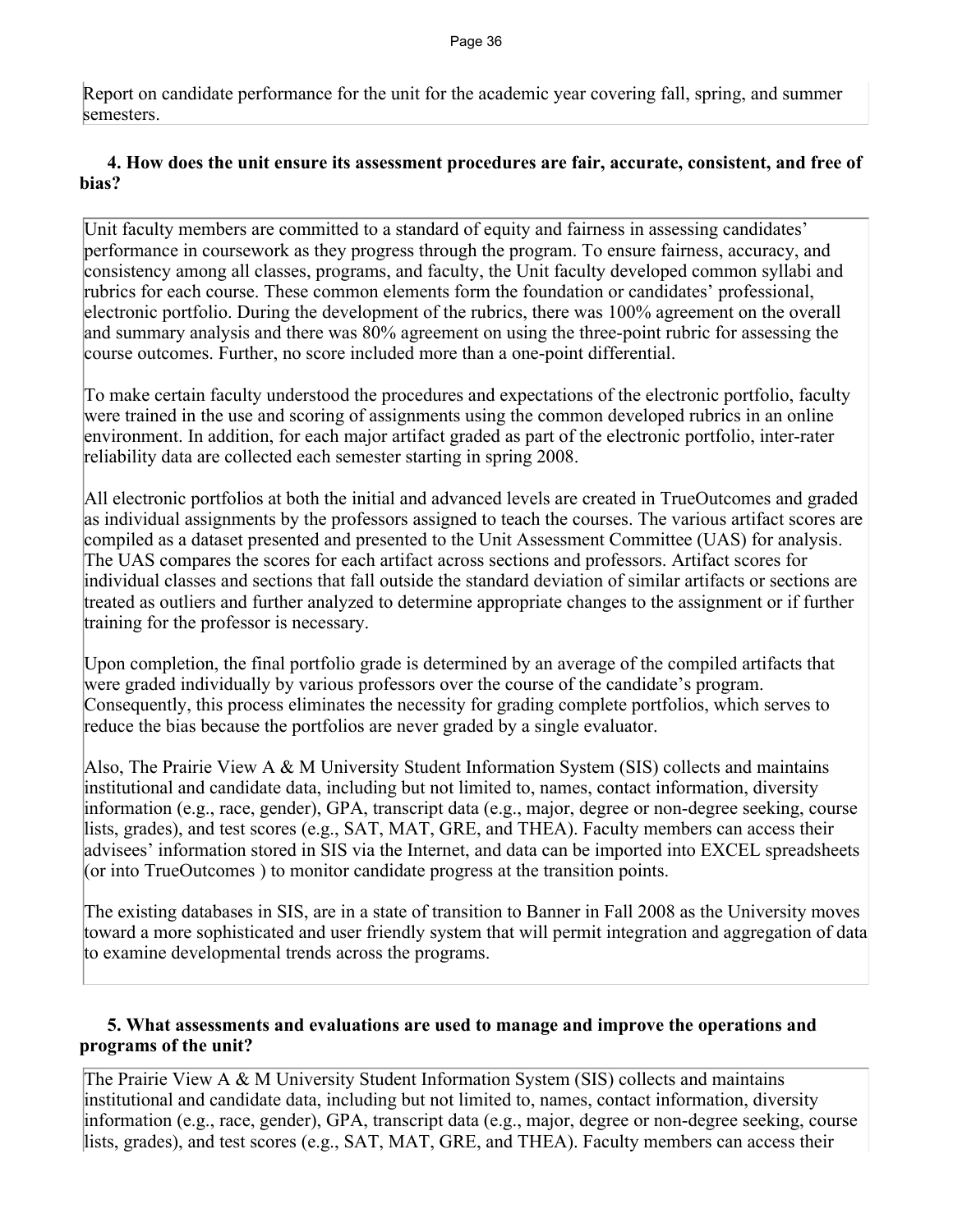Report on candidate performance for the unit for the academic year covering fall, spring, and summer semesters.

**4. How does the unit ensure its assessment procedures are fair, accurate, consistent, and free of bias?**

Unit faculty members are committed to a standard of equity and fairness in assessing candidates' performance in coursework as they progress through the program. To ensure fairness, accuracy, and consistency among all classes, programs, and faculty, the Unit faculty developed common syllabi and rubrics for each course. These common elements form the foundation or candidates' professional, electronic portfolio. During the development of the rubrics, there was 100% agreement on the overall and summary analysis and there was 80% agreement on using the three-point rubric for assessing the course outcomes. Further, no score included more than a one-point differential.

To make certain faculty understood the procedures and expectations of the electronic portfolio, faculty were trained in the use and scoring of assignments using the common developed rubrics in an online environment. In addition, for each major artifact graded as part of the electronic portfolio, inter-rater reliability data are collected each semester starting in spring 2008.

All electronic portfolios at both the initial and advanced levels are created in TrueOutcomes and graded as individual assignments by the professors assigned to teach the courses. The various artifact scores are compiled as a dataset presented and presented to the Unit Assessment Committee (UAS) for analysis. The UAS compares the scores for each artifact across sections and professors. Artifact scores for individual classes and sections that fall outside the standard deviation of similar artifacts or sections are treated as outliers and further analyzed to determine appropriate changes to the assignment or if further training for the professor is necessary.

Upon completion, the final portfolio grade is determined by an average of the compiled artifacts that were graded individually by various professors over the course of the candidate's program. Consequently, this process eliminates the necessity for grading complete portfolios, which serves to reduce the bias because the portfolios are never graded by a single evaluator.

Also, The Prairie View A & M University Student Information System (SIS) collects and maintains institutional and candidate data, including but not limited to, names, contact information, diversity information (e.g., race, gender), GPA, transcript data (e.g., major, degree or non-degree seeking, course lists, grades), and test scores (e.g., SAT, MAT, GRE, and THEA). Faculty members can access their advisees' information stored in SIS via the Internet, and data can be imported into EXCEL spreadsheets (or into TrueOutcomes ) to monitor candidate progress at the transition points.

The existing databases in SIS, are in a state of transition to Banner in Fall 2008 as the University moves toward a more sophisticated and user friendly system that will permit integration and aggregation of data to examine developmental trends across the programs.

**5. What assessments and evaluations are used to manage and improve the operations and programs of the unit?**

The Prairie View A & M University Student Information System (SIS) collects and maintains institutional and candidate data, including but not limited to, names, contact information, diversity information (e.g., race, gender), GPA, transcript data (e.g., major, degree or non-degree seeking, course lists, grades), and test scores (e.g., SAT, MAT, GRE, and THEA). Faculty members can access their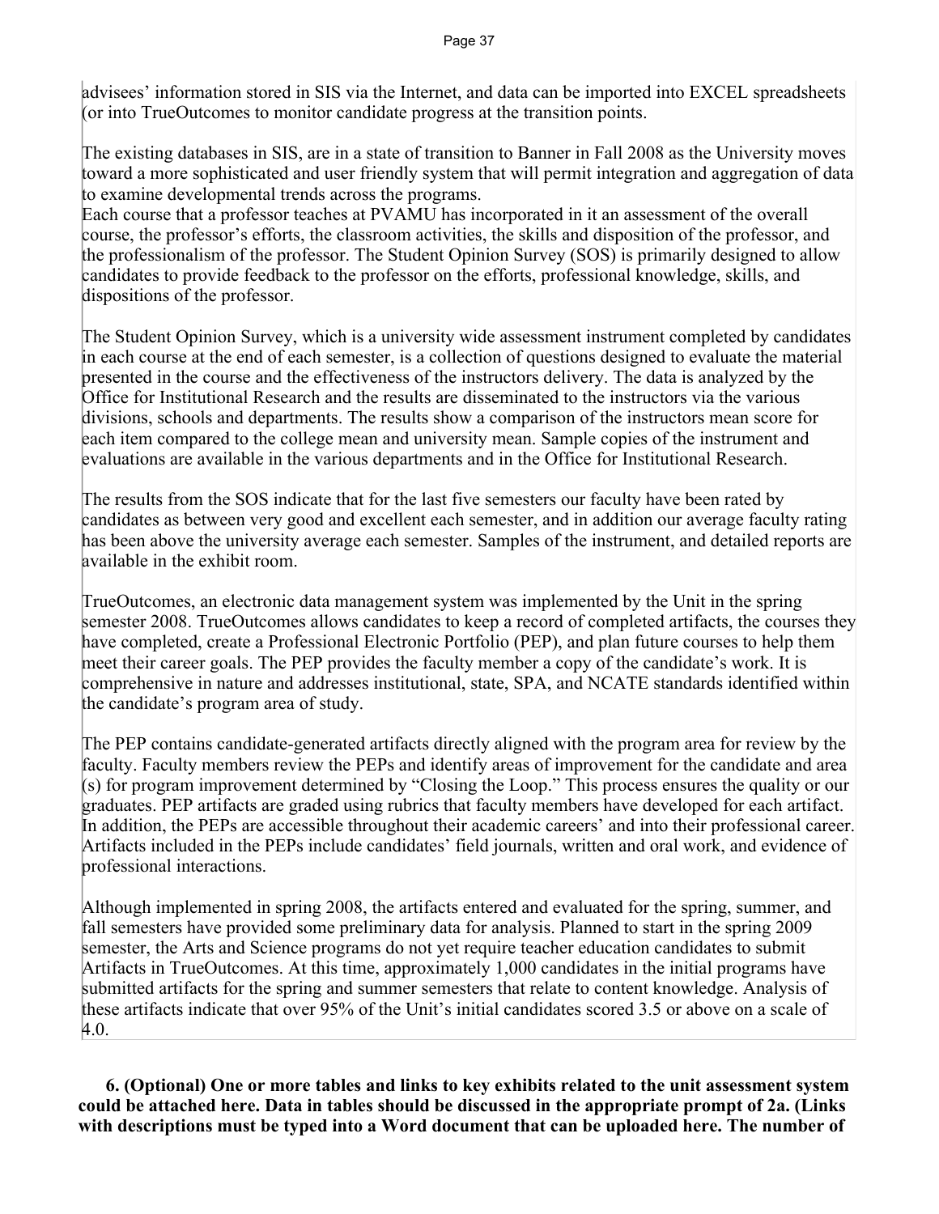advisees' information stored in SIS via the Internet, and data can be imported into EXCEL spreadsheets (or into TrueOutcomes to monitor candidate progress at the transition points.

The existing databases in SIS, are in a state of transition to Banner in Fall 2008 as the University moves toward a more sophisticated and user friendly system that will permit integration and aggregation of data to examine developmental trends across the programs.
Each course that a professor teaches at PVAMU has incorporated in it an assessment of the overall course, the professor's efforts, the classroom activities, the skills and disposition of the professor, and the professionalism of the professor. The Student Opinion Survey (SOS) is primarily designed to allow candidates to provide feedback to the professor on the efforts, professional knowledge, skills, and dispositions of the professor.

The Student Opinion Survey, which is a university wide assessment instrument completed by candidates in each course at the end of each semester, is a collection of questions designed to evaluate the material presented in the course and the effectiveness of the instructors delivery. The data is analyzed by the Office for Institutional Research and the results are disseminated to the instructors via the various divisions, schools and departments. The results show a comparison of the instructors mean score for each item compared to the college mean and university mean. Sample copies of the instrument and evaluations are available in the various departments and in the Office for Institutional Research.

The results from the SOS indicate that for the last five semesters our faculty have been rated by candidates as between very good and excellent each semester, and in addition our average faculty rating has been above the university average each semester. Samples of the instrument, and detailed reports are available in the exhibit room.

TrueOutcomes, an electronic data management system was implemented by the Unit in the spring semester 2008. TrueOutcomes allows candidates to keep a record of completed artifacts, the courses they have completed, create a Professional Electronic Portfolio (PEP), and plan future courses to help them meet their career goals. The PEP provides the faculty member a copy of the candidate's work. It is comprehensive in nature and addresses institutional, state, SPA, and NCATE standards identified within the candidate's program area of study.

The PEP contains candidate-generated artifacts directly aligned with the program area for review by the faculty. Faculty members review the PEPs and identify areas of improvement for the candidate and area (s) for program improvement determined by "Closing the Loop." This process ensures the quality or our graduates. PEP artifacts are graded using rubrics that faculty members have developed for each artifact. In addition, the PEPs are accessible throughout their academic careers' and into their professional career. Artifacts included in the PEPs include candidates' field journals, written and oral work, and evidence of professional interactions.

Although implemented in spring 2008, the artifacts entered and evaluated for the spring, summer, and fall semesters have provided some preliminary data for analysis. Planned to start in the spring 2009 semester, the Arts and Science programs do not yet require teacher education candidates to submit Artifacts in TrueOutcomes. At this time, approximately 1,000 candidates in the initial programs have submitted artifacts for the spring and summer semesters that relate to content knowledge. Analysis of these artifacts indicate that over 95% of the Unit's initial candidates scored 3.5 or above on a scale of 4.0.

**6. (Optional) One or more tables and links to key exhibits related to the unit assessment system could be attached here. Data in tables should be discussed in the appropriate prompt of 2a. (Links with descriptions must be typed into a Word document that can be uploaded here. The number of**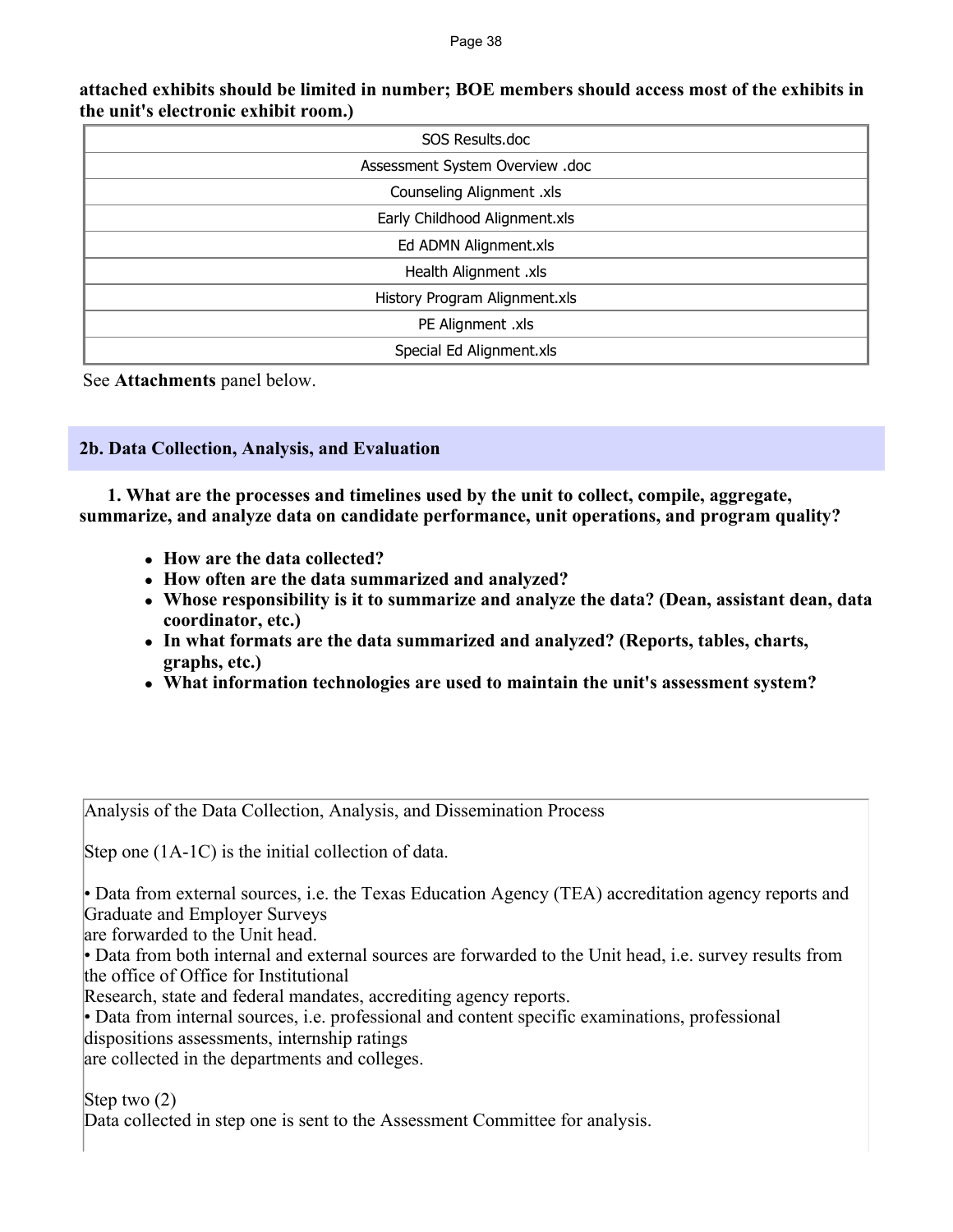**attached exhibits should be limited in number; BOE members should access most of the exhibits in the unit's electronic exhibit room.)**

| SOS Results.doc |
|---|
| Assessment System Overview .doc |
| Counseling Alignment .xls |
| Early Childhood Alignment.xls |
| Ed ADMN Alignment.xls |
| Health Alignment .xls |
| History Program Alignment.xls |
| PE Alignment .xls |
| Special Ed Alignment.xls |

See **Attachments** panel below.

### 2b. Data Collection, Analysis, and Evaluation

**1. What are the processes and timelines used by the unit to collect, compile, aggregate, summarize, and analyze data on candidate performance, unit operations, and program quality?**

- **How are the data collected?**
- **How often are the data summarized and analyzed?**
- **Whose responsibility is it to summarize and analyze the data? (Dean, assistant dean, data coordinator, etc.)**
- **In what formats are the data summarized and analyzed? (Reports, tables, charts, graphs, etc.)**
- **What information technologies are used to maintain the unit's assessment system?**

Analysis of the Data Collection, Analysis, and Dissemination Process

Step one (1A-1C) is the initial collection of data.

• Data from external sources, i.e. the Texas Education Agency (TEA) accreditation agency reports and Graduate and Employer Surveys
are forwarded to the Unit head.
• Data from both internal and external sources are forwarded to the Unit head, i.e. survey results from the office of Office for Institutional
Research, state and federal mandates, accrediting agency reports.
• Data from internal sources, i.e. professional and content specific examinations, professional dispositions assessments, internship ratings
are collected in the departments and colleges.

Step two (2)
Data collected in step one is sent to the Assessment Committee for analysis.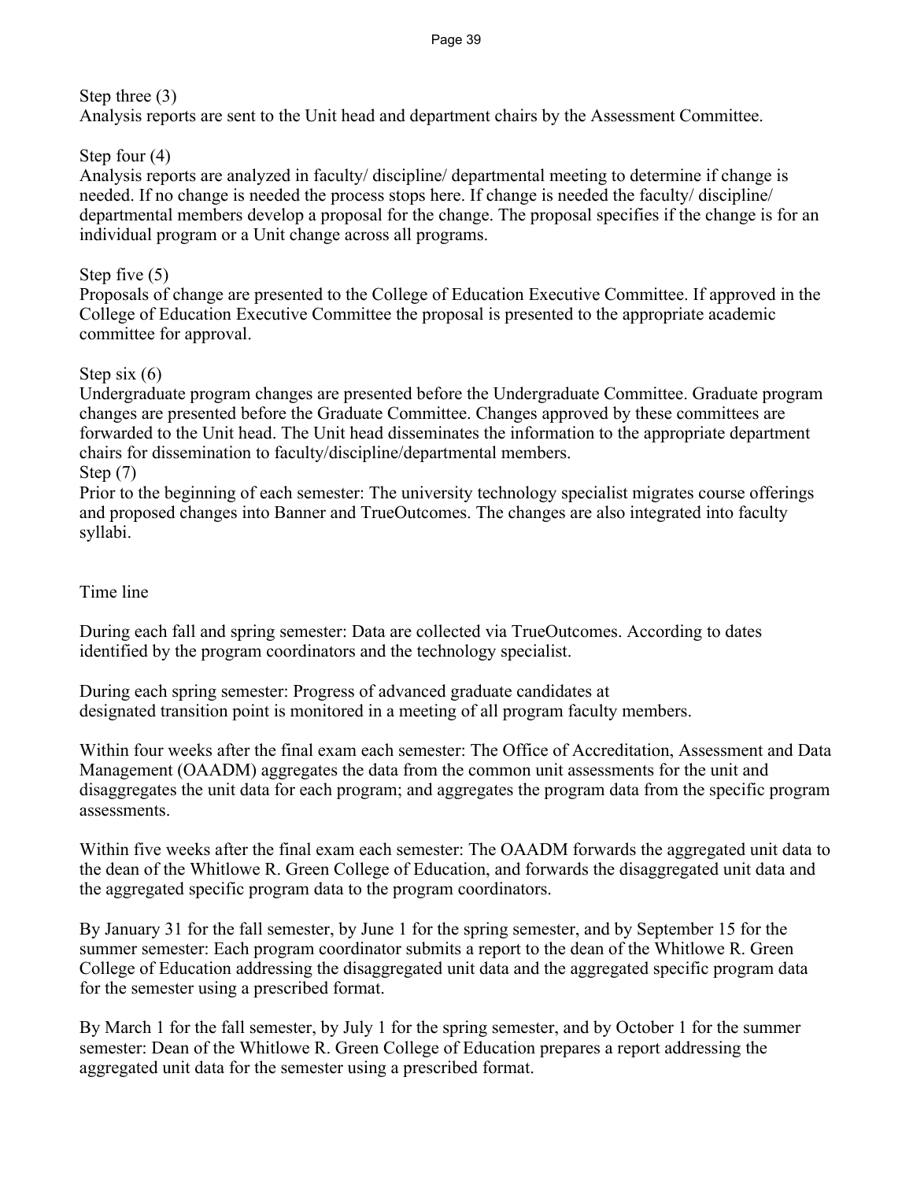Step three (3)
Analysis reports are sent to the Unit head and department chairs by the Assessment Committee.

Step four (4)
Analysis reports are analyzed in faculty/ discipline/ departmental meeting to determine if change is needed. If no change is needed the process stops here. If change is needed the faculty/ discipline/ departmental members develop a proposal for the change. The proposal specifies if the change is for an individual program or a Unit change across all programs.

Step five (5)
Proposals of change are presented to the College of Education Executive Committee. If approved in the College of Education Executive Committee the proposal is presented to the appropriate academic committee for approval.

Step six (6)
Undergraduate program changes are presented before the Undergraduate Committee. Graduate program changes are presented before the Graduate Committee. Changes approved by these committees are forwarded to the Unit head. The Unit head disseminates the information to the appropriate department chairs for dissemination to faculty/discipline/departmental members.
Step (7)
Prior to the beginning of each semester: The university technology specialist migrates course offerings and proposed changes into Banner and TrueOutcomes. The changes are also integrated into faculty syllabi.

Time line

During each fall and spring semester: Data are collected via TrueOutcomes. According to dates identified by the program coordinators and the technology specialist.

During each spring semester: Progress of advanced graduate candidates at designated transition point is monitored in a meeting of all program faculty members.

Within four weeks after the final exam each semester: The Office of Accreditation, Assessment and Data Management (OAADM) aggregates the data from the common unit assessments for the unit and disaggregates the unit data for each program; and aggregates the program data from the specific program assessments.

Within five weeks after the final exam each semester: The OAADM forwards the aggregated unit data to the dean of the Whitlowe R. Green College of Education, and forwards the disaggregated unit data and the aggregated specific program data to the program coordinators.

By January 31 for the fall semester, by June 1 for the spring semester, and by September 15 for the summer semester: Each program coordinator submits a report to the dean of the Whitlowe R. Green College of Education addressing the disaggregated unit data and the aggregated specific program data for the semester using a prescribed format.

By March 1 for the fall semester, by July 1 for the spring semester, and by October 1 for the summer semester: Dean of the Whitlowe R. Green College of Education prepares a report addressing the aggregated unit data for the semester using a prescribed format.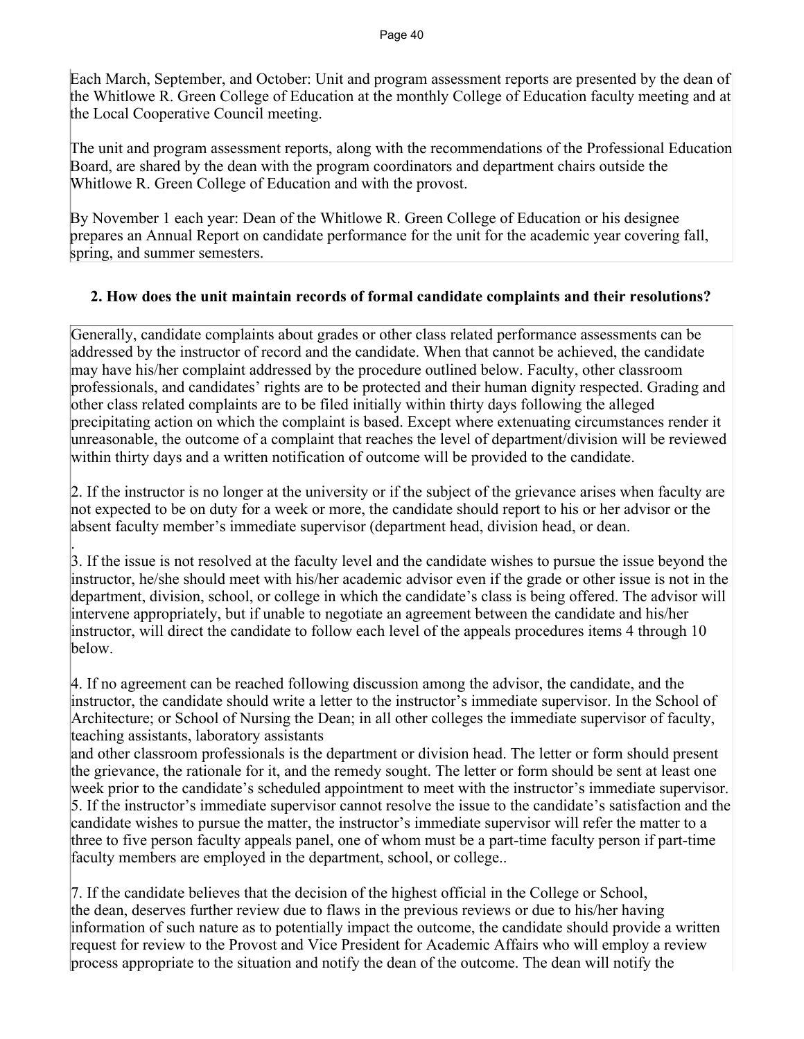Each March, September, and October: Unit and program assessment reports are presented by the dean of the Whitlowe R. Green College of Education at the monthly College of Education faculty meeting and at the Local Cooperative Council meeting.

The unit and program assessment reports, along with the recommendations of the Professional Education Board, are shared by the dean with the program coordinators and department chairs outside the Whitlowe R. Green College of Education and with the provost.

By November 1 each year: Dean of the Whitlowe R. Green College of Education or his designee prepares an Annual Report on candidate performance for the unit for the academic year covering fall, spring, and summer semesters.

**2. How does the unit maintain records of formal candidate complaints and their resolutions?**

Generally, candidate complaints about grades or other class related performance assessments can be addressed by the instructor of record and the candidate. When that cannot be achieved, the candidate may have his/her complaint addressed by the procedure outlined below. Faculty, other classroom professionals, and candidates' rights are to be protected and their human dignity respected. Grading and other class related complaints are to be filed initially within thirty days following the alleged precipitating action on which the complaint is based. Except where extenuating circumstances render it unreasonable, the outcome of a complaint that reaches the level of department/division will be reviewed within thirty days and a written notification of outcome will be provided to the candidate.

2. If the instructor is no longer at the university or if the subject of the grievance arises when faculty are not expected to be on duty for a week or more, the candidate should report to his or her advisor or the absent faculty member's immediate supervisor (department head, division head, or dean.
.
3. If the issue is not resolved at the faculty level and the candidate wishes to pursue the issue beyond the instructor, he/she should meet with his/her academic advisor even if the grade or other issue is not in the department, division, school, or college in which the candidate's class is being offered. The advisor will intervene appropriately, but if unable to negotiate an agreement between the candidate and his/her instructor, will direct the candidate to follow each level of the appeals procedures items 4 through 10 below.

4. If no agreement can be reached following discussion among the advisor, the candidate, and the instructor, the candidate should write a letter to the instructor's immediate supervisor. In the School of Architecture; or School of Nursing the Dean; in all other colleges the immediate supervisor of faculty, teaching assistants, laboratory assistants
and other classroom professionals is the department or division head. The letter or form should present the grievance, the rationale for it, and the remedy sought. The letter or form should be sent at least one week prior to the candidate's scheduled appointment to meet with the instructor's immediate supervisor.
5. If the instructor's immediate supervisor cannot resolve the issue to the candidate's satisfaction and the candidate wishes to pursue the matter, the instructor's immediate supervisor will refer the matter to a three to five person faculty appeals panel, one of whom must be a part-time faculty person if part-time faculty members are employed in the department, school, or college..

7. If the candidate believes that the decision of the highest official in the College or School, the dean, deserves further review due to flaws in the previous reviews or due to his/her having information of such nature as to potentially impact the outcome, the candidate should provide a written request for review to the Provost and Vice President for Academic Affairs who will employ a review process appropriate to the situation and notify the dean of the outcome. The dean will notify the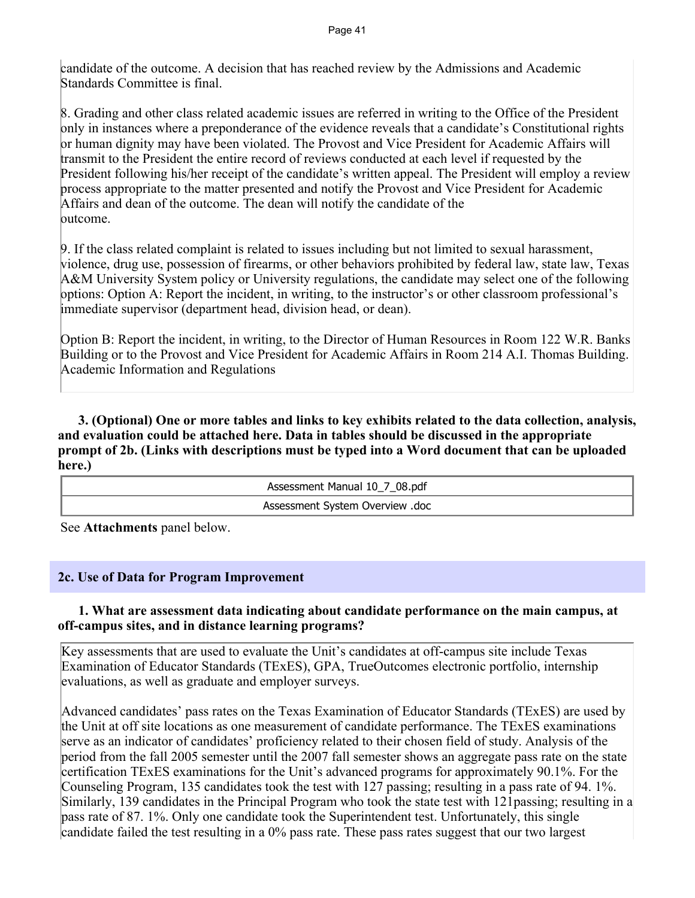candidate of the outcome. A decision that has reached review by the Admissions and Academic Standards Committee is final.

8. Grading and other class related academic issues are referred in writing to the Office of the President only in instances where a preponderance of the evidence reveals that a candidate's Constitutional rights or human dignity may have been violated. The Provost and Vice President for Academic Affairs will transmit to the President the entire record of reviews conducted at each level if requested by the President following his/her receipt of the candidate's written appeal. The President will employ a review process appropriate to the matter presented and notify the Provost and Vice President for Academic Affairs and dean of the outcome. The dean will notify the candidate of the outcome.

9. If the class related complaint is related to issues including but not limited to sexual harassment, violence, drug use, possession of firearms, or other behaviors prohibited by federal law, state law, Texas A&M University System policy or University regulations, the candidate may select one of the following options: Option A: Report the incident, in writing, to the instructor's or other classroom professional's immediate supervisor (department head, division head, or dean).

Option B: Report the incident, in writing, to the Director of Human Resources in Room 122 W.R. Banks Building or to the Provost and Vice President for Academic Affairs in Room 214 A.I. Thomas Building. Academic Information and Regulations

**3. (Optional) One or more tables and links to key exhibits related to the data collection, analysis, and evaluation could be attached here. Data in tables should be discussed in the appropriate prompt of 2b. (Links with descriptions must be typed into a Word document that can be uploaded here.)**

| Assessment Manual 10_7_08.pdf |
|---|
| Assessment System Overview .doc |

See **Attachments** panel below.

## 2c. Use of Data for Program Improvement

**1. What are assessment data indicating about candidate performance on the main campus, at off-campus sites, and in distance learning programs?**

Key assessments that are used to evaluate the Unit's candidates at off-campus site include Texas Examination of Educator Standards (TExES), GPA, TrueOutcomes electronic portfolio, internship evaluations, as well as graduate and employer surveys.

Advanced candidates' pass rates on the Texas Examination of Educator Standards (TExES) are used by the Unit at off site locations as one measurement of candidate performance. The TExES examinations serve as an indicator of candidates' proficiency related to their chosen field of study. Analysis of the period from the fall 2005 semester until the 2007 fall semester shows an aggregate pass rate on the state certification TExES examinations for the Unit's advanced programs for approximately 90.1%. For the Counseling Program, 135 candidates took the test with 127 passing; resulting in a pass rate of 94. 1%. Similarly, 139 candidates in the Principal Program who took the state test with 121passing; resulting in a pass rate of 87. 1%. Only one candidate took the Superintendent test. Unfortunately, this single candidate failed the test resulting in a 0% pass rate. These pass rates suggest that our two largest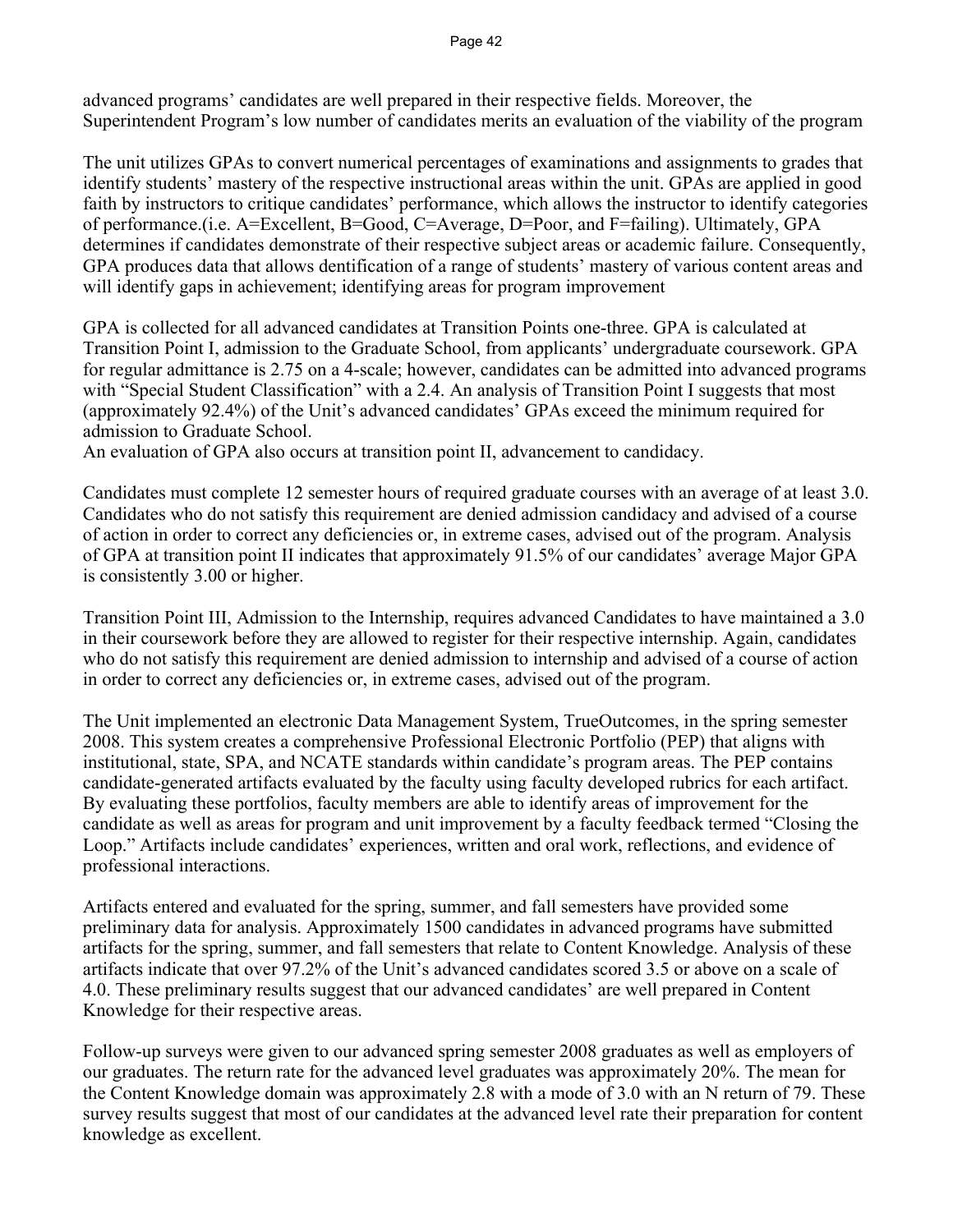advanced programs' candidates are well prepared in their respective fields. Moreover, the Superintendent Program's low number of candidates merits an evaluation of the viability of the program

The unit utilizes GPAs to convert numerical percentages of examinations and assignments to grades that identify students' mastery of the respective instructional areas within the unit. GPAs are applied in good faith by instructors to critique candidates' performance, which allows the instructor to identify categories of performance.(i.e. A=Excellent, B=Good, C=Average, D=Poor, and F=failing). Ultimately, GPA determines if candidates demonstrate of their respective subject areas or academic failure. Consequently, GPA produces data that allows dentification of a range of students' mastery of various content areas and will identify gaps in achievement; identifying areas for program improvement

GPA is collected for all advanced candidates at Transition Points one-three. GPA is calculated at Transition Point I, admission to the Graduate School, from applicants' undergraduate coursework. GPA for regular admittance is 2.75 on a 4-scale; however, candidates can be admitted into advanced programs with "Special Student Classification" with a 2.4. An analysis of Transition Point I suggests that most (approximately 92.4%) of the Unit's advanced candidates' GPAs exceed the minimum required for admission to Graduate School.
An evaluation of GPA also occurs at transition point II, advancement to candidacy.

Candidates must complete 12 semester hours of required graduate courses with an average of at least 3.0. Candidates who do not satisfy this requirement are denied admission candidacy and advised of a course of action in order to correct any deficiencies or, in extreme cases, advised out of the program. Analysis of GPA at transition point II indicates that approximately 91.5% of our candidates' average Major GPA is consistently 3.00 or higher.

Transition Point III, Admission to the Internship, requires advanced Candidates to have maintained a 3.0 in their coursework before they are allowed to register for their respective internship. Again, candidates who do not satisfy this requirement are denied admission to internship and advised of a course of action in order to correct any deficiencies or, in extreme cases, advised out of the program.

The Unit implemented an electronic Data Management System, TrueOutcomes, in the spring semester 2008. This system creates a comprehensive Professional Electronic Portfolio (PEP) that aligns with institutional, state, SPA, and NCATE standards within candidate's program areas. The PEP contains candidate-generated artifacts evaluated by the faculty using faculty developed rubrics for each artifact. By evaluating these portfolios, faculty members are able to identify areas of improvement for the candidate as well as areas for program and unit improvement by a faculty feedback termed "Closing the Loop." Artifacts include candidates' experiences, written and oral work, reflections, and evidence of professional interactions.

Artifacts entered and evaluated for the spring, summer, and fall semesters have provided some preliminary data for analysis. Approximately 1500 candidates in advanced programs have submitted artifacts for the spring, summer, and fall semesters that relate to Content Knowledge. Analysis of these artifacts indicate that over 97.2% of the Unit's advanced candidates scored 3.5 or above on a scale of 4.0. These preliminary results suggest that our advanced candidates' are well prepared in Content Knowledge for their respective areas.

Follow-up surveys were given to our advanced spring semester 2008 graduates as well as employers of our graduates. The return rate for the advanced level graduates was approximately 20%. The mean for the Content Knowledge domain was approximately 2.8 with a mode of 3.0 with an N return of 79. These survey results suggest that most of our candidates at the advanced level rate their preparation for content knowledge as excellent.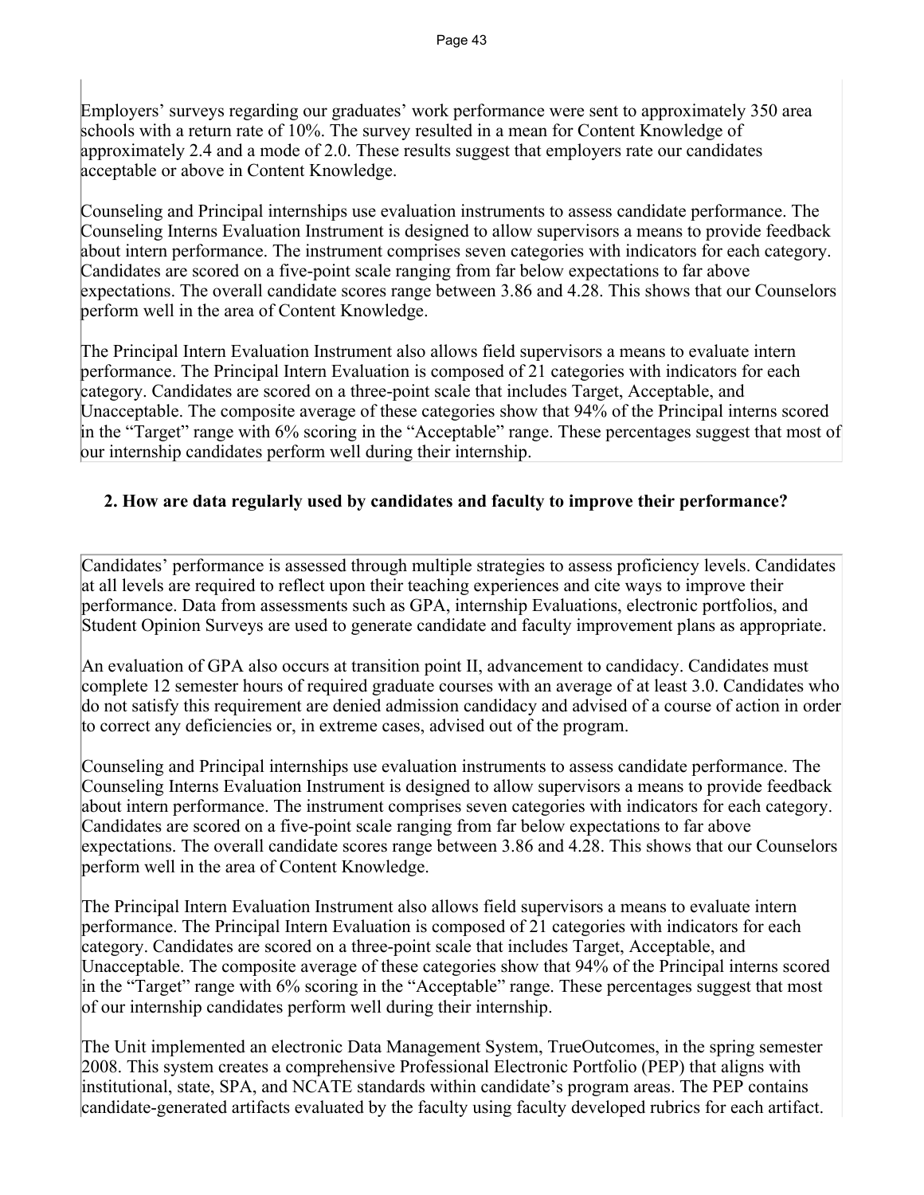Employers' surveys regarding our graduates' work performance were sent to approximately 350 area schools with a return rate of 10%. The survey resulted in a mean for Content Knowledge of approximately 2.4 and a mode of 2.0. These results suggest that employers rate our candidates acceptable or above in Content Knowledge.

Counseling and Principal internships use evaluation instruments to assess candidate performance. The Counseling Interns Evaluation Instrument is designed to allow supervisors a means to provide feedback about intern performance. The instrument comprises seven categories with indicators for each category. Candidates are scored on a five-point scale ranging from far below expectations to far above expectations. The overall candidate scores range between 3.86 and 4.28. This shows that our Counselors perform well in the area of Content Knowledge.

The Principal Intern Evaluation Instrument also allows field supervisors a means to evaluate intern performance. The Principal Intern Evaluation is composed of 21 categories with indicators for each category. Candidates are scored on a three-point scale that includes Target, Acceptable, and Unacceptable. The composite average of these categories show that 94% of the Principal interns scored in the "Target" range with 6% scoring in the "Acceptable" range. These percentages suggest that most of our internship candidates perform well during their internship.

**2. How are data regularly used by candidates and faculty to improve their performance?**

Candidates' performance is assessed through multiple strategies to assess proficiency levels. Candidates at all levels are required to reflect upon their teaching experiences and cite ways to improve their performance. Data from assessments such as GPA, internship Evaluations, electronic portfolios, and Student Opinion Surveys are used to generate candidate and faculty improvement plans as appropriate.

An evaluation of GPA also occurs at transition point II, advancement to candidacy. Candidates must complete 12 semester hours of required graduate courses with an average of at least 3.0. Candidates who do not satisfy this requirement are denied admission candidacy and advised of a course of action in order to correct any deficiencies or, in extreme cases, advised out of the program.

Counseling and Principal internships use evaluation instruments to assess candidate performance. The Counseling Interns Evaluation Instrument is designed to allow supervisors a means to provide feedback about intern performance. The instrument comprises seven categories with indicators for each category. Candidates are scored on a five-point scale ranging from far below expectations to far above expectations. The overall candidate scores range between 3.86 and 4.28. This shows that our Counselors perform well in the area of Content Knowledge.

The Principal Intern Evaluation Instrument also allows field supervisors a means to evaluate intern performance. The Principal Intern Evaluation is composed of 21 categories with indicators for each category. Candidates are scored on a three-point scale that includes Target, Acceptable, and Unacceptable. The composite average of these categories show that 94% of the Principal interns scored in the "Target" range with 6% scoring in the "Acceptable" range. These percentages suggest that most of our internship candidates perform well during their internship.

The Unit implemented an electronic Data Management System, TrueOutcomes, in the spring semester 2008. This system creates a comprehensive Professional Electronic Portfolio (PEP) that aligns with institutional, state, SPA, and NCATE standards within candidate's program areas. The PEP contains candidate-generated artifacts evaluated by the faculty using faculty developed rubrics for each artifact.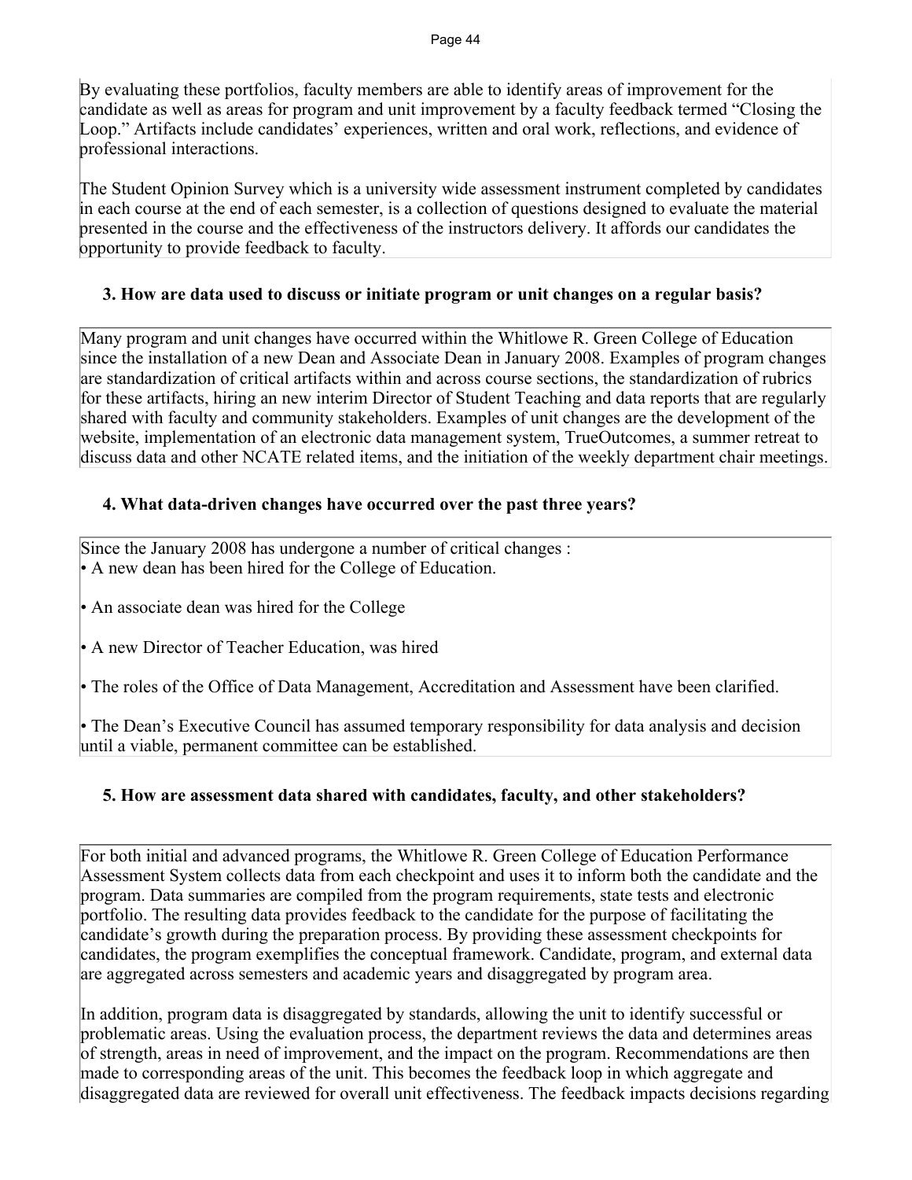By evaluating these portfolios, faculty members are able to identify areas of improvement for the candidate as well as areas for program and unit improvement by a faculty feedback termed "Closing the Loop." Artifacts include candidates' experiences, written and oral work, reflections, and evidence of professional interactions.

The Student Opinion Survey which is a university wide assessment instrument completed by candidates in each course at the end of each semester, is a collection of questions designed to evaluate the material presented in the course and the effectiveness of the instructors delivery. It affords our candidates the opportunity to provide feedback to faculty.

### 3. How are data used to discuss or initiate program or unit changes on a regular basis?

Many program and unit changes have occurred within the Whitlowe R. Green College of Education since the installation of a new Dean and Associate Dean in January 2008. Examples of program changes are standardization of critical artifacts within and across course sections, the standardization of rubrics for these artifacts, hiring an new interim Director of Student Teaching and data reports that are regularly shared with faculty and community stakeholders. Examples of unit changes are the development of the website, implementation of an electronic data management system, TrueOutcomes, a summer retreat to discuss data and other NCATE related items, and the initiation of the weekly department chair meetings.

### 4. What data-driven changes have occurred over the past three years?

Since the January 2008 has undergone a number of critical changes :

- A new dean has been hired for the College of Education.
- An associate dean was hired for the College
- A new Director of Teacher Education, was hired
- The roles of the Office of Data Management, Accreditation and Assessment have been clarified.
- The Dean's Executive Council has assumed temporary responsibility for data analysis and decision until a viable, permanent committee can be established.

### 5. How are assessment data shared with candidates, faculty, and other stakeholders?

For both initial and advanced programs, the Whitlowe R. Green College of Education Performance Assessment System collects data from each checkpoint and uses it to inform both the candidate and the program. Data summaries are compiled from the program requirements, state tests and electronic portfolio. The resulting data provides feedback to the candidate for the purpose of facilitating the candidate's growth during the preparation process. By providing these assessment checkpoints for candidates, the program exemplifies the conceptual framework. Candidate, program, and external data are aggregated across semesters and academic years and disaggregated by program area.

In addition, program data is disaggregated by standards, allowing the unit to identify successful or problematic areas. Using the evaluation process, the department reviews the data and determines areas of strength, areas in need of improvement, and the impact on the program. Recommendations are then made to corresponding areas of the unit. This becomes the feedback loop in which aggregate and disaggregated data are reviewed for overall unit effectiveness. The feedback impacts decisions regarding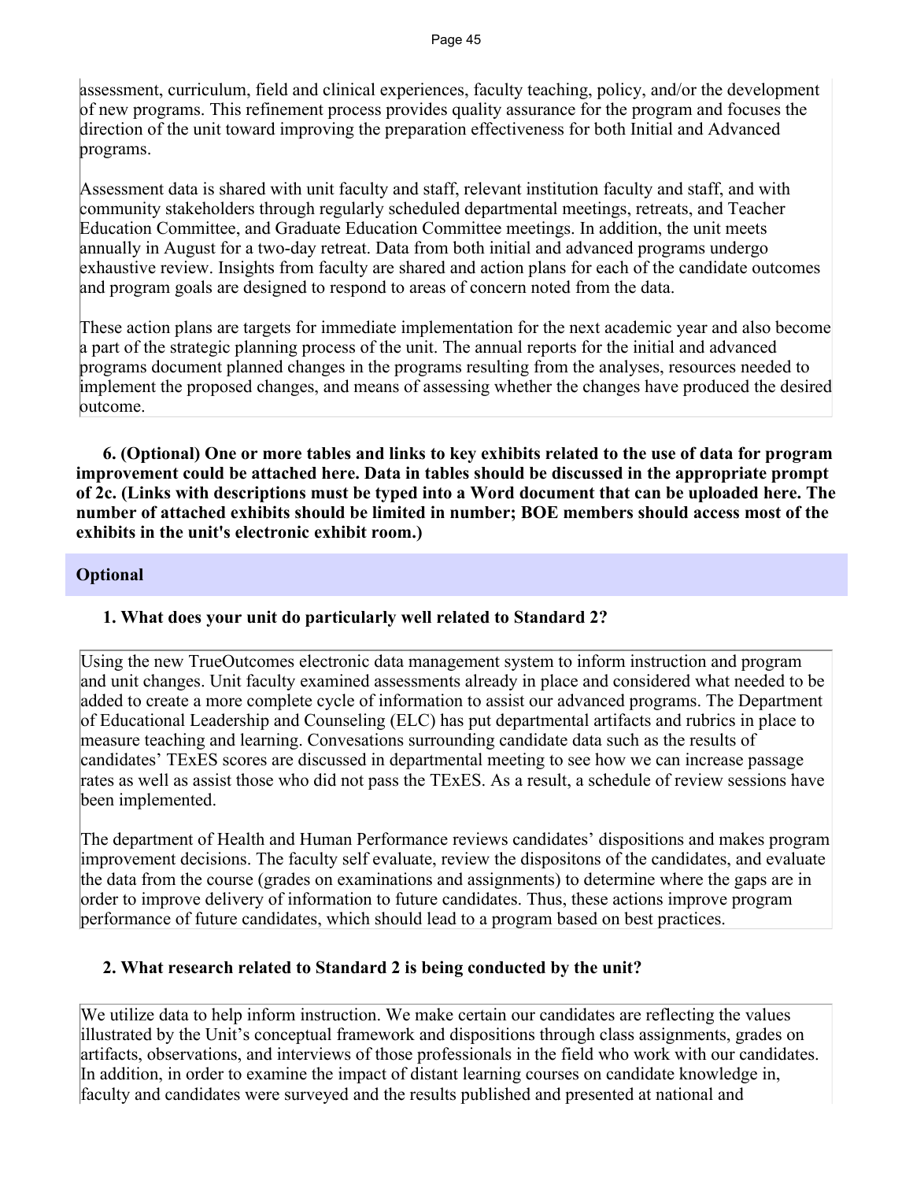assessment, curriculum, field and clinical experiences, faculty teaching, policy, and/or the development of new programs. This refinement process provides quality assurance for the program and focuses the direction of the unit toward improving the preparation effectiveness for both Initial and Advanced programs.

Assessment data is shared with unit faculty and staff, relevant institution faculty and staff, and with community stakeholders through regularly scheduled departmental meetings, retreats, and Teacher Education Committee, and Graduate Education Committee meetings. In addition, the unit meets annually in August for a two-day retreat. Data from both initial and advanced programs undergo exhaustive review. Insights from faculty are shared and action plans for each of the candidate outcomes and program goals are designed to respond to areas of concern noted from the data.

These action plans are targets for immediate implementation for the next academic year and also become a part of the strategic planning process of the unit. The annual reports for the initial and advanced programs document planned changes in the programs resulting from the analyses, resources needed to implement the proposed changes, and means of assessing whether the changes have produced the desired outcome.

**6. (Optional) One or more tables and links to key exhibits related to the use of data for program improvement could be attached here. Data in tables should be discussed in the appropriate prompt of 2c. (Links with descriptions must be typed into a Word document that can be uploaded here. The number of attached exhibits should be limited in number; BOE members should access most of the exhibits in the unit's electronic exhibit room.)**

**Optional**

**1. What does your unit do particularly well related to Standard 2?**

Using the new TrueOutcomes electronic data management system to inform instruction and program and unit changes. Unit faculty examined assessments already in place and considered what needed to be added to create a more complete cycle of information to assist our advanced programs. The Department of Educational Leadership and Counseling (ELC) has put departmental artifacts and rubrics in place to measure teaching and learning. Convesations surrounding candidate data such as the results of candidates' TExES scores are discussed in departmental meeting to see how we can increase passage rates as well as assist those who did not pass the TExES. As a result, a schedule of review sessions have been implemented.

The department of Health and Human Performance reviews candidates' dispositions and makes program improvement decisions. The faculty self evaluate, review the dispositons of the candidates, and evaluate the data from the course (grades on examinations and assignments) to determine where the gaps are in order to improve delivery of information to future candidates. Thus, these actions improve program performance of future candidates, which should lead to a program based on best practices.

**2. What research related to Standard 2 is being conducted by the unit?**

We utilize data to help inform instruction. We make certain our candidates are reflecting the values illustrated by the Unit's conceptual framework and dispositions through class assignments, grades on artifacts, observations, and interviews of those professionals in the field who work with our candidates. In addition, in order to examine the impact of distant learning courses on candidate knowledge in, faculty and candidates were surveyed and the results published and presented at national and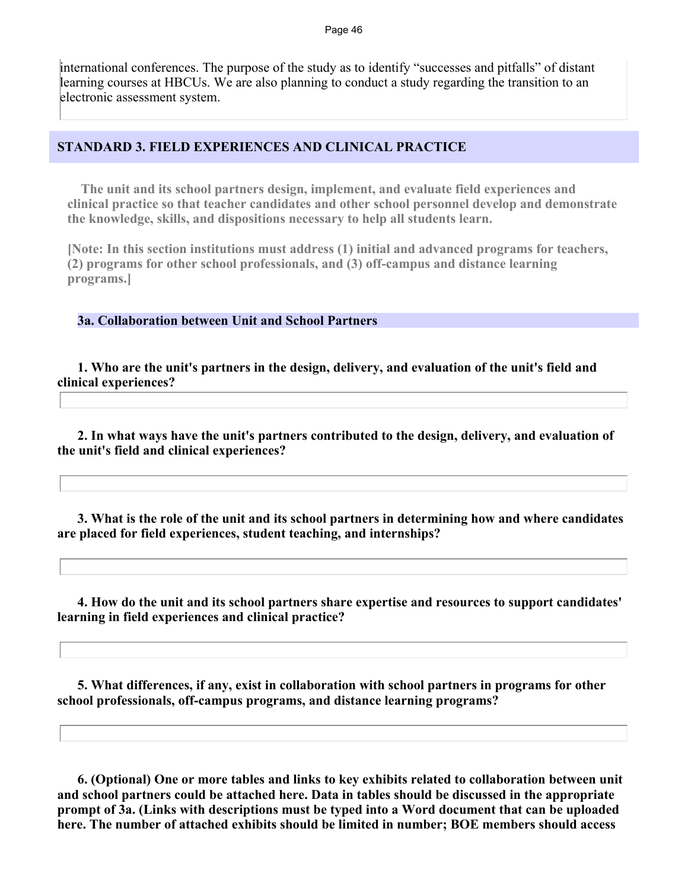international conferences. The purpose of the study as to identify "successes and pitfalls" of distant learning courses at HBCUs. We are also planning to conduct a study regarding the transition to an electronic assessment system.

## STANDARD 3. FIELD EXPERIENCES AND CLINICAL PRACTICE

**The unit and its school partners design, implement, and evaluate field experiences and clinical practice so that teacher candidates and other school personnel develop and demonstrate the knowledge, skills, and dispositions necessary to help all students learn.**

**[Note: In this section institutions must address (1) initial and advanced programs for teachers, (2) programs for other school professionals, and (3) off-campus and distance learning programs.]**

### 3a. Collaboration between Unit and School Partners

**1. Who are the unit's partners in the design, delivery, and evaluation of the unit's field and clinical experiences?**

**2. In what ways have the unit's partners contributed to the design, delivery, and evaluation of the unit's field and clinical experiences?**

**3. What is the role of the unit and its school partners in determining how and where candidates are placed for field experiences, student teaching, and internships?**

**4. How do the unit and its school partners share expertise and resources to support candidates' learning in field experiences and clinical practice?**

**5. What differences, if any, exist in collaboration with school partners in programs for other school professionals, off-campus programs, and distance learning programs?**

**6. (Optional) One or more tables and links to key exhibits related to collaboration between unit and school partners could be attached here. Data in tables should be discussed in the appropriate prompt of 3a. (Links with descriptions must be typed into a Word document that can be uploaded here. The number of attached exhibits should be limited in number; BOE members should access**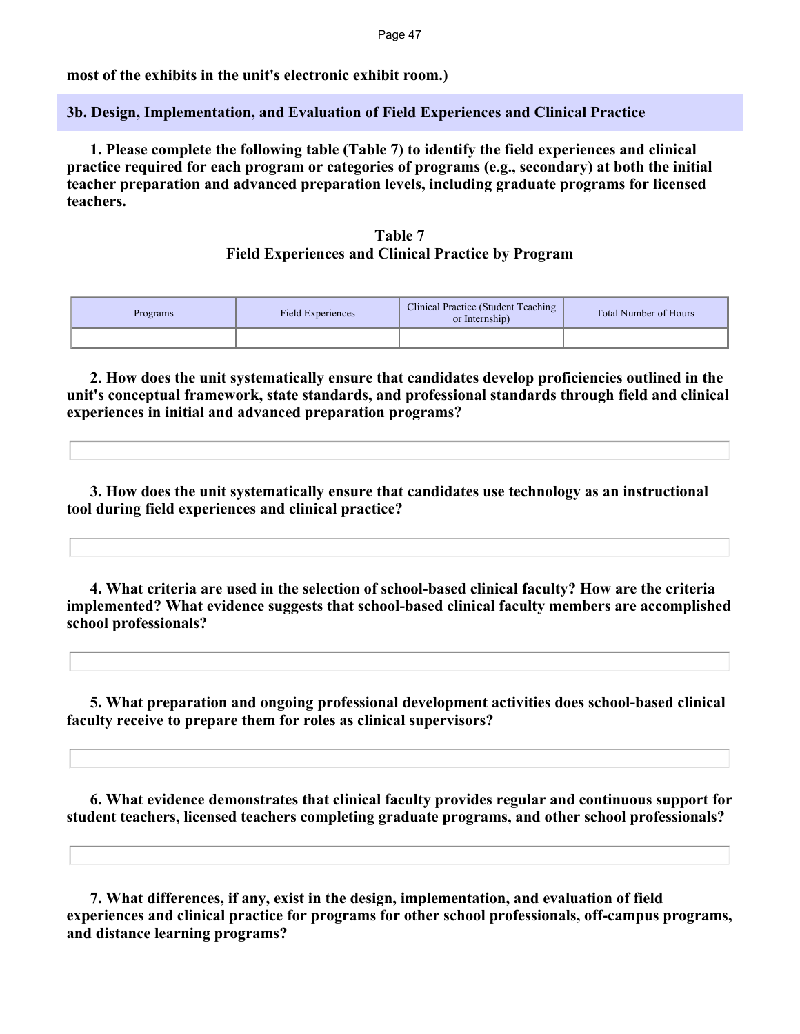**most of the exhibits in the unit's electronic exhibit room.)**

## 3b. Design, Implementation, and Evaluation of Field Experiences and Clinical Practice

**1. Please complete the following table (Table 7) to identify the field experiences and clinical practice required for each program or categories of programs (e.g., secondary) at both the initial teacher preparation and advanced preparation levels, including graduate programs for licensed teachers.**

**Table 7**
**Field Experiences and Clinical Practice by Program**

| Programs | Field Experiences | Clinical Practice (Student Teaching or Internship) | Total Number of Hours |
|---|---|---|---|
| | | | |

**2. How does the unit systematically ensure that candidates develop proficiencies outlined in the unit's conceptual framework, state standards, and professional standards through field and clinical experiences in initial and advanced preparation programs?**

**3. How does the unit systematically ensure that candidates use technology as an instructional tool during field experiences and clinical practice?**

**4. What criteria are used in the selection of school-based clinical faculty? How are the criteria implemented? What evidence suggests that school-based clinical faculty members are accomplished school professionals?**

**5. What preparation and ongoing professional development activities does school-based clinical faculty receive to prepare them for roles as clinical supervisors?**

**6. What evidence demonstrates that clinical faculty provides regular and continuous support for student teachers, licensed teachers completing graduate programs, and other school professionals?**

**7. What differences, if any, exist in the design, implementation, and evaluation of field experiences and clinical practice for programs for other school professionals, off-campus programs, and distance learning programs?**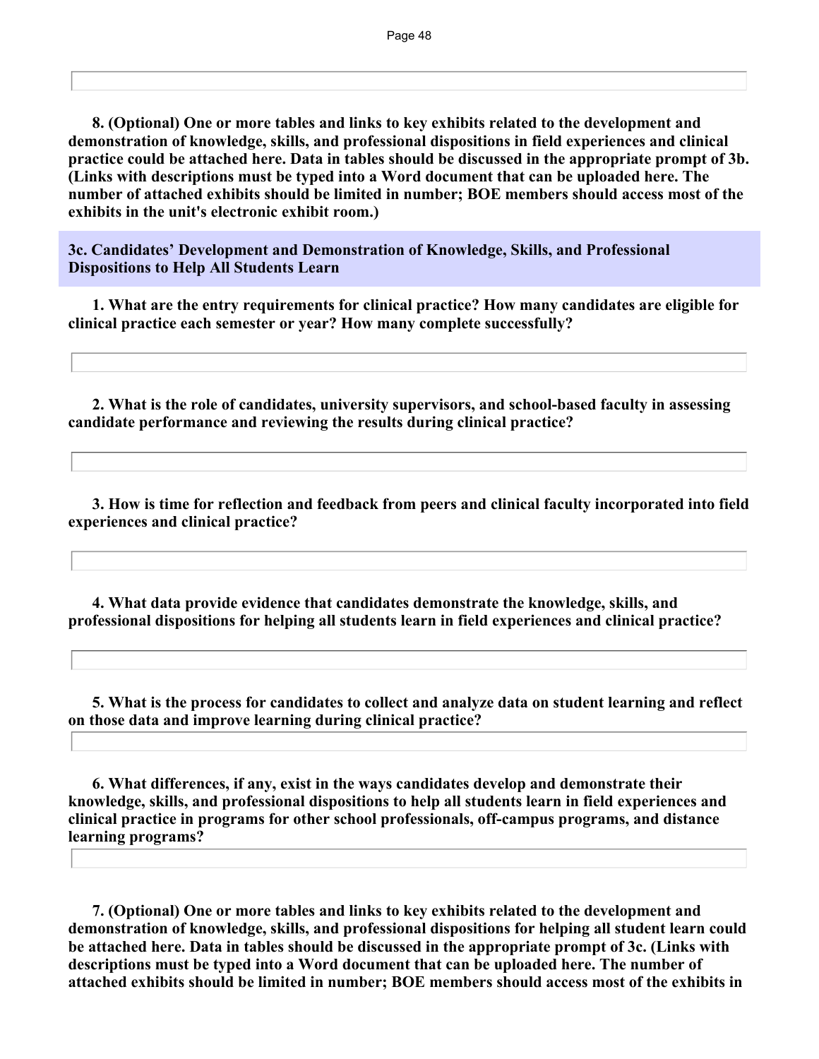**8. (Optional) One or more tables and links to key exhibits related to the development and demonstration of knowledge, skills, and professional dispositions in field experiences and clinical practice could be attached here. Data in tables should be discussed in the appropriate prompt of 3b. (Links with descriptions must be typed into a Word document that can be uploaded here. The number of attached exhibits should be limited in number; BOE members should access most of the exhibits in the unit's electronic exhibit room.)**

### 3c. Candidates' Development and Demonstration of Knowledge, Skills, and Professional Dispositions to Help All Students Learn

**1. What are the entry requirements for clinical practice? How many candidates are eligible for clinical practice each semester or year? How many complete successfully?**

**2. What is the role of candidates, university supervisors, and school-based faculty in assessing candidate performance and reviewing the results during clinical practice?**

**3. How is time for reflection and feedback from peers and clinical faculty incorporated into field experiences and clinical practice?**

**4. What data provide evidence that candidates demonstrate the knowledge, skills, and professional dispositions for helping all students learn in field experiences and clinical practice?**

**5. What is the process for candidates to collect and analyze data on student learning and reflect on those data and improve learning during clinical practice?**

**6. What differences, if any, exist in the ways candidates develop and demonstrate their knowledge, skills, and professional dispositions to help all students learn in field experiences and clinical practice in programs for other school professionals, off-campus programs, and distance learning programs?**

**7. (Optional) One or more tables and links to key exhibits related to the development and demonstration of knowledge, skills, and professional dispositions for helping all student learn could be attached here. Data in tables should be discussed in the appropriate prompt of 3c. (Links with descriptions must be typed into a Word document that can be uploaded here. The number of attached exhibits should be limited in number; BOE members should access most of the exhibits in**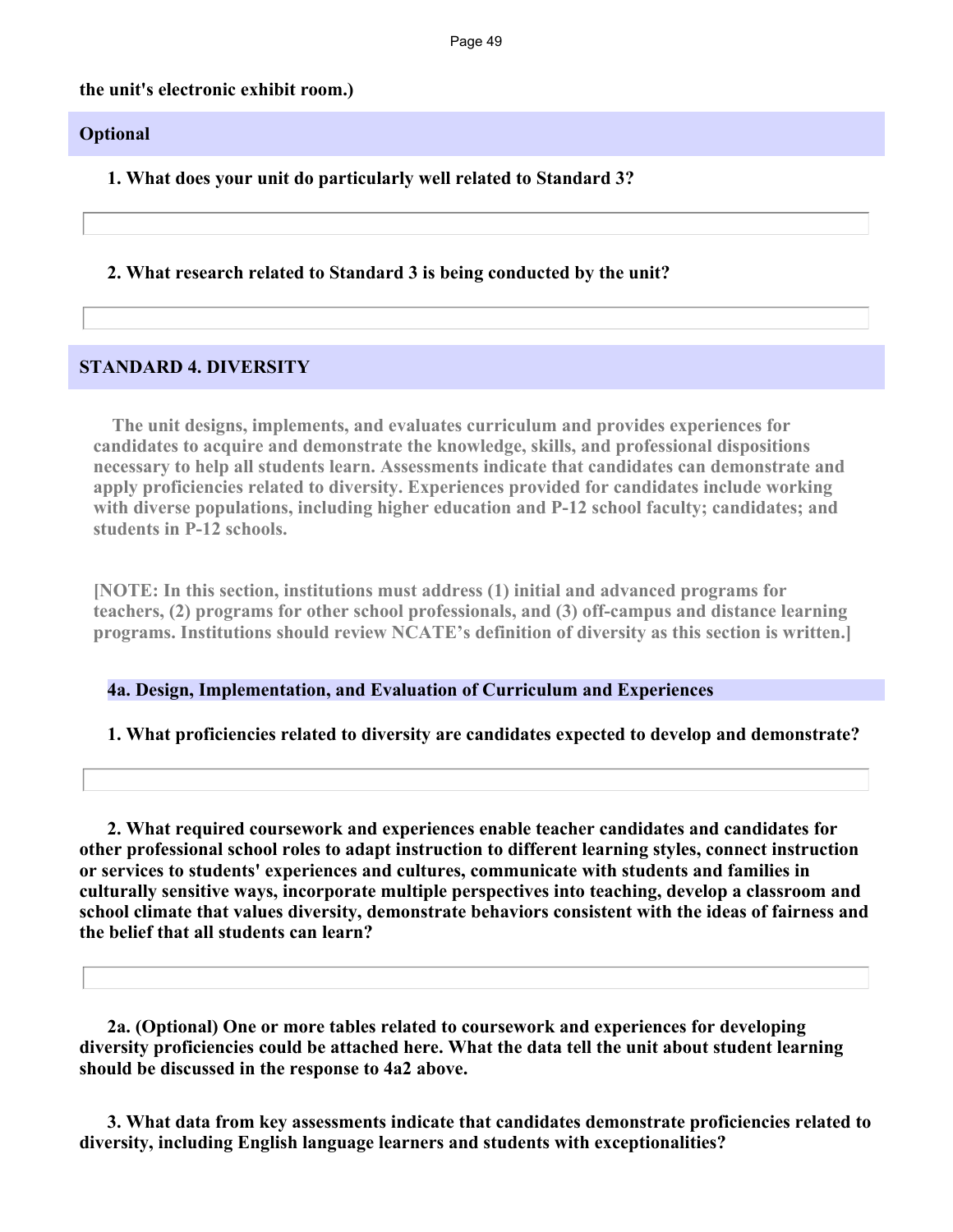**the unit's electronic exhibit room.)**

## Optional

**1. What does your unit do particularly well related to Standard 3?**

**2. What research related to Standard 3 is being conducted by the unit?**

## STANDARD 4. DIVERSITY

**The unit designs, implements, and evaluates curriculum and provides experiences for candidates to acquire and demonstrate the knowledge, skills, and professional dispositions necessary to help all students learn. Assessments indicate that candidates can demonstrate and apply proficiencies related to diversity. Experiences provided for candidates include working with diverse populations, including higher education and P-12 school faculty; candidates; and students in P-12 schools.**

**[NOTE: In this section, institutions must address (1) initial and advanced programs for teachers, (2) programs for other school professionals, and (3) off-campus and distance learning programs. Institutions should review NCATE's definition of diversity as this section is written.]**

### 4a. Design, Implementation, and Evaluation of Curriculum and Experiences

**1. What proficiencies related to diversity are candidates expected to develop and demonstrate?**

**2. What required coursework and experiences enable teacher candidates and candidates for other professional school roles to adapt instruction to different learning styles, connect instruction or services to students' experiences and cultures, communicate with students and families in culturally sensitive ways, incorporate multiple perspectives into teaching, develop a classroom and school climate that values diversity, demonstrate behaviors consistent with the ideas of fairness and the belief that all students can learn?**

**2a. (Optional) One or more tables related to coursework and experiences for developing diversity proficiencies could be attached here. What the data tell the unit about student learning should be discussed in the response to 4a2 above.**

**3. What data from key assessments indicate that candidates demonstrate proficiencies related to diversity, including English language learners and students with exceptionalities?**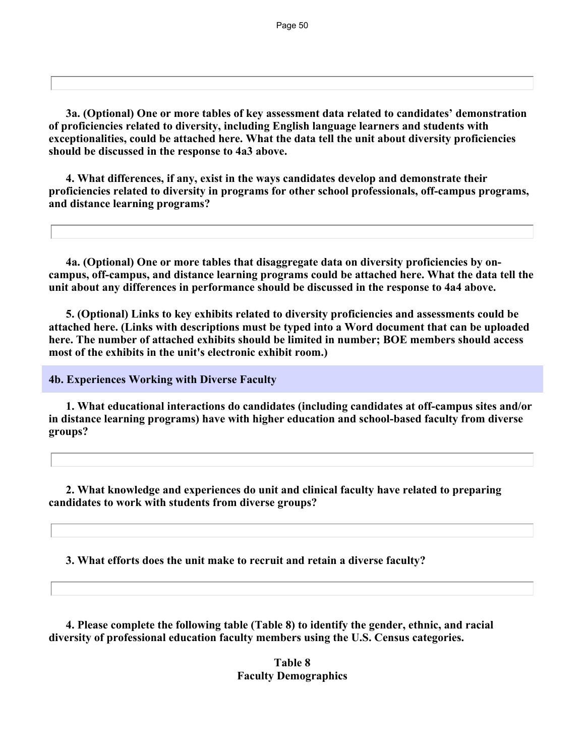**3a. (Optional) One or more tables of key assessment data related to candidates' demonstration of proficiencies related to diversity, including English language learners and students with exceptionalities, could be attached here. What the data tell the unit about diversity proficiencies should be discussed in the response to 4a3 above.**

**4. What differences, if any, exist in the ways candidates develop and demonstrate their proficiencies related to diversity in programs for other school professionals, off-campus programs, and distance learning programs?**

**4a. (Optional) One or more tables that disaggregate data on diversity proficiencies by on-campus, off-campus, and distance learning programs could be attached here. What the data tell the unit about any differences in performance should be discussed in the response to 4a4 above.**

**5. (Optional) Links to key exhibits related to diversity proficiencies and assessments could be attached here. (Links with descriptions must be typed into a Word document that can be uploaded here. The number of attached exhibits should be limited in number; BOE members should access most of the exhibits in the unit's electronic exhibit room.)**

## 4b. Experiences Working with Diverse Faculty

**1. What educational interactions do candidates (including candidates at off-campus sites and/or in distance learning programs) have with higher education and school-based faculty from diverse groups?**

**2. What knowledge and experiences do unit and clinical faculty have related to preparing candidates to work with students from diverse groups?**

**3. What efforts does the unit make to recruit and retain a diverse faculty?**

**4. Please complete the following table (Table 8) to identify the gender, ethnic, and racial diversity of professional education faculty members using the U.S. Census categories.**

**Table 8**
**Faculty Demographics**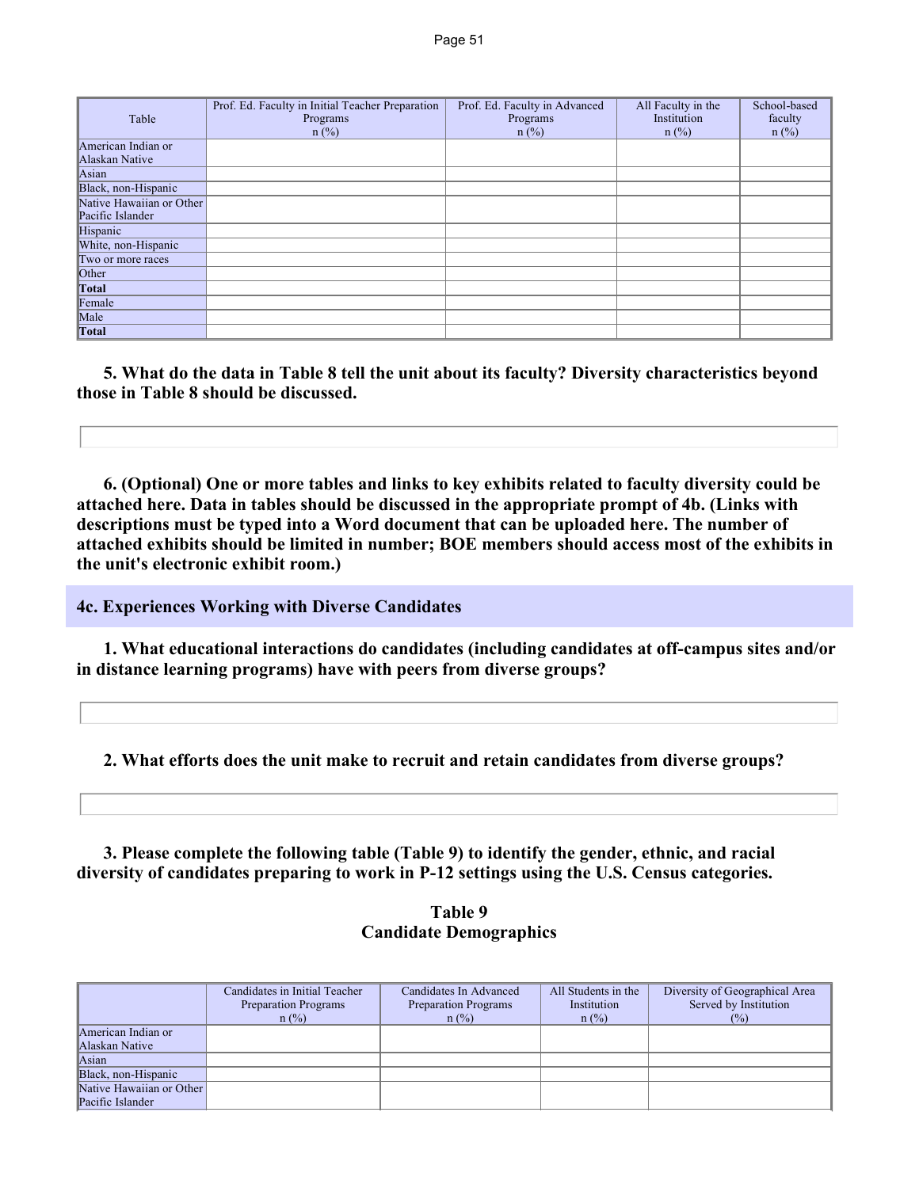| Table | Prof. Ed. Faculty in Initial Teacher Preparation Programs n (%) | Prof. Ed. Faculty in Advanced Programs n (%) | All Faculty in the Institution n (%) | School-based faculty n (%) |
|---|---|---|---|---|
| American Indian or Alaskan Native | | | | |
| Asian | | | | |
| Black, non-Hispanic | | | | |
| Native Hawaiian or Other Pacific Islander | | | | |
| Hispanic | | | | |
| White, non-Hispanic | | | | |
| Two or more races | | | | |
| Other | | | | |
| **Total** | | | | |
| Female | | | | |
| Male | | | | |
| **Total** | | | | |

**5. What do the data in Table 8 tell the unit about its faculty? Diversity characteristics beyond those in Table 8 should be discussed.**

**6. (Optional) One or more tables and links to key exhibits related to faculty diversity could be attached here. Data in tables should be discussed in the appropriate prompt of 4b. (Links with descriptions must be typed into a Word document that can be uploaded here. The number of attached exhibits should be limited in number; BOE members should access most of the exhibits in the unit's electronic exhibit room.)**

## 4c. Experiences Working with Diverse Candidates

**1. What educational interactions do candidates (including candidates at off-campus sites and/or in distance learning programs) have with peers from diverse groups?**

**2. What efforts does the unit make to recruit and retain candidates from diverse groups?**

**3. Please complete the following table (Table 9) to identify the gender, ethnic, and racial diversity of candidates preparing to work in P-12 settings using the U.S. Census categories.**

**Table 9**
**Candidate Demographics**

| | Candidates in Initial Teacher Preparation Programs n (%) | Candidates In Advanced Preparation Programs n (%) | All Students in the Institution n (%) | Diversity of Geographical Area Served by Institution (%) |
|---|---|---|---|---|
| American Indian or Alaskan Native | | | | |
| Asian | | | | |
| Black, non-Hispanic | | | | |
| Native Hawaiian or Other Pacific Islander | | | | |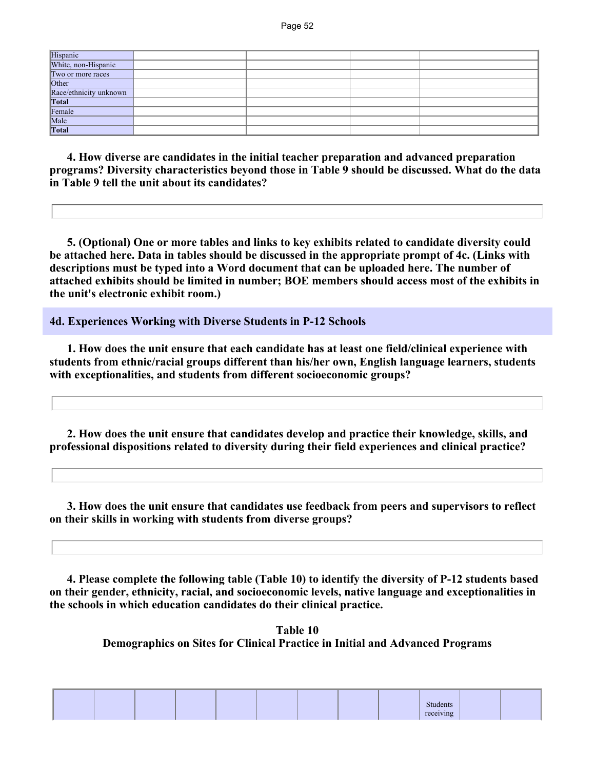| | | | | |
|---|---|---|---|---|
| Hispanic | | | | |
| White, non-Hispanic | | | | |
| Two or more races | | | | |
| Other | | | | |
| Race/ethnicity unknown | | | | |
| **Total** | | | | |
| Female | | | | |
| Male | | | | |
| **Total** | | | | |

**4. How diverse are candidates in the initial teacher preparation and advanced preparation programs? Diversity characteristics beyond those in Table 9 should be discussed. What do the data in Table 9 tell the unit about its candidates?**

**5. (Optional) One or more tables and links to key exhibits related to candidate diversity could be attached here. Data in tables should be discussed in the appropriate prompt of 4c. (Links with descriptions must be typed into a Word document that can be uploaded here. The number of attached exhibits should be limited in number; BOE members should access most of the exhibits in the unit's electronic exhibit room.)**

## 4d. Experiences Working with Diverse Students in P-12 Schools

**1. How does the unit ensure that each candidate has at least one field/clinical experience with students from ethnic/racial groups different than his/her own, English language learners, students with exceptionalities, and students from different socioeconomic groups?**

**2. How does the unit ensure that candidates develop and practice their knowledge, skills, and professional dispositions related to diversity during their field experiences and clinical practice?**

**3. How does the unit ensure that candidates use feedback from peers and supervisors to reflect on their skills in working with students from diverse groups?**

**4. Please complete the following table (Table 10) to identify the diversity of P-12 students based on their gender, ethnicity, racial, and socioeconomic levels, native language and exceptionalities in the schools in which education candidates do their clinical practice.**

**Table 10**
**Demographics on Sites for Clinical Practice in Initial and Advanced Programs**

| | | | | | | | | | | | |
|---|---|---|---|---|---|---|---|---|---|---|---|
| | | | | | | | | | Students receiving | | |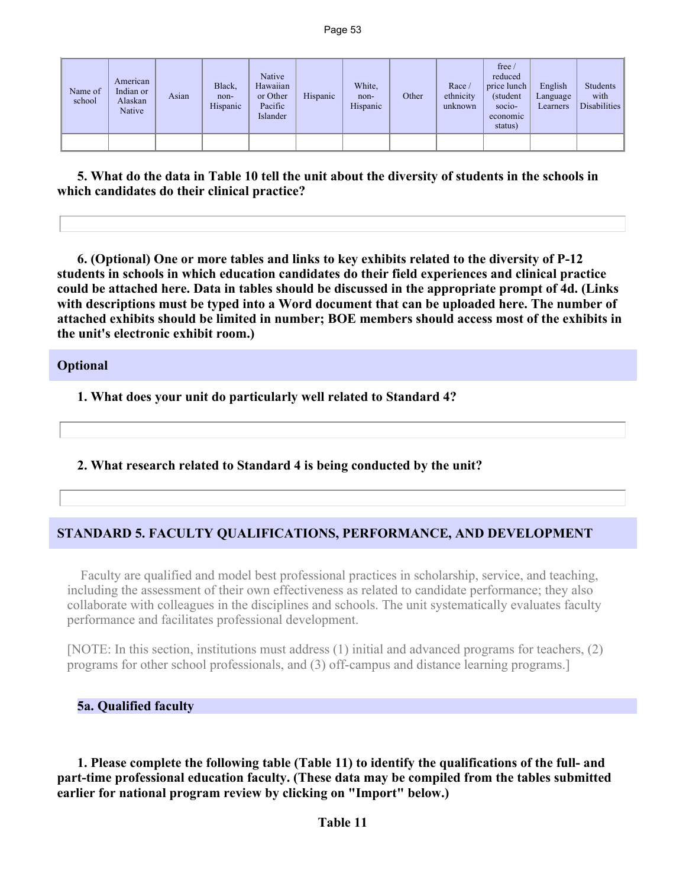| Name of school | American Indian or Alaskan Native | Asian | Black, non-Hispanic | Native Hawaiian or Other Pacific Islander | Hispanic | White, non-Hispanic | Other | Race / ethnicity unknown | free / reduced price lunch (student socio-economic status) | English Language Learners | Students with Disabilities |
|---|---|---|---|---|---|---|---|---|---|---|---|
| | | | | | | | | | | | |

**5. What do the data in Table 10 tell the unit about the diversity of students in the schools in which candidates do their clinical practice?**

**6. (Optional) One or more tables and links to key exhibits related to the diversity of P-12 students in schools in which education candidates do their field experiences and clinical practice could be attached here. Data in tables should be discussed in the appropriate prompt of 4d. (Links with descriptions must be typed into a Word document that can be uploaded here. The number of attached exhibits should be limited in number; BOE members should access most of the exhibits in the unit's electronic exhibit room.)**

## Optional

**1. What does your unit do particularly well related to Standard 4?**

**2. What research related to Standard 4 is being conducted by the unit?**

## STANDARD 5. FACULTY QUALIFICATIONS, PERFORMANCE, AND DEVELOPMENT

Faculty are qualified and model best professional practices in scholarship, service, and teaching, including the assessment of their own effectiveness as related to candidate performance; they also collaborate with colleagues in the disciplines and schools. The unit systematically evaluates faculty performance and facilitates professional development.

[NOTE: In this section, institutions must address (1) initial and advanced programs for teachers, (2) programs for other school professionals, and (3) off-campus and distance learning programs.]

### 5a. Qualified faculty

**1. Please complete the following table (Table 11) to identify the qualifications of the full- and part-time professional education faculty. (These data may be compiled from the tables submitted earlier for national program review by clicking on "Import" below.)**

**Table 11**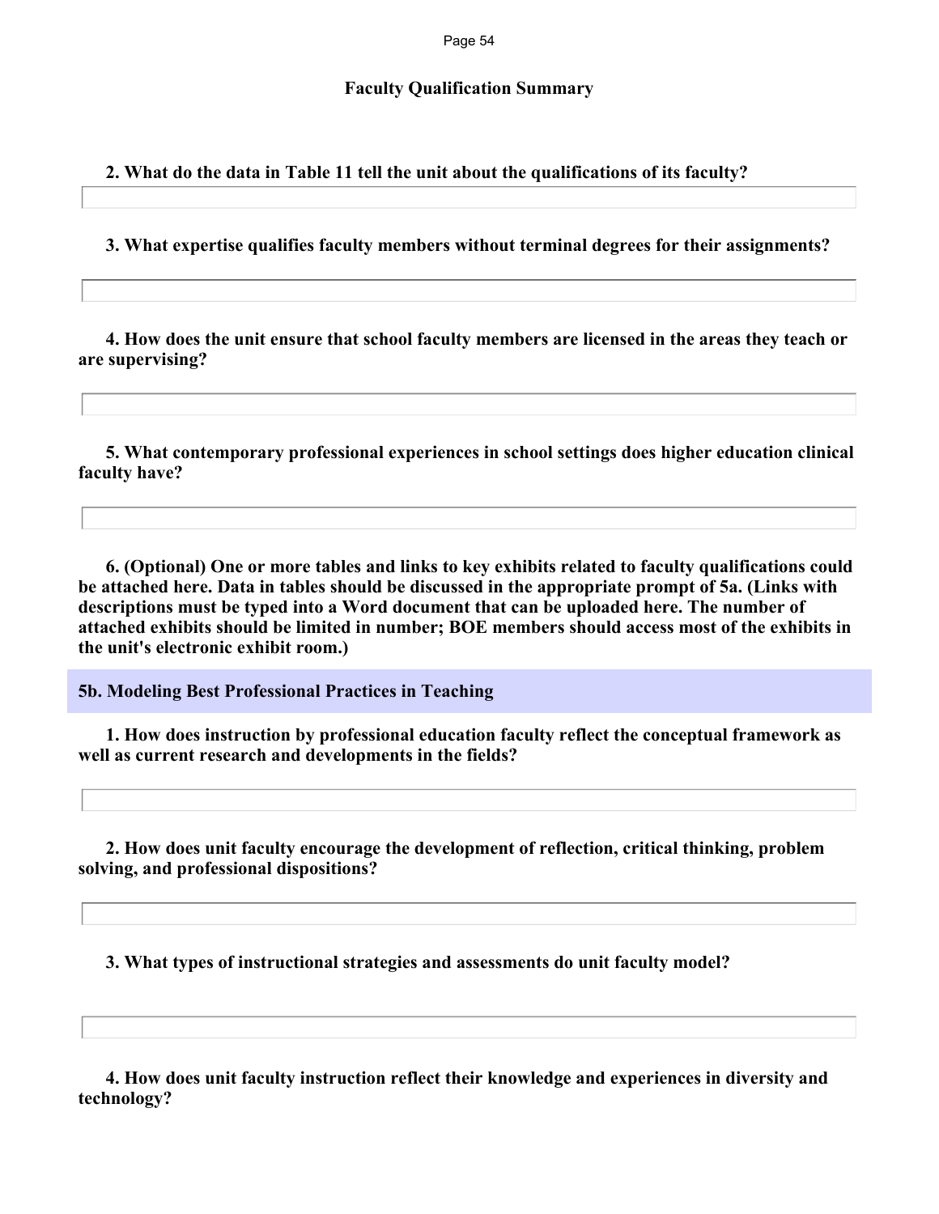### Faculty Qualification Summary

**2. What do the data in Table 11 tell the unit about the qualifications of its faculty?**

**3. What expertise qualifies faculty members without terminal degrees for their assignments?**

**4. How does the unit ensure that school faculty members are licensed in the areas they teach or are supervising?**

**5. What contemporary professional experiences in school settings does higher education clinical faculty have?**

**6. (Optional) One or more tables and links to key exhibits related to faculty qualifications could be attached here. Data in tables should be discussed in the appropriate prompt of 5a. (Links with descriptions must be typed into a Word document that can be uploaded here. The number of attached exhibits should be limited in number; BOE members should access most of the exhibits in the unit's electronic exhibit room.)**

## 5b. Modeling Best Professional Practices in Teaching

**1. How does instruction by professional education faculty reflect the conceptual framework as well as current research and developments in the fields?**

**2. How does unit faculty encourage the development of reflection, critical thinking, problem solving, and professional dispositions?**

**3. What types of instructional strategies and assessments do unit faculty model?**

**4. How does unit faculty instruction reflect their knowledge and experiences in diversity and technology?**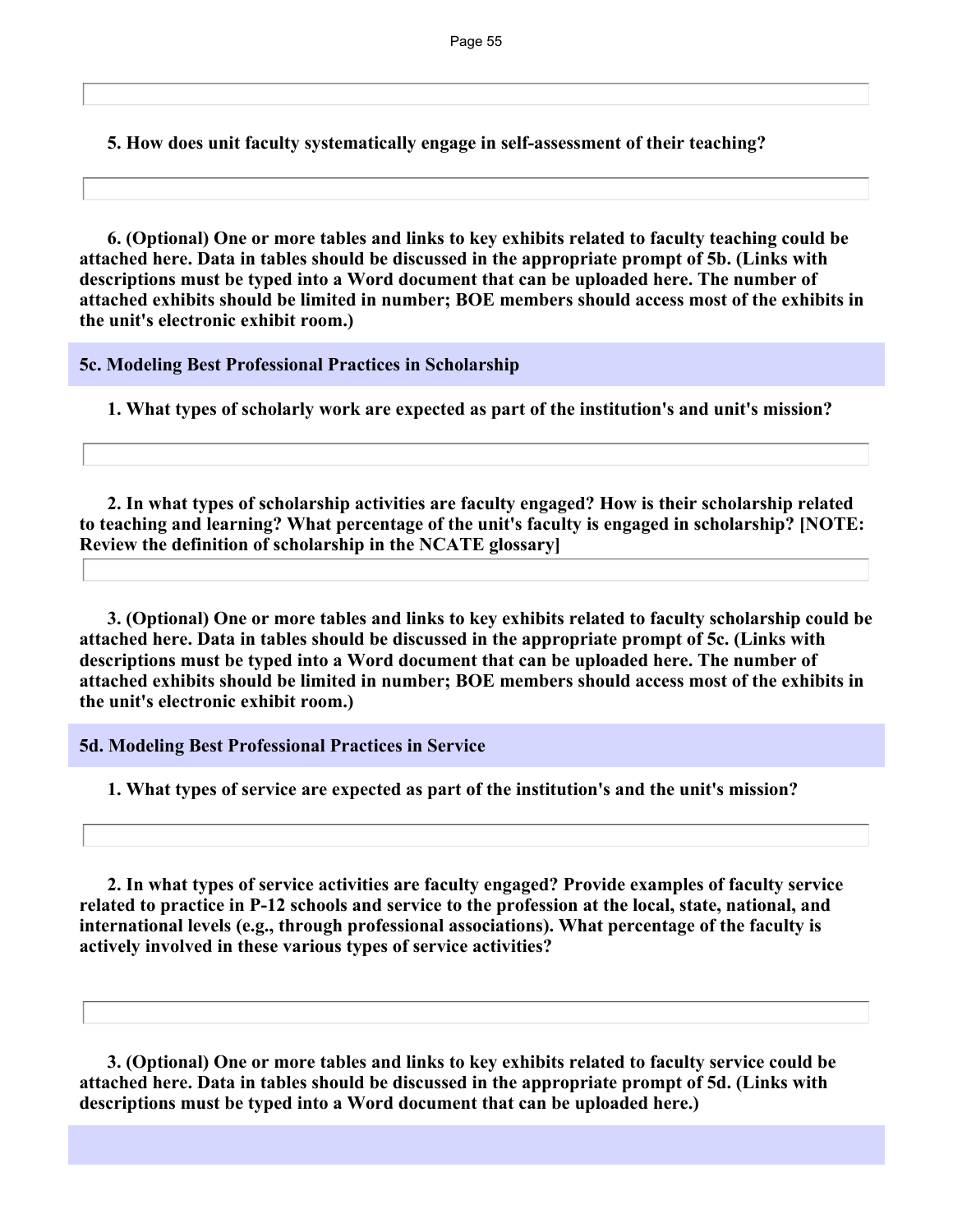**5. How does unit faculty systematically engage in self-assessment of their teaching?**

**6. (Optional) One or more tables and links to key exhibits related to faculty teaching could be attached here. Data in tables should be discussed in the appropriate prompt of 5b. (Links with descriptions must be typed into a Word document that can be uploaded here. The number of attached exhibits should be limited in number; BOE members should access most of the exhibits in the unit's electronic exhibit room.)**

### 5c. Modeling Best Professional Practices in Scholarship

**1. What types of scholarly work are expected as part of the institution's and unit's mission?**

**2. In what types of scholarship activities are faculty engaged? How is their scholarship related to teaching and learning? What percentage of the unit's faculty is engaged in scholarship? [NOTE: Review the definition of scholarship in the NCATE glossary]**

**3. (Optional) One or more tables and links to key exhibits related to faculty scholarship could be attached here. Data in tables should be discussed in the appropriate prompt of 5c. (Links with descriptions must be typed into a Word document that can be uploaded here. The number of attached exhibits should be limited in number; BOE members should access most of the exhibits in the unit's electronic exhibit room.)**

### 5d. Modeling Best Professional Practices in Service

**1. What types of service are expected as part of the institution's and the unit's mission?**

**2. In what types of service activities are faculty engaged? Provide examples of faculty service related to practice in P-12 schools and service to the profession at the local, state, national, and international levels (e.g., through professional associations). What percentage of the faculty is actively involved in these various types of service activities?**

**3. (Optional) One or more tables and links to key exhibits related to faculty service could be attached here. Data in tables should be discussed in the appropriate prompt of 5d. (Links with descriptions must be typed into a Word document that can be uploaded here.)**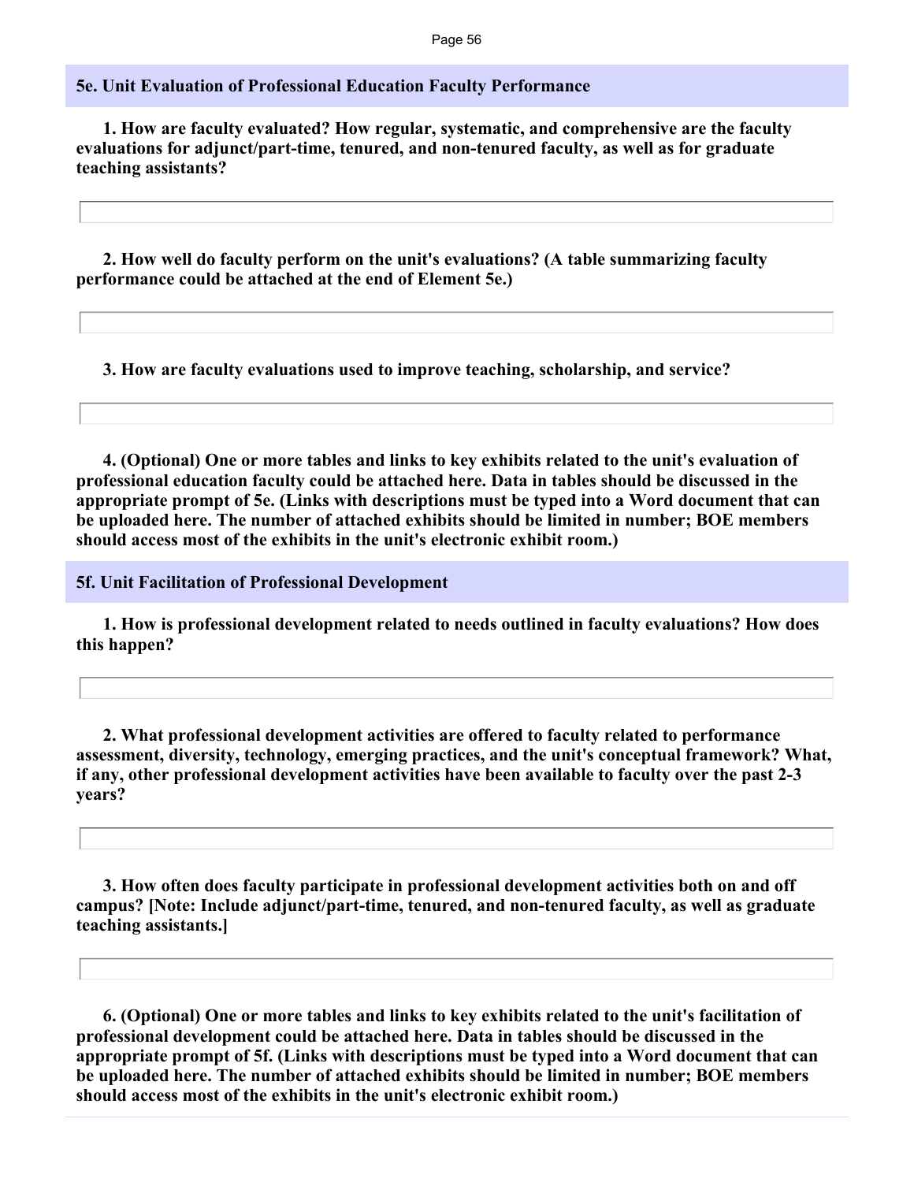## 5e. Unit Evaluation of Professional Education Faculty Performance

**1. How are faculty evaluated? How regular, systematic, and comprehensive are the faculty evaluations for adjunct/part-time, tenured, and non-tenured faculty, as well as for graduate teaching assistants?**

**2. How well do faculty perform on the unit's evaluations? (A table summarizing faculty performance could be attached at the end of Element 5e.)**

**3. How are faculty evaluations used to improve teaching, scholarship, and service?**

**4. (Optional) One or more tables and links to key exhibits related to the unit's evaluation of professional education faculty could be attached here. Data in tables should be discussed in the appropriate prompt of 5e. (Links with descriptions must be typed into a Word document that can be uploaded here. The number of attached exhibits should be limited in number; BOE members should access most of the exhibits in the unit's electronic exhibit room.)**

## 5f. Unit Facilitation of Professional Development

**1. How is professional development related to needs outlined in faculty evaluations? How does this happen?**

**2. What professional development activities are offered to faculty related to performance assessment, diversity, technology, emerging practices, and the unit's conceptual framework? What, if any, other professional development activities have been available to faculty over the past 2-3 years?**

**3. How often does faculty participate in professional development activities both on and off campus? [Note: Include adjunct/part-time, tenured, and non-tenured faculty, as well as graduate teaching assistants.]**

**6. (Optional) One or more tables and links to key exhibits related to the unit's facilitation of professional development could be attached here. Data in tables should be discussed in the appropriate prompt of 5f. (Links with descriptions must be typed into a Word document that can be uploaded here. The number of attached exhibits should be limited in number; BOE members should access most of the exhibits in the unit's electronic exhibit room.)**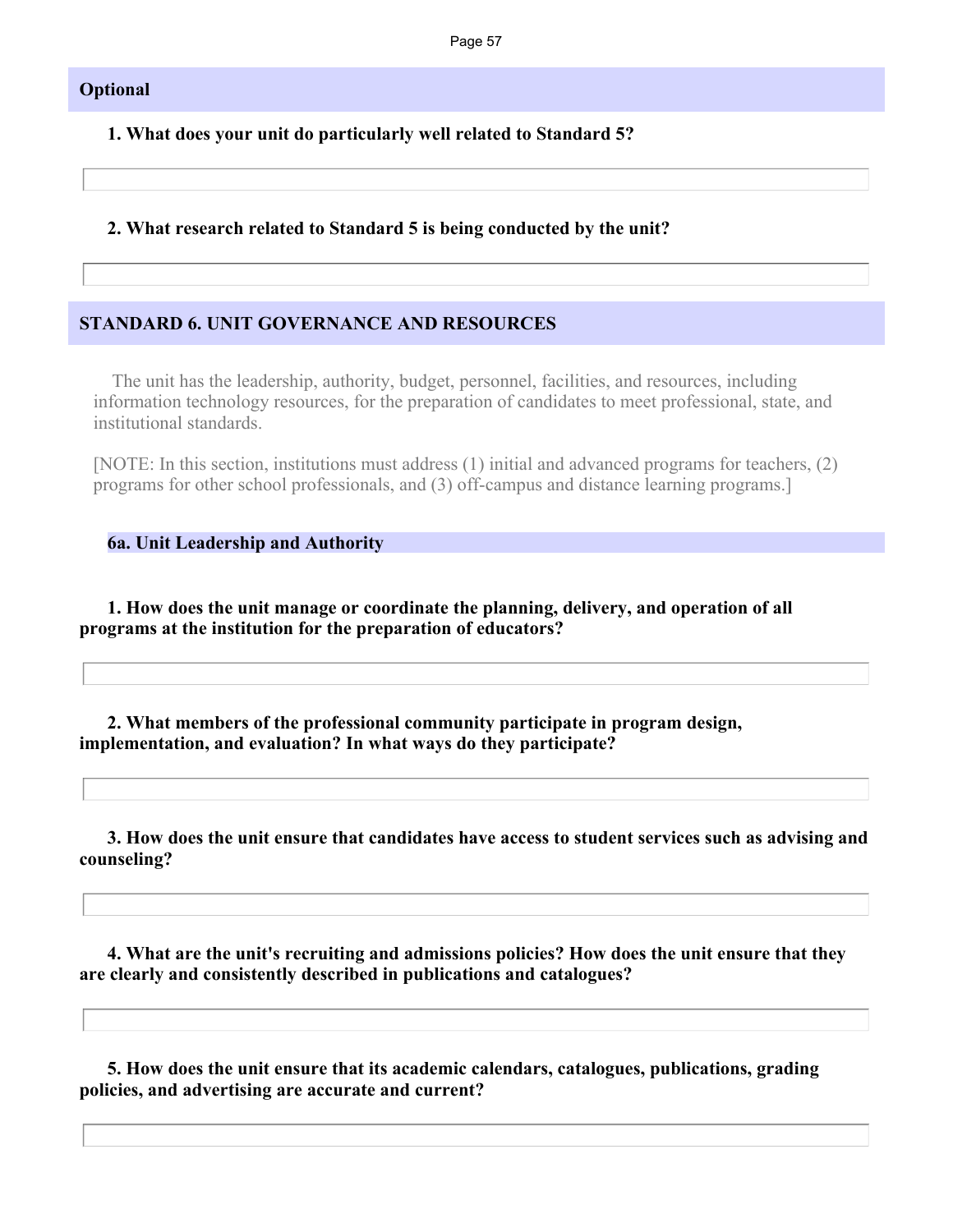## Optional

**1. What does your unit do particularly well related to Standard 5?**

**2. What research related to Standard 5 is being conducted by the unit?**

## STANDARD 6. UNIT GOVERNANCE AND RESOURCES

The unit has the leadership, authority, budget, personnel, facilities, and resources, including information technology resources, for the preparation of candidates to meet professional, state, and institutional standards.

[NOTE: In this section, institutions must address (1) initial and advanced programs for teachers, (2) programs for other school professionals, and (3) off-campus and distance learning programs.]

### 6a. Unit Leadership and Authority

**1. How does the unit manage or coordinate the planning, delivery, and operation of all programs at the institution for the preparation of educators?**

**2. What members of the professional community participate in program design, implementation, and evaluation? In what ways do they participate?**

**3. How does the unit ensure that candidates have access to student services such as advising and counseling?**

**4. What are the unit's recruiting and admissions policies? How does the unit ensure that they are clearly and consistently described in publications and catalogues?**

**5. How does the unit ensure that its academic calendars, catalogues, publications, grading policies, and advertising are accurate and current?**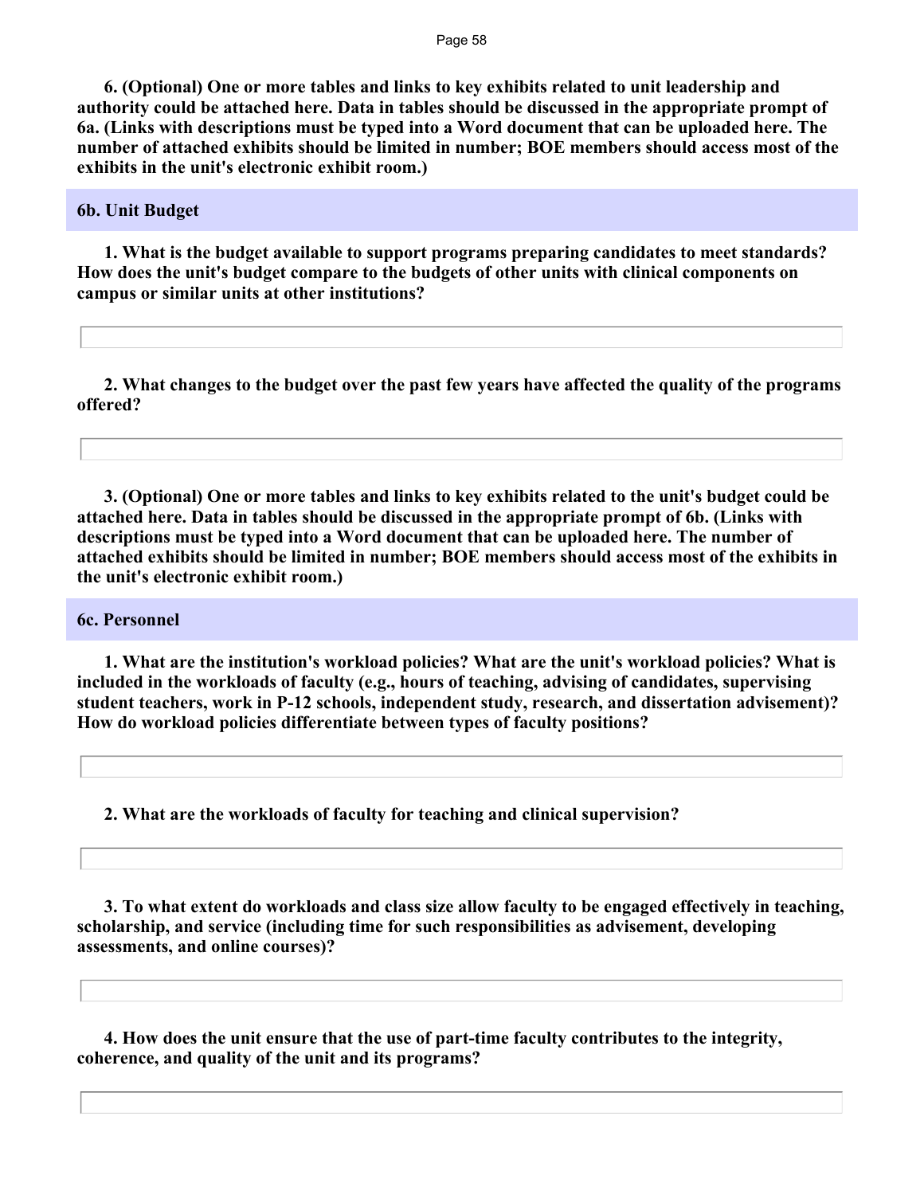**6. (Optional) One or more tables and links to key exhibits related to unit leadership and authority could be attached here. Data in tables should be discussed in the appropriate prompt of 6a. (Links with descriptions must be typed into a Word document that can be uploaded here. The number of attached exhibits should be limited in number; BOE members should access most of the exhibits in the unit's electronic exhibit room.)**

## 6b. Unit Budget

**1. What is the budget available to support programs preparing candidates to meet standards? How does the unit's budget compare to the budgets of other units with clinical components on campus or similar units at other institutions?**

**2. What changes to the budget over the past few years have affected the quality of the programs offered?**

**3. (Optional) One or more tables and links to key exhibits related to the unit's budget could be attached here. Data in tables should be discussed in the appropriate prompt of 6b. (Links with descriptions must be typed into a Word document that can be uploaded here. The number of attached exhibits should be limited in number; BOE members should access most of the exhibits in the unit's electronic exhibit room.)**

## 6c. Personnel

**1. What are the institution's workload policies? What are the unit's workload policies? What is included in the workloads of faculty (e.g., hours of teaching, advising of candidates, supervising student teachers, work in P-12 schools, independent study, research, and dissertation advisement)? How do workload policies differentiate between types of faculty positions?**

**2. What are the workloads of faculty for teaching and clinical supervision?**

**3. To what extent do workloads and class size allow faculty to be engaged effectively in teaching, scholarship, and service (including time for such responsibilities as advisement, developing assessments, and online courses)?**

**4. How does the unit ensure that the use of part-time faculty contributes to the integrity, coherence, and quality of the unit and its programs?**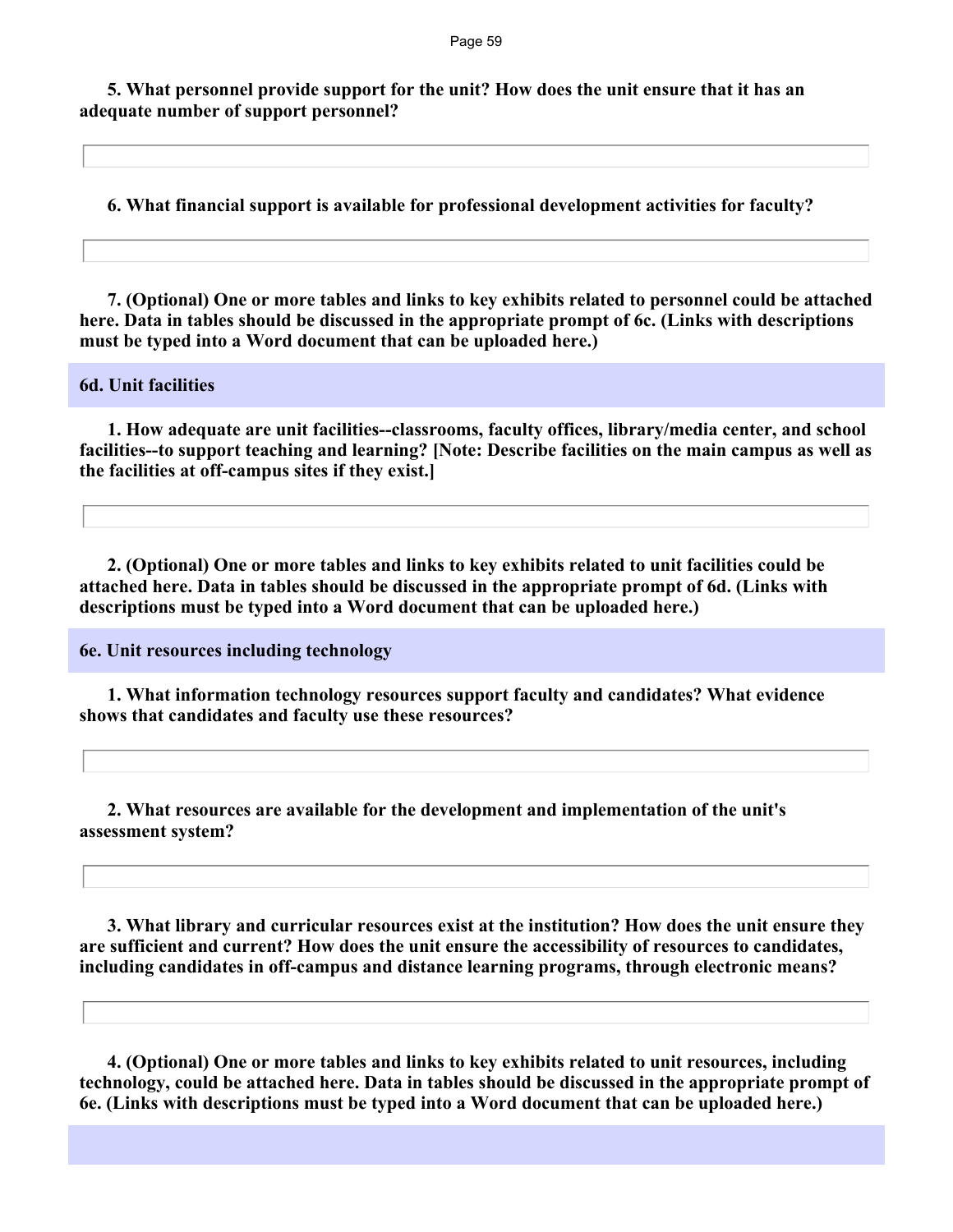**5. What personnel provide support for the unit? How does the unit ensure that it has an adequate number of support personnel?**

**6. What financial support is available for professional development activities for faculty?**

**7. (Optional) One or more tables and links to key exhibits related to personnel could be attached here. Data in tables should be discussed in the appropriate prompt of 6c. (Links with descriptions must be typed into a Word document that can be uploaded here.)**

## 6d. Unit facilities

**1. How adequate are unit facilities--classrooms, faculty offices, library/media center, and school facilities--to support teaching and learning? [Note: Describe facilities on the main campus as well as the facilities at off-campus sites if they exist.]**

**2. (Optional) One or more tables and links to key exhibits related to unit facilities could be attached here. Data in tables should be discussed in the appropriate prompt of 6d. (Links with descriptions must be typed into a Word document that can be uploaded here.)**

## 6e. Unit resources including technology

**1. What information technology resources support faculty and candidates? What evidence shows that candidates and faculty use these resources?**

**2. What resources are available for the development and implementation of the unit's assessment system?**

**3. What library and curricular resources exist at the institution? How does the unit ensure they are sufficient and current? How does the unit ensure the accessibility of resources to candidates, including candidates in off-campus and distance learning programs, through electronic means?**

**4. (Optional) One or more tables and links to key exhibits related to unit resources, including technology, could be attached here. Data in tables should be discussed in the appropriate prompt of 6e. (Links with descriptions must be typed into a Word document that can be uploaded here.)**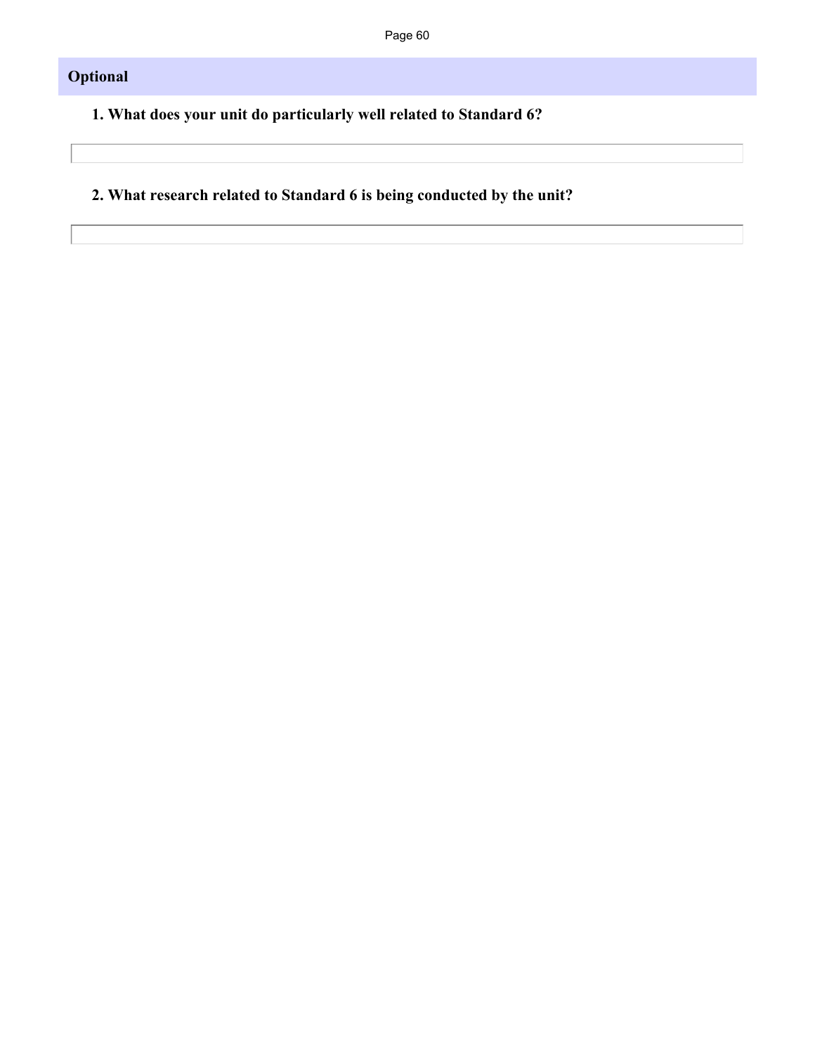## Optional

1. **What does your unit do particularly well related to Standard 6?**

2. **What research related to Standard 6 is being conducted by the unit?**